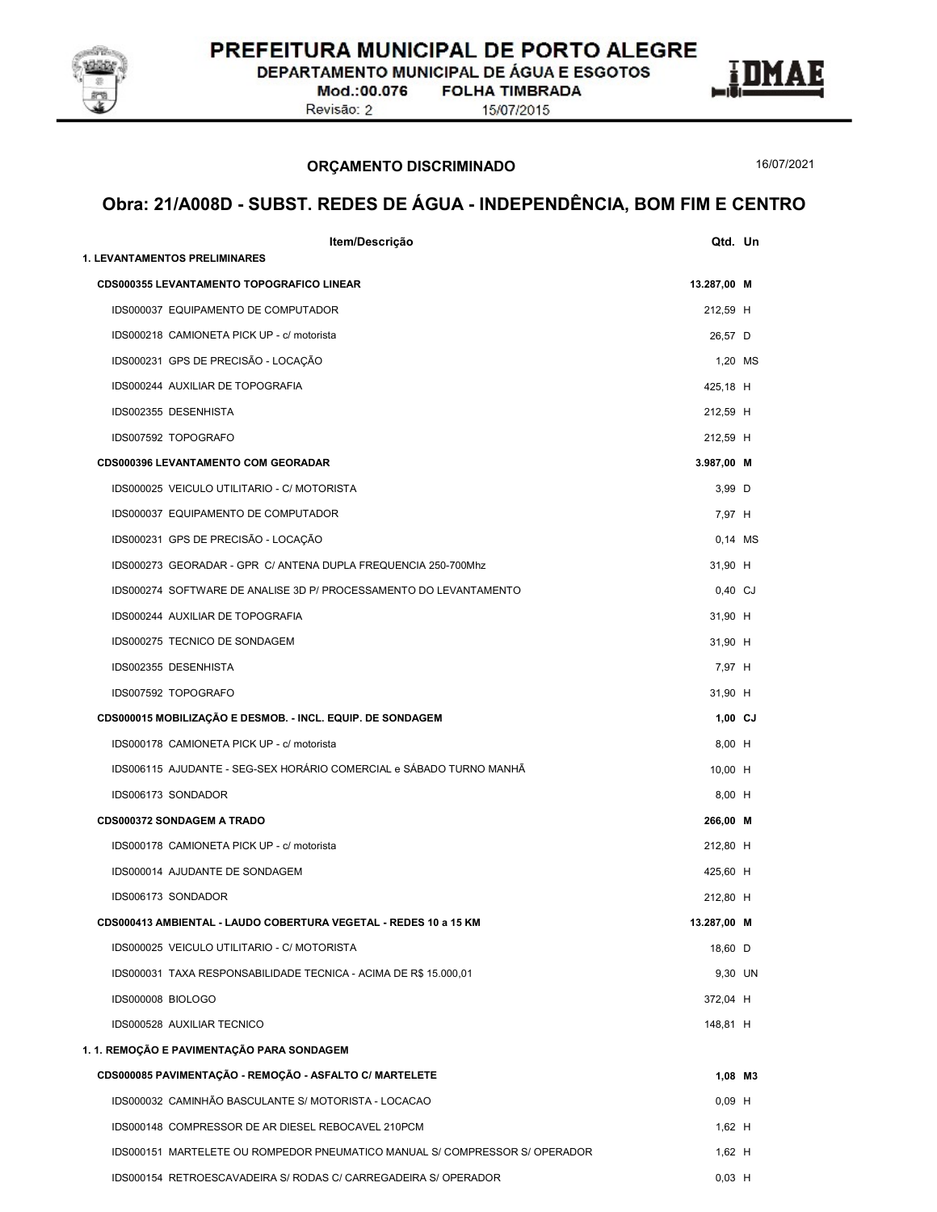PREFEITURA MUNICIPAL DE PORTO ALEGRE
DEPARTAMENTO MUNICIPAL DE ÁGUA E ESGOTOS
Mod.:00.076 FOLHA TIMBRADA
Revisão: 2 15/07/2015

## ORÇAMENTO DISCRIMINADO

16/07/2021

# Obra: 21/A008D - SUBST. REDES DE ÁGUA - INDEPENDÊNCIA, BOM FIM E CENTRO

| Item/Descrição | Qtd. | Un |
|---|---|---|
| **1. LEVANTAMENTOS PRELIMINARES** | | |
| **CDS000355 LEVANTAMENTO TOPOGRAFICO LINEAR** | **13.287,00** | **M** |
| IDS000037 EQUIPAMENTO DE COMPUTADOR | 212,59 | H |
| IDS000218 CAMIONETA PICK UP - c/ motorista | 26,57 | D |
| IDS000231 GPS DE PRECISÃO - LOCAÇÃO | 1,20 | MS |
| IDS000244 AUXILIAR DE TOPOGRAFIA | 425,18 | H |
| IDS002355 DESENHISTA | 212,59 | H |
| IDS007592 TOPOGRAFO | 212,59 | H |
| **CDS000396 LEVANTAMENTO COM GEORADAR** | **3.987,00** | **M** |
| IDS000025 VEICULO UTILITARIO - C/ MOTORISTA | 3,99 | D |
| IDS000037 EQUIPAMENTO DE COMPUTADOR | 7,97 | H |
| IDS000231 GPS DE PRECISÃO - LOCAÇÃO | 0,14 | MS |
| IDS000273 GEORADAR - GPR C/ ANTENA DUPLA FREQUENCIA 250-700Mhz | 31,90 | H |
| IDS000274 SOFTWARE DE ANALISE 3D P/ PROCESSAMENTO DO LEVANTAMENTO | 0,40 | CJ |
| IDS000244 AUXILIAR DE TOPOGRAFIA | 31,90 | H |
| IDS000275 TECNICO DE SONDAGEM | 31,90 | H |
| IDS002355 DESENHISTA | 7,97 | H |
| IDS007592 TOPOGRAFO | 31,90 | H |
| **CDS000015 MOBILIZAÇÃO E DESMOB. - INCL. EQUIP. DE SONDAGEM** | **1,00** | **CJ** |
| IDS000178 CAMIONETA PICK UP - c/ motorista | 8,00 | H |
| IDS006115 AJUDANTE - SEG-SEX HORÁRIO COMERCIAL e SÁBADO TURNO MANHÃ | 10,00 | H |
| IDS006173 SONDADOR | 8,00 | H |
| **CDS000372 SONDAGEM A TRADO** | **266,00** | **M** |
| IDS000178 CAMIONETA PICK UP - c/ motorista | 212,80 | H |
| IDS000014 AJUDANTE DE SONDAGEM | 425,60 | H |
| IDS006173 SONDADOR | 212,80 | H |
| **CDS000413 AMBIENTAL - LAUDO COBERTURA VEGETAL - REDES 10 a 15 KM** | **13.287,00** | **M** |
| IDS000025 VEICULO UTILITARIO - C/ MOTORISTA | 18,60 | D |
| IDS000031 TAXA RESPONSABILIDADE TECNICA - ACIMA DE R$ 15.000,01 | 9,30 | UN |
| IDS000008 BIOLOGO | 372,04 | H |
| IDS000528 AUXILIAR TECNICO | 148,81 | H |
| **1. 1. REMOÇÃO E PAVIMENTAÇÃO PARA SONDAGEM** | | |
| **CDS000085 PAVIMENTAÇÃO - REMOÇÃO - ASFALTO C/ MARTELETE** | **1,08** | **M3** |
| IDS000032 CAMINHÃO BASCULANTE S/ MOTORISTA - LOCACAO | 0,09 | H |
| IDS000148 COMPRESSOR DE AR DIESEL REBOCAVEL 210PCM | 1,62 | H |
| IDS000151 MARTELETE OU ROMPEDOR PNEUMATICO MANUAL S/ COMPRESSOR S/ OPERADOR | 1,62 | H |
| IDS000154 RETROESCAVADEIRA S/ RODAS C/ CARREGADEIRA S/ OPERADOR | 0,03 | H |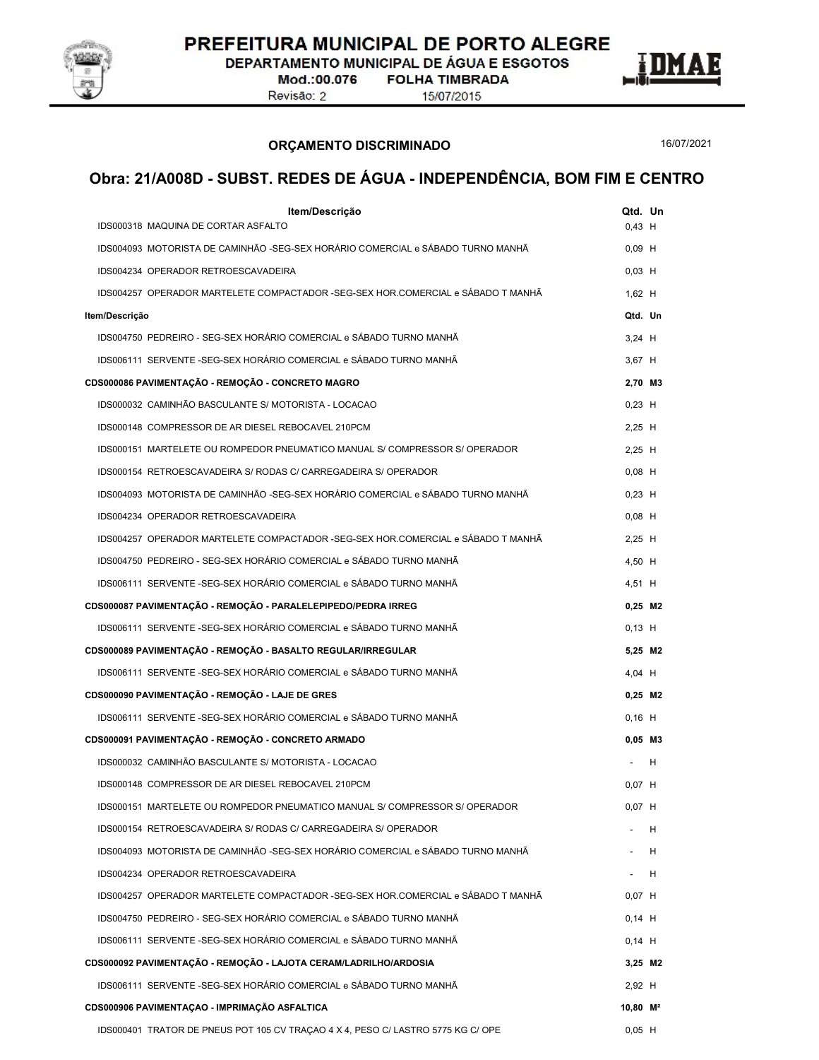## ORÇAMENTO DISCRIMINADO

16/07/2021

# Obra: 21/A008D - SUBST. REDES DE ÁGUA - INDEPENDÊNCIA, BOM FIM E CENTRO

| Item/Descrição | Qtd. | Un |
|---|---|---|
| IDS000318 MAQUINA DE CORTAR ASFALTO | 0,43 | H |
| IDS004093 MOTORISTA DE CAMINHÃO -SEG-SEX HORÁRIO COMERCIAL e SÁBADO TURNO MANHÃ | 0,09 | H |
| IDS004234 OPERADOR RETROESCAVADEIRA | 0,03 | H |
| IDS004257 OPERADOR MARTELETE COMPACTADOR -SEG-SEX HOR.COMERCIAL e SÁBADO T MANHÃ | 1,62 | H |
| **Item/Descrição** | **Qtd.** | **Un** |
| IDS004750 PEDREIRO - SEG-SEX HORÁRIO COMERCIAL e SÁBADO TURNO MANHÃ | 3,24 | H |
| IDS006111 SERVENTE -SEG-SEX HORÁRIO COMERCIAL e SÁBADO TURNO MANHÃ | 3,67 | H |
| **CDS000086 PAVIMENTAÇÃO - REMOÇÃO - CONCRETO MAGRO** | **2,70** | **M3** |
| IDS000032 CAMINHÃO BASCULANTE S/ MOTORISTA - LOCACAO | 0,23 | H |
| IDS000148 COMPRESSOR DE AR DIESEL REBOCAVEL 210PCM | 2,25 | H |
| IDS000151 MARTELETE OU ROMPEDOR PNEUMATICO MANUAL S/ COMPRESSOR S/ OPERADOR | 2,25 | H |
| IDS000154 RETROESCAVADEIRA S/ RODAS C/ CARREGADEIRA S/ OPERADOR | 0,08 | H |
| IDS004093 MOTORISTA DE CAMINHÃO -SEG-SEX HORÁRIO COMERCIAL e SÁBADO TURNO MANHÃ | 0,23 | H |
| IDS004234 OPERADOR RETROESCAVADEIRA | 0,08 | H |
| IDS004257 OPERADOR MARTELETE COMPACTADOR -SEG-SEX HOR.COMERCIAL e SÁBADO T MANHÃ | 2,25 | H |
| IDS004750 PEDREIRO - SEG-SEX HORÁRIO COMERCIAL e SÁBADO TURNO MANHÃ | 4,50 | H |
| IDS006111 SERVENTE -SEG-SEX HORÁRIO COMERCIAL e SÁBADO TURNO MANHÃ | 4,51 | H |
| **CDS000087 PAVIMENTAÇÃO - REMOÇÃO - PARALELEPIPEDO/PEDRA IRREG** | **0,25** | **M2** |
| IDS006111 SERVENTE -SEG-SEX HORÁRIO COMERCIAL e SÁBADO TURNO MANHÃ | 0,13 | H |
| **CDS000089 PAVIMENTAÇÃO - REMOÇÃO - BASALTO REGULAR/IRREGULAR** | **5,25** | **M2** |
| IDS006111 SERVENTE -SEG-SEX HORÁRIO COMERCIAL e SÁBADO TURNO MANHÃ | 4,04 | H |
| **CDS000090 PAVIMENTAÇÃO - REMOÇÃO - LAJE DE GRES** | **0,25** | **M2** |
| IDS006111 SERVENTE -SEG-SEX HORÁRIO COMERCIAL e SÁBADO TURNO MANHÃ | 0,16 | H |
| **CDS000091 PAVIMENTAÇÃO - REMOÇÃO - CONCRETO ARMADO** | **0,05** | **M3** |
| IDS000032 CAMINHÃO BASCULANTE S/ MOTORISTA - LOCACAO | - | H |
| IDS000148 COMPRESSOR DE AR DIESEL REBOCAVEL 210PCM | 0,07 | H |
| IDS000151 MARTELETE OU ROMPEDOR PNEUMATICO MANUAL S/ COMPRESSOR S/ OPERADOR | 0,07 | H |
| IDS000154 RETROESCAVADEIRA S/ RODAS C/ CARREGADEIRA S/ OPERADOR | - | H |
| IDS004093 MOTORISTA DE CAMINHÃO -SEG-SEX HORÁRIO COMERCIAL e SÁBADO TURNO MANHÃ | - | H |
| IDS004234 OPERADOR RETROESCAVADEIRA | - | H |
| IDS004257 OPERADOR MARTELETE COMPACTADOR -SEG-SEX HOR.COMERCIAL e SÁBADO T MANHÃ | 0,07 | H |
| IDS004750 PEDREIRO - SEG-SEX HORÁRIO COMERCIAL e SÁBADO TURNO MANHÃ | 0,14 | H |
| IDS006111 SERVENTE -SEG-SEX HORÁRIO COMERCIAL e SÁBADO TURNO MANHÃ | 0,14 | H |
| **CDS000092 PAVIMENTAÇÃO - REMOÇÃO - LAJOTA CERAM/LADRILHO/ARDOSIA** | **3,25** | **M2** |
| IDS006111 SERVENTE -SEG-SEX HORÁRIO COMERCIAL e SÁBADO TURNO MANHÃ | 2,92 | H |
| **CDS000906 PAVIMENTAÇAO - IMPRIMAÇÃO ASFALTICA** | **10,80** | **M²** |
| IDS000401 TRATOR DE PNEUS POT 105 CV TRAÇAO 4 X 4, PESO C/ LASTRO 5775 KG C/ OPE | 0,05 | H |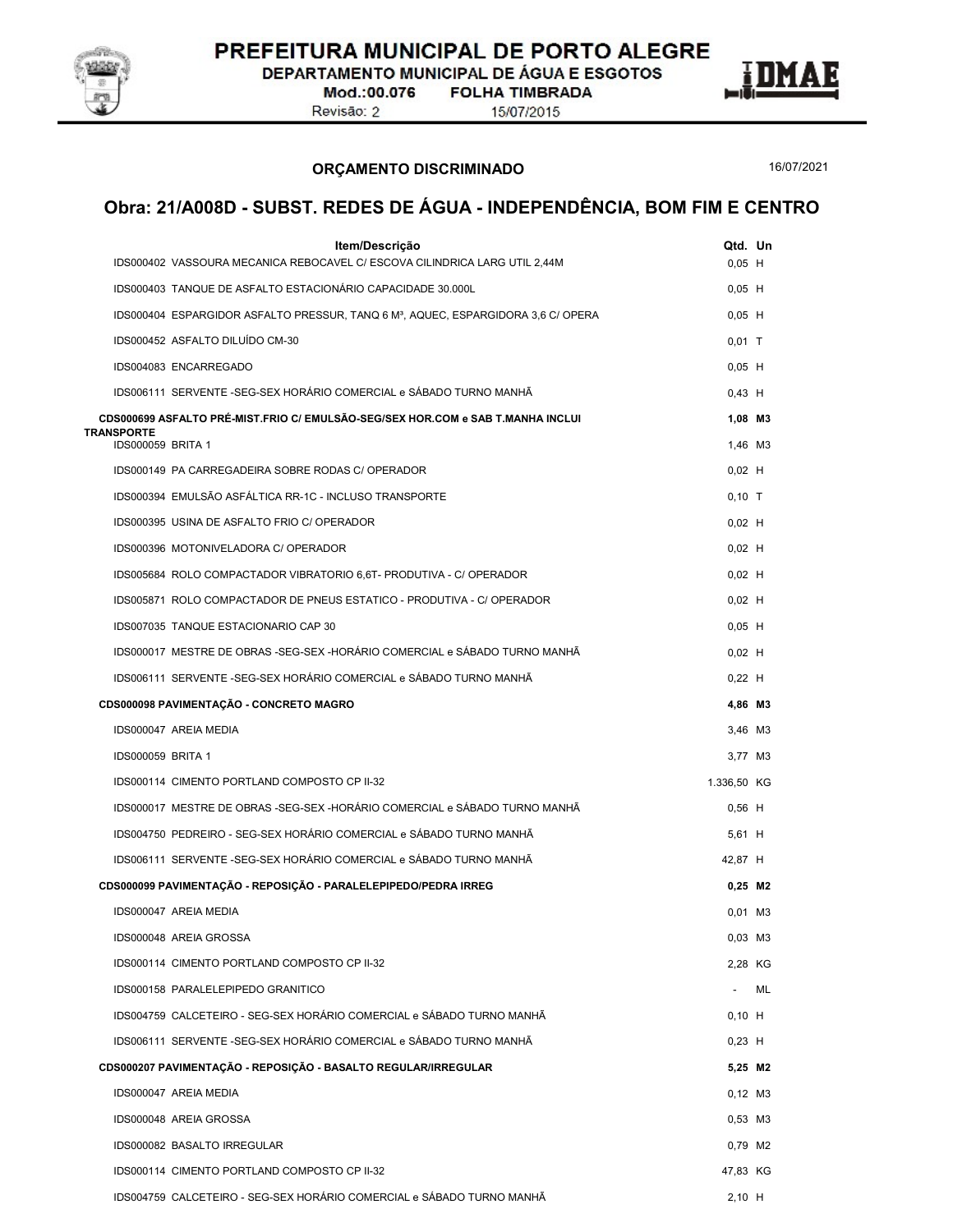PREFEITURA MUNICIPAL DE PORTO ALEGRE
DEPARTAMENTO MUNICIPAL DE ÁGUA E ESGOTOS
Mod.:00.076 FOLHA TIMBRADA
Revisão: 2 15/07/2015

DMAE

## ORÇAMENTO DISCRIMINADO

16/07/2021

# Obra: 21/A008D - SUBST. REDES DE ÁGUA - INDEPENDÊNCIA, BOM FIM E CENTRO

| Item/Descrição | Qtd. | Un |
|---|---|---|
| IDS000402 VASSOURA MECANICA REBOCAVEL C/ ESCOVA CILINDRICA LARG UTIL 2,44M | 0,05 | H |
| IDS000403 TANQUE DE ASFALTO ESTACIONÁRIO CAPACIDADE 30.000L | 0,05 | H |
| IDS000404 ESPARGIDOR ASFALTO PRESSUR, TANQ 6 M³, AQUEC, ESPARGIDORA 3,6 C/ OPERA | 0,05 | H |
| IDS000452 ASFALTO DILUÍDO CM-30 | 0,01 | T |
| IDS004083 ENCARREGADO | 0,05 | H |
| IDS006111 SERVENTE -SEG-SEX HORÁRIO COMERCIAL e SÁBADO TURNO MANHÃ | 0,43 | H |
| **CDS000699 ASFALTO PRÉ-MIST.FRIO C/ EMULSÃO-SEG/SEX HOR.COM e SAB T.MANHA INCLUI TRANSPORTE** | **1,08** | **M3** |
| IDS000059 BRITA 1 | 1,46 | M3 |
| IDS000149 PA CARREGADEIRA SOBRE RODAS C/ OPERADOR | 0,02 | H |
| IDS000394 EMULSÃO ASFÁLTICA RR-1C - INCLUSO TRANSPORTE | 0,10 | T |
| IDS000395 USINA DE ASFALTO FRIO C/ OPERADOR | 0,02 | H |
| IDS000396 MOTONIVELADORA C/ OPERADOR | 0,02 | H |
| IDS005684 ROLO COMPACTADOR VIBRATORIO 6,6T- PRODUTIVA - C/ OPERADOR | 0,02 | H |
| IDS005871 ROLO COMPACTADOR DE PNEUS ESTATICO - PRODUTIVA - C/ OPERADOR | 0,02 | H |
| IDS007035 TANQUE ESTACIONARIO CAP 30 | 0,05 | H |
| IDS000017 MESTRE DE OBRAS -SEG-SEX -HORÁRIO COMERCIAL e SÁBADO TURNO MANHÃ | 0,02 | H |
| IDS006111 SERVENTE -SEG-SEX HORÁRIO COMERCIAL e SÁBADO TURNO MANHÃ | 0,22 | H |
| **CDS000098 PAVIMENTAÇÃO - CONCRETO MAGRO** | **4,86** | **M3** |
| IDS000047 AREIA MEDIA | 3,46 | M3 |
| IDS000059 BRITA 1 | 3,77 | M3 |
| IDS000114 CIMENTO PORTLAND COMPOSTO CP II-32 | 1.336,50 | KG |
| IDS000017 MESTRE DE OBRAS -SEG-SEX -HORÁRIO COMERCIAL e SÁBADO TURNO MANHÃ | 0,56 | H |
| IDS004750 PEDREIRO - SEG-SEX HORÁRIO COMERCIAL e SÁBADO TURNO MANHÃ | 5,61 | H |
| IDS006111 SERVENTE -SEG-SEX HORÁRIO COMERCIAL e SÁBADO TURNO MANHÃ | 42,87 | H |
| **CDS000099 PAVIMENTAÇÃO - REPOSIÇÃO - PARALELEPIPEDO/PEDRA IRREG** | **0,25** | **M2** |
| IDS000047 AREIA MEDIA | 0,01 | M3 |
| IDS000048 AREIA GROSSA | 0,03 | M3 |
| IDS000114 CIMENTO PORTLAND COMPOSTO CP II-32 | 2,28 | KG |
| IDS000158 PARALELEPIPEDO GRANITICO | - | ML |
| IDS004759 CALCETEIRO - SEG-SEX HORÁRIO COMERCIAL e SÁBADO TURNO MANHÃ | 0,10 | H |
| IDS006111 SERVENTE -SEG-SEX HORÁRIO COMERCIAL e SÁBADO TURNO MANHÃ | 0,23 | H |
| **CDS000207 PAVIMENTAÇÃO - REPOSIÇÃO - BASALTO REGULAR/IRREGULAR** | **5,25** | **M2** |
| IDS000047 AREIA MEDIA | 0,12 | M3 |
| IDS000048 AREIA GROSSA | 0,53 | M3 |
| IDS000082 BASALTO IRREGULAR | 0,79 | M2 |
| IDS000114 CIMENTO PORTLAND COMPOSTO CP II-32 | 47,83 | KG |
| IDS004759 CALCETEIRO - SEG-SEX HORÁRIO COMERCIAL e SÁBADO TURNO MANHÃ | 2,10 | H |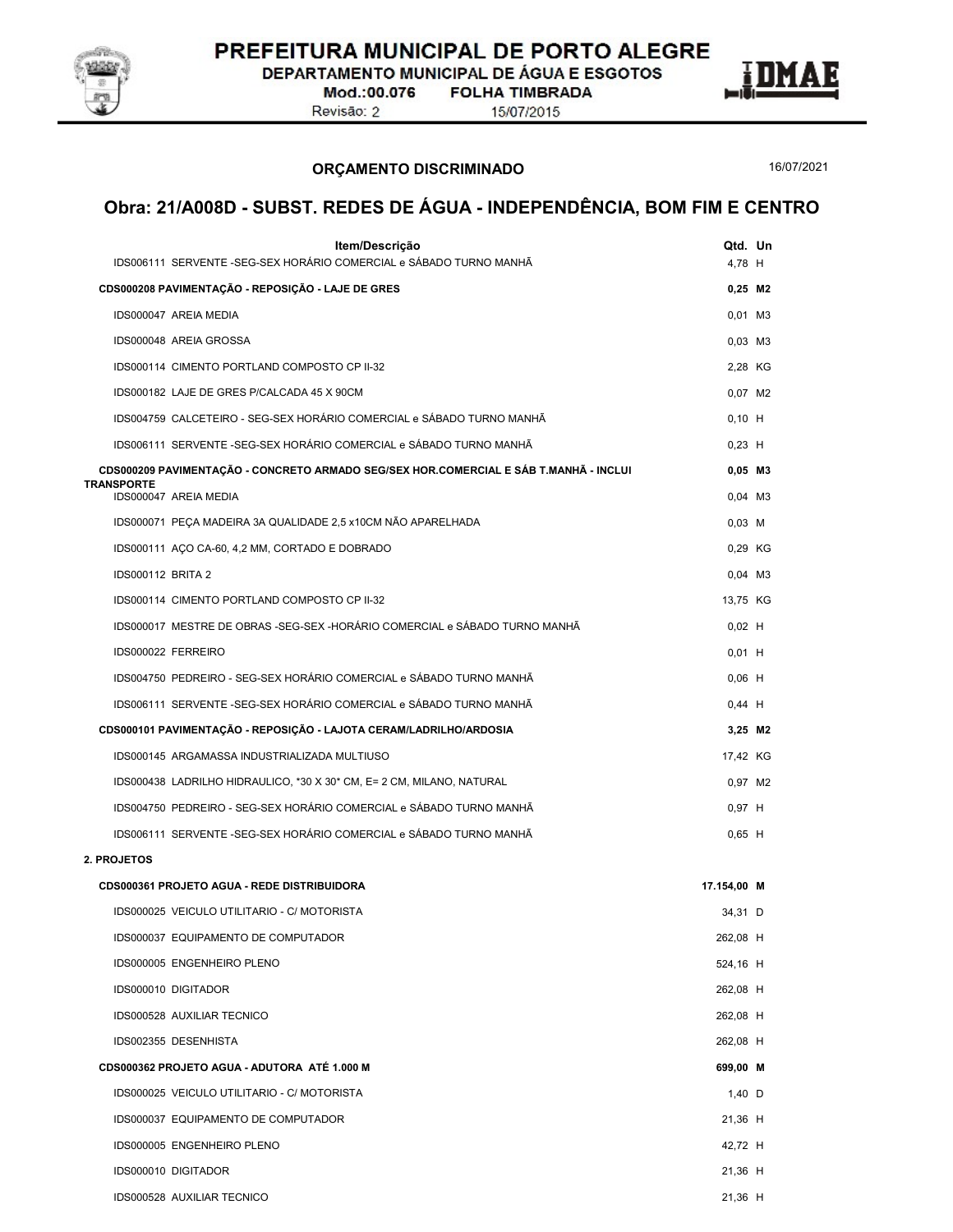## ORÇAMENTO DISCRIMINADO

16/07/2021

# Obra: 21/A008D - SUBST. REDES DE ÁGUA - INDEPENDÊNCIA, BOM FIM E CENTRO

| Item/Descrição | Qtd. | Un |
|---|---|---|
| IDS006111 SERVENTE -SEG-SEX HORÁRIO COMERCIAL e SÁBADO TURNO MANHÃ | 4,78 | H |
| **CDS000208 PAVIMENTAÇÃO - REPOSIÇÃO - LAJE DE GRES** | **0,25** | **M2** |
| IDS000047 AREIA MEDIA | 0,01 | M3 |
| IDS000048 AREIA GROSSA | 0,03 | M3 |
| IDS000114 CIMENTO PORTLAND COMPOSTO CP II-32 | 2,28 | KG |
| IDS000182 LAJE DE GRES P/CALCADA 45 X 90CM | 0,07 | M2 |
| IDS004759 CALCETEIRO - SEG-SEX HORÁRIO COMERCIAL e SÁBADO TURNO MANHÃ | 0,10 | H |
| IDS006111 SERVENTE -SEG-SEX HORÁRIO COMERCIAL e SÁBADO TURNO MANHÃ | 0,23 | H |
| **CDS000209 PAVIMENTAÇÃO - CONCRETO ARMADO SEG/SEX HOR.COMERCIAL E SÁB T.MANHÃ - INCLUI TRANSPORTE** | **0,05** | **M3** |
| IDS000047 AREIA MEDIA | 0,04 | M3 |
| IDS000071 PEÇA MADEIRA 3A QUALIDADE 2,5 x10CM NÃO APARELHADA | 0,03 | M |
| IDS000111 AÇO CA-60, 4,2 MM, CORTADO E DOBRADO | 0,29 | KG |
| IDS000112 BRITA 2 | 0,04 | M3 |
| IDS000114 CIMENTO PORTLAND COMPOSTO CP II-32 | 13,75 | KG |
| IDS000017 MESTRE DE OBRAS -SEG-SEX -HORÁRIO COMERCIAL e SÁBADO TURNO MANHÃ | 0,02 | H |
| IDS000022 FERREIRO | 0,01 | H |
| IDS004750 PEDREIRO - SEG-SEX HORÁRIO COMERCIAL e SÁBADO TURNO MANHÃ | 0,06 | H |
| IDS006111 SERVENTE -SEG-SEX HORÁRIO COMERCIAL e SÁBADO TURNO MANHÃ | 0,44 | H |
| **CDS000101 PAVIMENTAÇÃO - REPOSIÇÃO - LAJOTA CERAM/LADRILHO/ARDOSIA** | **3,25** | **M2** |
| IDS000145 ARGAMASSA INDUSTRIALIZADA MULTIUSO | 17,42 | KG |
| IDS000438 LADRILHO HIDRAULICO, *30 X 30* CM, E= 2 CM, MILANO, NATURAL | 0,97 | M2 |
| IDS004750 PEDREIRO - SEG-SEX HORÁRIO COMERCIAL e SÁBADO TURNO MANHÃ | 0,97 | H |
| IDS006111 SERVENTE -SEG-SEX HORÁRIO COMERCIAL e SÁBADO TURNO MANHÃ | 0,65 | H |
| **2. PROJETOS** | | |
| **CDS000361 PROJETO AGUA - REDE DISTRIBUIDORA** | **17.154,00** | **M** |
| IDS000025 VEICULO UTILITARIO - C/ MOTORISTA | 34,31 | D |
| IDS000037 EQUIPAMENTO DE COMPUTADOR | 262,08 | H |
| IDS000005 ENGENHEIRO PLENO | 524,16 | H |
| IDS000010 DIGITADOR | 262,08 | H |
| IDS000528 AUXILIAR TECNICO | 262,08 | H |
| IDS002355 DESENHISTA | 262,08 | H |
| **CDS000362 PROJETO AGUA - ADUTORA ATÉ 1.000 M** | **699,00** | **M** |
| IDS000025 VEICULO UTILITARIO - C/ MOTORISTA | 1,40 | D |
| IDS000037 EQUIPAMENTO DE COMPUTADOR | 21,36 | H |
| IDS000005 ENGENHEIRO PLENO | 42,72 | H |
| IDS000010 DIGITADOR | 21,36 | H |
| IDS000528 AUXILIAR TECNICO | 21,36 | H |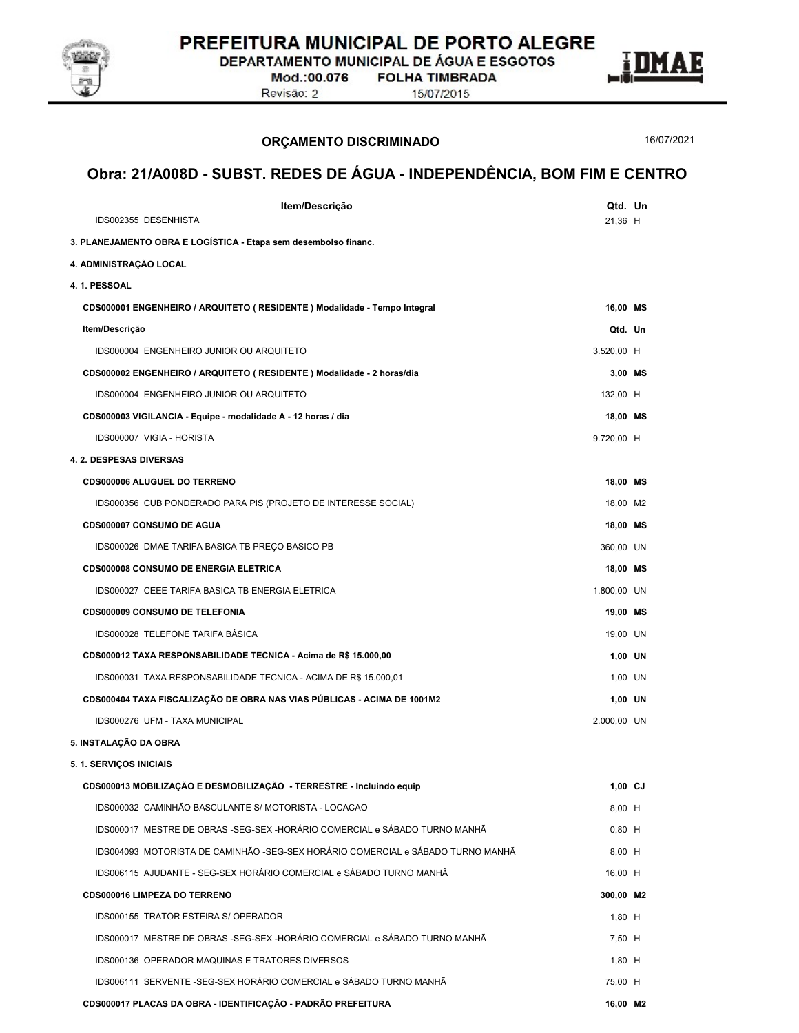## ORÇAMENTO DISCRIMINADO

16/07/2021

# Obra: 21/A008D - SUBST. REDES DE ÁGUA - INDEPENDÊNCIA, BOM FIM E CENTRO

| Item/Descrição | Qtd. | Un |
|---|---|---|
| IDS002355 DESENHISTA | 21,36 | H |
| **3. PLANEJAMENTO OBRA E LOGÍSTICA - Etapa sem desembolso financ.** | | |
| **4. ADMINISTRAÇÃO LOCAL** | | |
| **4. 1. PESSOAL** | | |
| **CDS000001 ENGENHEIRO / ARQUITETO ( RESIDENTE ) Modalidade - Tempo Integral** | **16,00** | **MS** |
| **Item/Descrição** | **Qtd.** | **Un** |
| IDS000004 ENGENHEIRO JUNIOR OU ARQUITETO | 3.520,00 | H |
| **CDS000002 ENGENHEIRO / ARQUITETO ( RESIDENTE ) Modalidade - 2 horas/dia** | **3,00** | **MS** |
| IDS000004 ENGENHEIRO JUNIOR OU ARQUITETO | 132,00 | H |
| **CDS000003 VIGILANCIA - Equipe - modalidade A - 12 horas / dia** | **18,00** | **MS** |
| IDS000007 VIGIA - HORISTA | 9.720,00 | H |
| **4. 2. DESPESAS DIVERSAS** | | |
| **CDS000006 ALUGUEL DO TERRENO** | **18,00** | **MS** |
| IDS000356 CUB PONDERADO PARA PIS (PROJETO DE INTERESSE SOCIAL) | 18,00 | M2 |
| **CDS000007 CONSUMO DE AGUA** | **18,00** | **MS** |
| IDS000026 DMAE TARIFA BASICA TB PREÇO BASICO PB | 360,00 | UN |
| **CDS000008 CONSUMO DE ENERGIA ELETRICA** | **18,00** | **MS** |
| IDS000027 CEEE TARIFA BASICA TB ENERGIA ELETRICA | 1.800,00 | UN |
| **CDS000009 CONSUMO DE TELEFONIA** | **19,00** | **MS** |
| IDS000028 TELEFONE TARIFA BÁSICA | 19,00 | UN |
| **CDS000012 TAXA RESPONSABILIDADE TECNICA - Acima de R$ 15.000,00** | **1,00** | **UN** |
| IDS000031 TAXA RESPONSABILIDADE TECNICA - ACIMA DE R$ 15.000,01 | 1,00 | UN |
| **CDS000404 TAXA FISCALIZAÇÃO DE OBRA NAS VIAS PÚBLICAS - ACIMA DE 1001M2** | **1,00** | **UN** |
| IDS000276 UFM - TAXA MUNICIPAL | 2.000,00 | UN |
| **5. INSTALAÇÃO DA OBRA** | | |
| **5. 1. SERVIÇOS INICIAIS** | | |
| **CDS000013 MOBILIZAÇÃO E DESMOBILIZAÇÃO - TERRESTRE - Incluindo equip** | **1,00** | **CJ** |
| IDS000032 CAMINHÃO BASCULANTE S/ MOTORISTA - LOCACAO | 8,00 | H |
| IDS000017 MESTRE DE OBRAS -SEG-SEX -HORÁRIO COMERCIAL e SÁBADO TURNO MANHÃ | 0,80 | H |
| IDS004093 MOTORISTA DE CAMINHÃO -SEG-SEX HORÁRIO COMERCIAL e SÁBADO TURNO MANHÃ | 8,00 | H |
| IDS006115 AJUDANTE - SEG-SEX HORÁRIO COMERCIAL e SÁBADO TURNO MANHÃ | 16,00 | H |
| **CDS000016 LIMPEZA DO TERRENO** | **300,00** | **M2** |
| IDS000155 TRATOR ESTEIRA S/ OPERADOR | 1,80 | H |
| IDS000017 MESTRE DE OBRAS -SEG-SEX -HORÁRIO COMERCIAL e SÁBADO TURNO MANHÃ | 7,50 | H |
| IDS000136 OPERADOR MAQUINAS E TRATORES DIVERSOS | 1,80 | H |
| IDS006111 SERVENTE -SEG-SEX HORÁRIO COMERCIAL e SÁBADO TURNO MANHÃ | 75,00 | H |
| **CDS000017 PLACAS DA OBRA - IDENTIFICAÇÃO - PADRÃO PREFEITURA** | **16,00** | **M2** |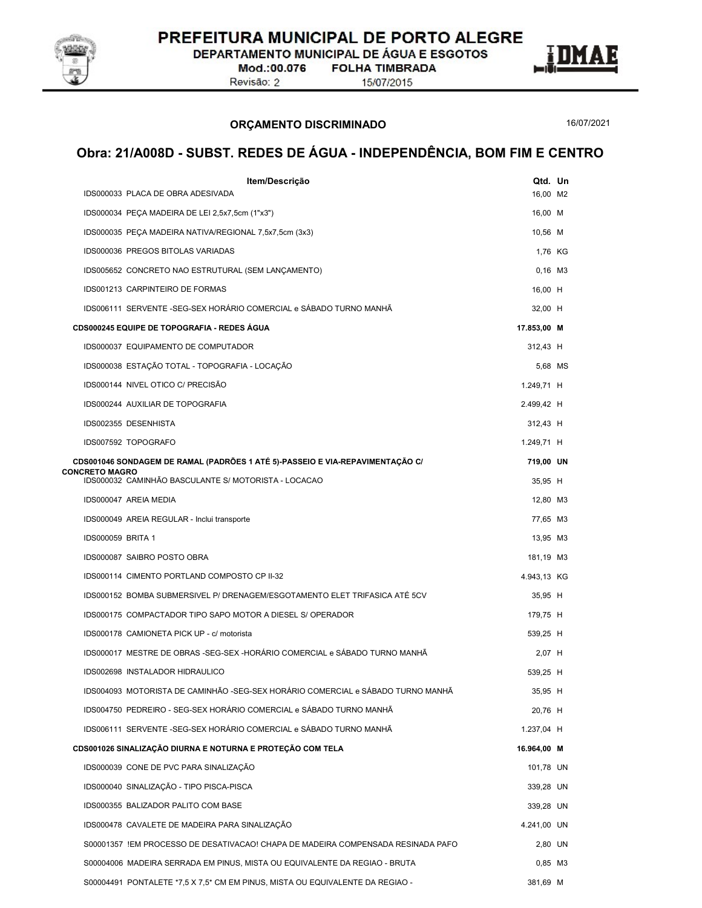**ORÇAMENTO DISCRIMINADO** 16/07/2021

## Obra: 21/A008D - SUBST. REDES DE ÁGUA - INDEPENDÊNCIA, BOM FIM E CENTRO

| Item/Descrição | Qtd. | Un |
|---|---|---|
| IDS000033 PLACA DE OBRA ADESIVADA | 16,00 | M2 |
| IDS000034 PEÇA MADEIRA DE LEI 2,5x7,5cm (1"x3") | 16,00 | M |
| IDS000035 PEÇA MADEIRA NATIVA/REGIONAL 7,5x7,5cm (3x3) | 10,56 | M |
| IDS000036 PREGOS BITOLAS VARIADAS | 1,76 | KG |
| IDS005652 CONCRETO NAO ESTRUTURAL (SEM LANÇAMENTO) | 0,16 | M3 |
| IDS001213 CARPINTEIRO DE FORMAS | 16,00 | H |
| IDS006111 SERVENTE -SEG-SEX HORÁRIO COMERCIAL e SÁBADO TURNO MANHÃ | 32,00 | H |
| **CDS000245 EQUIPE DE TOPOGRAFIA - REDES ÁGUA** | **17.853,00** | **M** |
| IDS000037 EQUIPAMENTO DE COMPUTADOR | 312,43 | H |
| IDS000038 ESTAÇÃO TOTAL - TOPOGRAFIA - LOCAÇÃO | 5,68 | MS |
| IDS000144 NIVEL OTICO C/ PRECISÃO | 1.249,71 | H |
| IDS000244 AUXILIAR DE TOPOGRAFIA | 2.499,42 | H |
| IDS002355 DESENHISTA | 312,43 | H |
| IDS007592 TOPOGRAFO | 1.249,71 | H |
| **CDS001046 SONDAGEM DE RAMAL (PADRÕES 1 ATÉ 5)-PASSEIO E VIA-REPAVIMENTAÇÃO C/ CONCRETO MAGRO** | **719,00** | **UN** |
| IDS000032 CAMINHÃO BASCULANTE S/ MOTORISTA - LOCACAO | 35,95 | H |
| IDS000047 AREIA MEDIA | 12,80 | M3 |
| IDS000049 AREIA REGULAR - Inclui transporte | 77,65 | M3 |
| IDS000059 BRITA 1 | 13,95 | M3 |
| IDS000087 SAIBRO POSTO OBRA | 181,19 | M3 |
| IDS000114 CIMENTO PORTLAND COMPOSTO CP II-32 | 4.943,13 | KG |
| IDS000152 BOMBA SUBMERSIVEL P/ DRENAGEM/ESGOTAMENTO ELET TRIFASICA ATÉ 5CV | 35,95 | H |
| IDS000175 COMPACTADOR TIPO SAPO MOTOR A DIESEL S/ OPERADOR | 179,75 | H |
| IDS000178 CAMIONETA PICK UP - c/ motorista | 539,25 | H |
| IDS000017 MESTRE DE OBRAS -SEG-SEX -HORÁRIO COMERCIAL e SÁBADO TURNO MANHÃ | 2,07 | H |
| IDS002698 INSTALADOR HIDRAULICO | 539,25 | H |
| IDS004093 MOTORISTA DE CAMINHÃO -SEG-SEX HORÁRIO COMERCIAL e SÁBADO TURNO MANHÃ | 35,95 | H |
| IDS004750 PEDREIRO - SEG-SEX HORÁRIO COMERCIAL e SÁBADO TURNO MANHÃ | 20,76 | H |
| IDS006111 SERVENTE -SEG-SEX HORÁRIO COMERCIAL e SÁBADO TURNO MANHÃ | 1.237,04 | H |
| **CDS001026 SINALIZAÇÃO DIURNA E NOTURNA E PROTEÇÃO COM TELA** | **16.964,00** | **M** |
| IDS000039 CONE DE PVC PARA SINALIZAÇÃO | 101,78 | UN |
| IDS000040 SINALIZAÇÃO - TIPO PISCA-PISCA | 339,28 | UN |
| IDS000355 BALIZADOR PALITO COM BASE | 339,28 | UN |
| IDS000478 CAVALETE DE MADEIRA PARA SINALIZAÇÃO | 4.241,00 | UN |
| S00001357 !EM PROCESSO DE DESATIVACAO! CHAPA DE MADEIRA COMPENSADA RESINADA PAFO | 2,80 | UN |
| S00004006 MADEIRA SERRADA EM PINUS, MISTA OU EQUIVALENTE DA REGIAO - BRUTA | 0,85 | M3 |
| S00004491 PONTALETE *7,5 X 7,5* CM EM PINUS, MISTA OU EQUIVALENTE DA REGIAO - | 381,69 | M |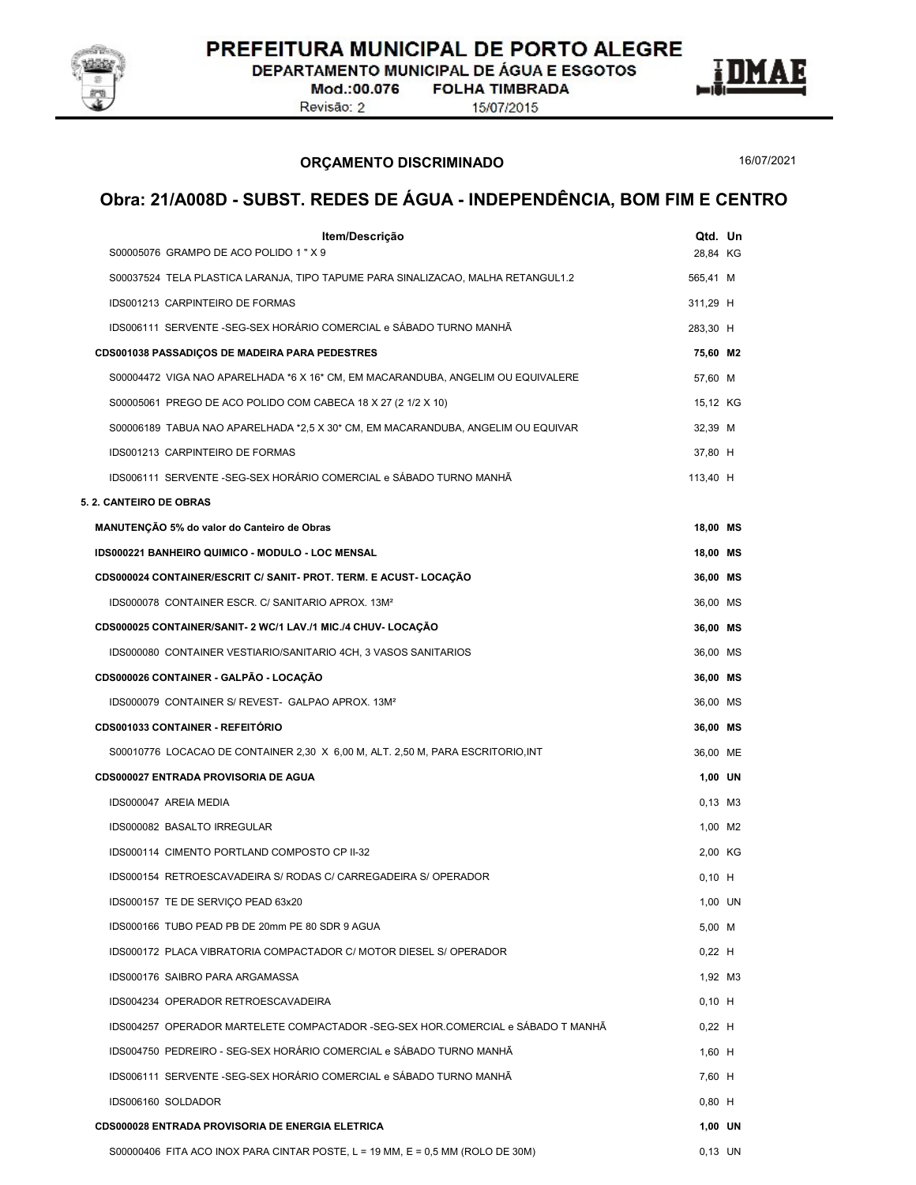## ORÇAMENTO DISCRIMINADO

16/07/2021

# Obra: 21/A008D - SUBST. REDES DE ÁGUA - INDEPENDÊNCIA, BOM FIM E CENTRO

| Item/Descrição | Qtd. | Un |
|---|---|---|
| S00005076 GRAMPO DE ACO POLIDO 1 " X 9 | 28,84 | KG |
| S00037524 TELA PLASTICA LARANJA, TIPO TAPUME PARA SINALIZACAO, MALHA RETANGUL1.2 | 565,41 | M |
| IDS001213 CARPINTEIRO DE FORMAS | 311,29 | H |
| IDS006111 SERVENTE -SEG-SEX HORÁRIO COMERCIAL e SÁBADO TURNO MANHÃ | 283,30 | H |
| **CDS001038 PASSADIÇOS DE MADEIRA PARA PEDESTRES** | **75,60** | **M2** |
| S00004472 VIGA NAO APARELHADA *6 X 16* CM, EM MACARANDUBA, ANGELIM OU EQUIVALERE | 57,60 | M |
| S00005061 PREGO DE ACO POLIDO COM CABECA 18 X 27 (2 1/2 X 10) | 15,12 | KG |
| S00006189 TABUA NAO APARELHADA *2,5 X 30* CM, EM MACARANDUBA, ANGELIM OU EQUIVAR | 32,39 | M |
| IDS001213 CARPINTEIRO DE FORMAS | 37,80 | H |
| IDS006111 SERVENTE -SEG-SEX HORÁRIO COMERCIAL e SÁBADO TURNO MANHÃ | 113,40 | H |
| **5. 2. CANTEIRO DE OBRAS** | | |
| **MANUTENÇÃO 5% do valor do Canteiro de Obras** | **18,00** | **MS** |
| **IDS000221 BANHEIRO QUIMICO - MODULO - LOC MENSAL** | **18,00** | **MS** |
| **CDS000024 CONTAINER/ESCRIT C/ SANIT- PROT. TERM. E ACUST- LOCAÇÃO** | **36,00** | **MS** |
| IDS000078 CONTAINER ESCR. C/ SANITARIO APROX. 13M² | 36,00 | MS |
| **CDS000025 CONTAINER/SANIT- 2 WC/1 LAV./1 MIC./4 CHUV- LOCAÇÃO** | **36,00** | **MS** |
| IDS000080 CONTAINER VESTIARIO/SANITARIO 4CH, 3 VASOS SANITARIOS | 36,00 | MS |
| **CDS000026 CONTAINER - GALPÃO - LOCAÇÃO** | **36,00** | **MS** |
| IDS000079 CONTAINER S/ REVEST- GALPAO APROX. 13M² | 36,00 | MS |
| **CDS001033 CONTAINER - REFEITÓRIO** | **36,00** | **MS** |
| S00010776 LOCACAO DE CONTAINER 2,30 X 6,00 M, ALT. 2,50 M, PARA ESCRITORIO,INT | 36,00 | ME |
| **CDS000027 ENTRADA PROVISORIA DE AGUA** | **1,00** | **UN** |
| IDS000047 AREIA MEDIA | 0,13 | M3 |
| IDS000082 BASALTO IRREGULAR | 1,00 | M2 |
| IDS000114 CIMENTO PORTLAND COMPOSTO CP II-32 | 2,00 | KG |
| IDS000154 RETROESCAVADEIRA S/ RODAS C/ CARREGADEIRA S/ OPERADOR | 0,10 | H |
| IDS000157 TE DE SERVIÇO PEAD 63x20 | 1,00 | UN |
| IDS000166 TUBO PEAD PB DE 20mm PE 80 SDR 9 AGUA | 5,00 | M |
| IDS000172 PLACA VIBRATORIA COMPACTADOR C/ MOTOR DIESEL S/ OPERADOR | 0,22 | H |
| IDS000176 SAIBRO PARA ARGAMASSA | 1,92 | M3 |
| IDS004234 OPERADOR RETROESCAVADEIRA | 0,10 | H |
| IDS004257 OPERADOR MARTELETE COMPACTADOR -SEG-SEX HOR.COMERCIAL e SÁBADO T MANHÃ | 0,22 | H |
| IDS004750 PEDREIRO - SEG-SEX HORÁRIO COMERCIAL e SÁBADO TURNO MANHÃ | 1,60 | H |
| IDS006111 SERVENTE -SEG-SEX HORÁRIO COMERCIAL e SÁBADO TURNO MANHÃ | 7,60 | H |
| IDS006160 SOLDADOR | 0,80 | H |
| **CDS000028 ENTRADA PROVISORIA DE ENERGIA ELETRICA** | **1,00** | **UN** |
| S00000406 FITA ACO INOX PARA CINTAR POSTE, L = 19 MM, E = 0,5 MM (ROLO DE 30M) | 0,13 | UN |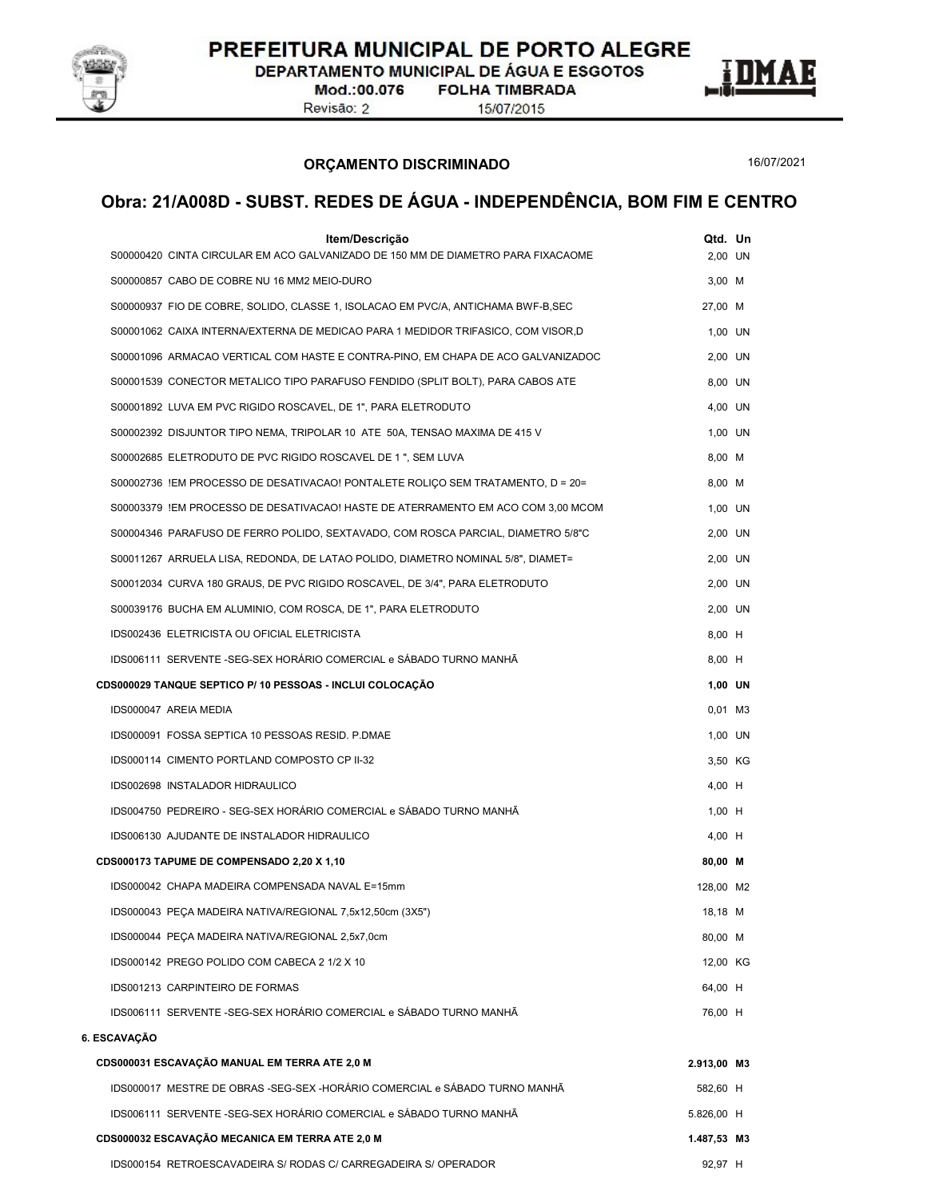## ORÇAMENTO DISCRIMINADO

16/07/2021

# Obra: 21/A008D - SUBST. REDES DE ÁGUA - INDEPENDÊNCIA, BOM FIM E CENTRO

| Item/Descrição | Qtd. | Un |
|---|---|---|
| S00000420 CINTA CIRCULAR EM ACO GALVANIZADO DE 150 MM DE DIAMETRO PARA FIXACAOME | 2,00 | UN |
| S00000857 CABO DE COBRE NU 16 MM2 MEIO-DURO | 3,00 | M |
| S00000937 FIO DE COBRE, SOLIDO, CLASSE 1, ISOLACAO EM PVC/A, ANTICHAMA BWF-B,SEC | 27,00 | M |
| S00001062 CAIXA INTERNA/EXTERNA DE MEDICAO PARA 1 MEDIDOR TRIFASICO, COM VISOR,D | 1,00 | UN |
| S00001096 ARMACAO VERTICAL COM HASTE E CONTRA-PINO, EM CHAPA DE ACO GALVANIZADOC | 2,00 | UN |
| S00001539 CONECTOR METALICO TIPO PARAFUSO FENDIDO (SPLIT BOLT), PARA CABOS ATE | 8,00 | UN |
| S00001892 LUVA EM PVC RIGIDO ROSCAVEL, DE 1", PARA ELETRODUTO | 4,00 | UN |
| S00002392 DISJUNTOR TIPO NEMA, TRIPOLAR 10 ATE 50A, TENSAO MAXIMA DE 415 V | 1,00 | UN |
| S00002685 ELETRODUTO DE PVC RIGIDO ROSCAVEL DE 1 ", SEM LUVA | 8,00 | M |
| S00002736 !EM PROCESSO DE DESATIVACAO! PONTALETE ROLIÇO SEM TRATAMENTO, D = 20= | 8,00 | M |
| S00003379 !EM PROCESSO DE DESATIVACAO! HASTE DE ATERRAMENTO EM ACO COM 3,00 MCOM | 1,00 | UN |
| S00004346 PARAFUSO DE FERRO POLIDO, SEXTAVADO, COM ROSCA PARCIAL, DIAMETRO 5/8"C | 2,00 | UN |
| S00011267 ARRUELA LISA, REDONDA, DE LATAO POLIDO, DIAMETRO NOMINAL 5/8", DIAMET= | 2,00 | UN |
| S00012034 CURVA 180 GRAUS, DE PVC RIGIDO ROSCAVEL, DE 3/4", PARA ELETRODUTO | 2,00 | UN |
| S00039176 BUCHA EM ALUMINIO, COM ROSCA, DE 1", PARA ELETRODUTO | 2,00 | UN |
| IDS002436 ELETRICISTA OU OFICIAL ELETRICISTA | 8,00 | H |
| IDS006111 SERVENTE -SEG-SEX HORÁRIO COMERCIAL e SÁBADO TURNO MANHÃ | 8,00 | H |
| **CDS000029 TANQUE SEPTICO P/ 10 PESSOAS - INCLUI COLOCAÇÃO** | **1,00** | **UN** |
| IDS000047 AREIA MEDIA | 0,01 | M3 |
| IDS000091 FOSSA SEPTICA 10 PESSOAS RESID. P.DMAE | 1,00 | UN |
| IDS000114 CIMENTO PORTLAND COMPOSTO CP II-32 | 3,50 | KG |
| IDS002698 INSTALADOR HIDRAULICO | 4,00 | H |
| IDS004750 PEDREIRO - SEG-SEX HORÁRIO COMERCIAL e SÁBADO TURNO MANHÃ | 1,00 | H |
| IDS006130 AJUDANTE DE INSTALADOR HIDRAULICO | 4,00 | H |
| **CDS000173 TAPUME DE COMPENSADO 2,20 X 1,10** | **80,00** | **M** |
| IDS000042 CHAPA MADEIRA COMPENSADA NAVAL E=15mm | 128,00 | M2 |
| IDS000043 PEÇA MADEIRA NATIVA/REGIONAL 7,5x12,50cm (3X5") | 18,18 | M |
| IDS000044 PEÇA MADEIRA NATIVA/REGIONAL 2,5x7,0cm | 80,00 | M |
| IDS000142 PREGO POLIDO COM CABECA 2 1/2 X 10 | 12,00 | KG |
| IDS001213 CARPINTEIRO DE FORMAS | 64,00 | H |
| IDS006111 SERVENTE -SEG-SEX HORÁRIO COMERCIAL e SÁBADO TURNO MANHÃ | 76,00 | H |
| **6. ESCAVAÇÃO** | | |
| **CDS000031 ESCAVAÇÃO MANUAL EM TERRA ATE 2,0 M** | **2.913,00** | **M3** |
| IDS000017 MESTRE DE OBRAS -SEG-SEX -HORÁRIO COMERCIAL e SÁBADO TURNO MANHÃ | 582,60 | H |
| IDS006111 SERVENTE -SEG-SEX HORÁRIO COMERCIAL e SÁBADO TURNO MANHÃ | 5.826,00 | H |
| **CDS000032 ESCAVAÇÃO MECANICA EM TERRA ATE 2,0 M** | **1.487,53** | **M3** |
| IDS000154 RETROESCAVADEIRA S/ RODAS C/ CARREGADEIRA S/ OPERADOR | 92,97 | H |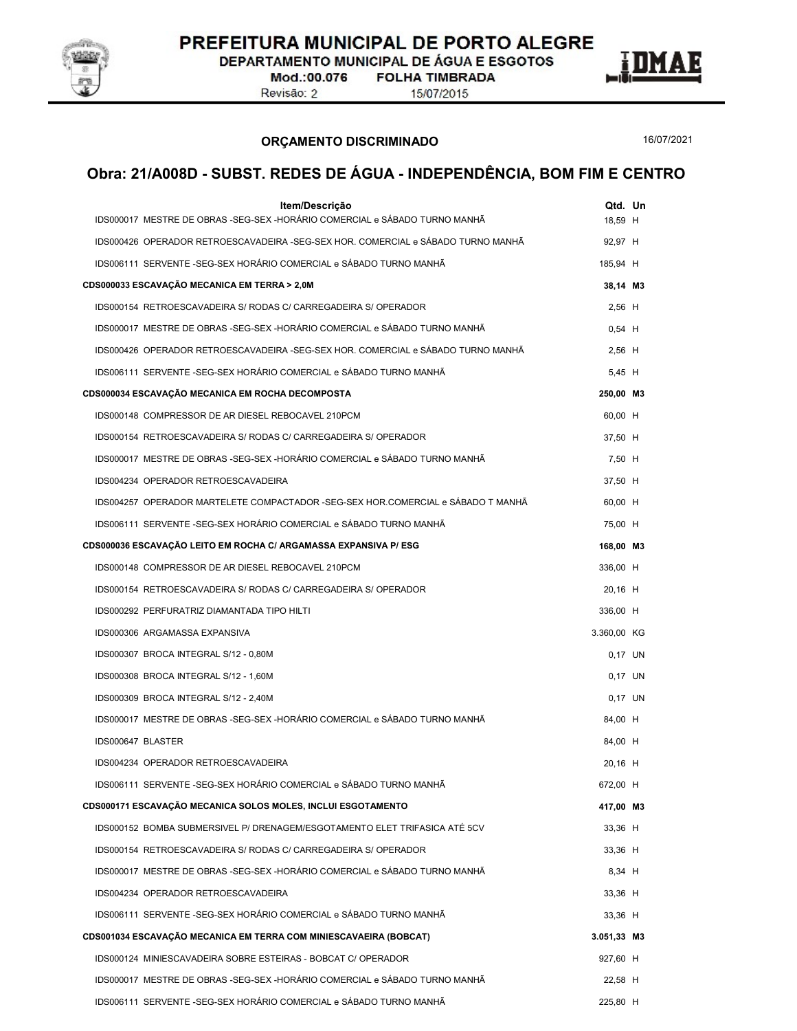**ORÇAMENTO DISCRIMINADO** 16/07/2021

## Obra: 21/A008D - SUBST. REDES DE ÁGUA - INDEPENDÊNCIA, BOM FIM E CENTRO

| Item/Descrição | Qtd. | Un |
|---|---|---|
| IDS000017 MESTRE DE OBRAS -SEG-SEX -HORÁRIO COMERCIAL e SÁBADO TURNO MANHÃ | 18,59 | H |
| IDS000426 OPERADOR RETROESCAVADEIRA -SEG-SEX HOR. COMERCIAL e SÁBADO TURNO MANHÃ | 92,97 | H |
| IDS006111 SERVENTE -SEG-SEX HORÁRIO COMERCIAL e SÁBADO TURNO MANHÃ | 185,94 | H |
| **CDS000033 ESCAVAÇÃO MECANICA EM TERRA > 2,0M** | **38,14** | **M3** |
| IDS000154 RETROESCAVADEIRA S/ RODAS C/ CARREGADEIRA S/ OPERADOR | 2,56 | H |
| IDS000017 MESTRE DE OBRAS -SEG-SEX -HORÁRIO COMERCIAL e SÁBADO TURNO MANHÃ | 0,54 | H |
| IDS000426 OPERADOR RETROESCAVADEIRA -SEG-SEX HOR. COMERCIAL e SÁBADO TURNO MANHÃ | 2,56 | H |
| IDS006111 SERVENTE -SEG-SEX HORÁRIO COMERCIAL e SÁBADO TURNO MANHÃ | 5,45 | H |
| **CDS000034 ESCAVAÇÃO MECANICA EM ROCHA DECOMPOSTA** | **250,00** | **M3** |
| IDS000148 COMPRESSOR DE AR DIESEL REBOCAVEL 210PCM | 60,00 | H |
| IDS000154 RETROESCAVADEIRA S/ RODAS C/ CARREGADEIRA S/ OPERADOR | 37,50 | H |
| IDS000017 MESTRE DE OBRAS -SEG-SEX -HORÁRIO COMERCIAL e SÁBADO TURNO MANHÃ | 7,50 | H |
| IDS004234 OPERADOR RETROESCAVADEIRA | 37,50 | H |
| IDS004257 OPERADOR MARTELETE COMPACTADOR -SEG-SEX HOR.COMERCIAL e SÁBADO T MANHÃ | 60,00 | H |
| IDS006111 SERVENTE -SEG-SEX HORÁRIO COMERCIAL e SÁBADO TURNO MANHÃ | 75,00 | H |
| **CDS000036 ESCAVAÇÃO LEITO EM ROCHA C/ ARGAMASSA EXPANSIVA P/ ESG** | **168,00** | **M3** |
| IDS000148 COMPRESSOR DE AR DIESEL REBOCAVEL 210PCM | 336,00 | H |
| IDS000154 RETROESCAVADEIRA S/ RODAS C/ CARREGADEIRA S/ OPERADOR | 20,16 | H |
| IDS000292 PERFURATRIZ DIAMANTADA TIPO HILTI | 336,00 | H |
| IDS000306 ARGAMASSA EXPANSIVA | 3.360,00 | KG |
| IDS000307 BROCA INTEGRAL S/12 - 0,80M | 0,17 | UN |
| IDS000308 BROCA INTEGRAL S/12 - 1,60M | 0,17 | UN |
| IDS000309 BROCA INTEGRAL S/12 - 2,40M | 0,17 | UN |
| IDS000017 MESTRE DE OBRAS -SEG-SEX -HORÁRIO COMERCIAL e SÁBADO TURNO MANHÃ | 84,00 | H |
| IDS000647 BLASTER | 84,00 | H |
| IDS004234 OPERADOR RETROESCAVADEIRA | 20,16 | H |
| IDS006111 SERVENTE -SEG-SEX HORÁRIO COMERCIAL e SÁBADO TURNO MANHÃ | 672,00 | H |
| **CDS000171 ESCAVAÇÃO MECANICA SOLOS MOLES, INCLUI ESGOTAMENTO** | **417,00** | **M3** |
| IDS000152 BOMBA SUBMERSIVEL P/ DRENAGEM/ESGOTAMENTO ELET TRIFASICA ATÉ 5CV | 33,36 | H |
| IDS000154 RETROESCAVADEIRA S/ RODAS C/ CARREGADEIRA S/ OPERADOR | 33,36 | H |
| IDS000017 MESTRE DE OBRAS -SEG-SEX -HORÁRIO COMERCIAL e SÁBADO TURNO MANHÃ | 8,34 | H |
| IDS004234 OPERADOR RETROESCAVADEIRA | 33,36 | H |
| IDS006111 SERVENTE -SEG-SEX HORÁRIO COMERCIAL e SÁBADO TURNO MANHÃ | 33,36 | H |
| **CDS001034 ESCAVAÇÃO MECANICA EM TERRA COM MINIESCAVAEIRA (BOBCAT)** | **3.051,33** | **M3** |
| IDS000124 MINIESCAVADEIRA SOBRE ESTEIRAS - BOBCAT C/ OPERADOR | 927,60 | H |
| IDS000017 MESTRE DE OBRAS -SEG-SEX -HORÁRIO COMERCIAL e SÁBADO TURNO MANHÃ | 22,58 | H |
| IDS006111 SERVENTE -SEG-SEX HORÁRIO COMERCIAL e SÁBADO TURNO MANHÃ | 225,80 | H |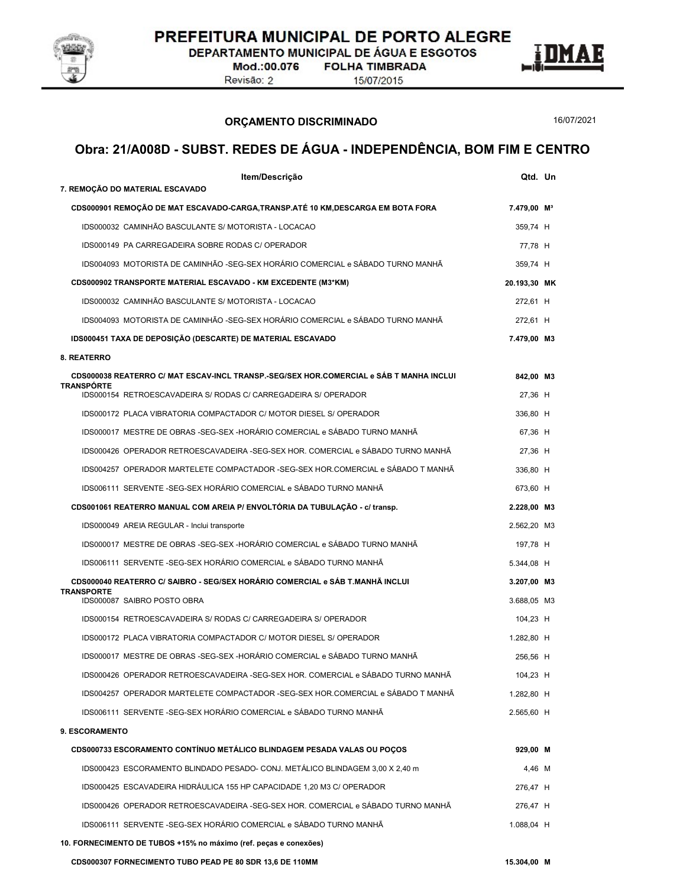## ORÇAMENTO DISCRIMINADO

16/07/2021

# Obra: 21/A008D - SUBST. REDES DE ÁGUA - INDEPENDÊNCIA, BOM FIM E CENTRO

| Item/Descrição | Qtd. | Un |
|---|---|---|
| **7. REMOÇÃO DO MATERIAL ESCAVADO** | | |
| **CDS000901 REMOÇÃO DE MAT ESCAVADO-CARGA,TRANSP.ATÉ 10 KM,DESCARGA EM BOTA FORA** | **7.479,00** | **M³** |
| IDS000032 CAMINHÃO BASCULANTE S/ MOTORISTA - LOCACAO | 359,74 | H |
| IDS000149 PA CARREGADEIRA SOBRE RODAS C/ OPERADOR | 77,78 | H |
| IDS004093 MOTORISTA DE CAMINHÃO -SEG-SEX HORÁRIO COMERCIAL e SÁBADO TURNO MANHÃ | 359,74 | H |
| **CDS000902 TRANSPORTE MATERIAL ESCAVADO - KM EXCEDENTE (M3*KM)** | **20.193,30** | **MK** |
| IDS000032 CAMINHÃO BASCULANTE S/ MOTORISTA - LOCACAO | 272,61 | H |
| IDS004093 MOTORISTA DE CAMINHÃO -SEG-SEX HORÁRIO COMERCIAL e SÁBADO TURNO MANHÃ | 272,61 | H |
| **IDS000451 TAXA DE DEPOSIÇÃO (DESCARTE) DE MATERIAL ESCAVADO** | **7.479,00** | **M3** |
| **8. REATERRO** | | |
| **CDS000038 REATERRO C/ MAT ESCAV-INCL TRANSP.-SEG/SEX HOR.COMERCIAL e SÁB T MANHA INCLUI TRANSPORTE** | **842,00** | **M3** |
| IDS000154 RETROESCAVADEIRA S/ RODAS C/ CARREGADEIRA S/ OPERADOR | 27,36 | H |
| IDS000172 PLACA VIBRATORIA COMPACTADOR C/ MOTOR DIESEL S/ OPERADOR | 336,80 | H |
| IDS000017 MESTRE DE OBRAS -SEG-SEX -HORÁRIO COMERCIAL e SÁBADO TURNO MANHÃ | 67,36 | H |
| IDS000426 OPERADOR RETROESCAVADEIRA -SEG-SEX HOR. COMERCIAL e SÁBADO TURNO MANHÃ | 27,36 | H |
| IDS004257 OPERADOR MARTELETE COMPACTADOR -SEG-SEX HOR.COMERCIAL e SÁBADO T MANHÃ | 336,80 | H |
| IDS006111 SERVENTE -SEG-SEX HORÁRIO COMERCIAL e SÁBADO TURNO MANHÃ | 673,60 | H |
| **CDS001061 REATERRO MANUAL COM AREIA P/ ENVOLTÓRIA DA TUBULAÇÃO - c/ transp.** | **2.228,00** | **M3** |
| IDS000049 AREIA REGULAR - Inclui transporte | 2.562,20 | M3 |
| IDS000017 MESTRE DE OBRAS -SEG-SEX -HORÁRIO COMERCIAL e SÁBADO TURNO MANHÃ | 197,78 | H |
| IDS006111 SERVENTE -SEG-SEX HORÁRIO COMERCIAL e SÁBADO TURNO MANHÃ | 5.344,08 | H |
| **CDS000040 REATERRO C/ SAIBRO - SEG/SEX HORÁRIO COMERCIAL e SÁB T.MANHÃ INCLUI TRANSPORTE** | **3.207,00** | **M3** |
| IDS000087 SAIBRO POSTO OBRA | 3.688,05 | M3 |
| IDS000154 RETROESCAVADEIRA S/ RODAS C/ CARREGADEIRA S/ OPERADOR | 104,23 | H |
| IDS000172 PLACA VIBRATORIA COMPACTADOR C/ MOTOR DIESEL S/ OPERADOR | 1.282,80 | H |
| IDS000017 MESTRE DE OBRAS -SEG-SEX -HORÁRIO COMERCIAL e SÁBADO TURNO MANHÃ | 256,56 | H |
| IDS000426 OPERADOR RETROESCAVADEIRA -SEG-SEX HOR. COMERCIAL e SÁBADO TURNO MANHÃ | 104,23 | H |
| IDS004257 OPERADOR MARTELETE COMPACTADOR -SEG-SEX HOR.COMERCIAL e SÁBADO T MANHÃ | 1.282,80 | H |
| IDS006111 SERVENTE -SEG-SEX HORÁRIO COMERCIAL e SÁBADO TURNO MANHÃ | 2.565,60 | H |
| **9. ESCORAMENTO** | | |
| **CDS000733 ESCORAMENTO CONTÍNUO METÁLICO BLINDAGEM PESADA VALAS OU POÇOS** | **929,00** | **M** |
| IDS000423 ESCORAMENTO BLINDADO PESADO- CONJ. METÁLICO BLINDAGEM 3,00 X 2,40 m | 4,46 | M |
| IDS000425 ESCAVADEIRA HIDRÁULICA 155 HP CAPACIDADE 1,20 M3 C/ OPERADOR | 276,47 | H |
| IDS000426 OPERADOR RETROESCAVADEIRA -SEG-SEX HOR. COMERCIAL e SÁBADO TURNO MANHÃ | 276,47 | H |
| IDS006111 SERVENTE -SEG-SEX HORÁRIO COMERCIAL e SÁBADO TURNO MANHÃ | 1.088,04 | H |
| **10. FORNECIMENTO DE TUBOS +15% no máximo (ref. peças e conexões)** | | |
| **CDS000307 FORNECIMENTO TUBO PEAD PE 80 SDR 13,6 DE 110MM** | **15.304,00** | **M** |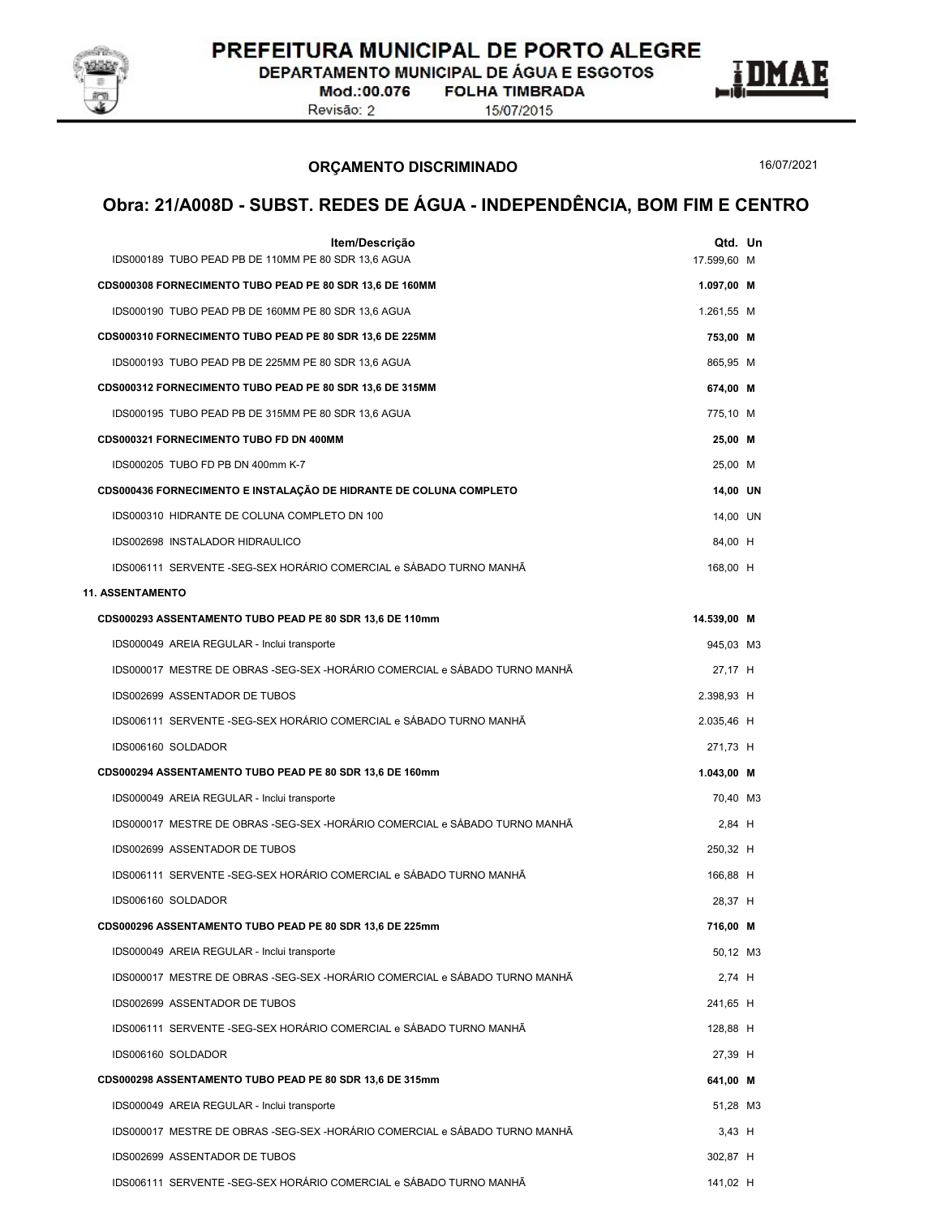## ORÇAMENTO DISCRIMINADO

16/07/2021

# Obra: 21/A008D - SUBST. REDES DE ÁGUA - INDEPENDÊNCIA, BOM FIM E CENTRO

| Item/Descrição | Qtd. | Un |
|---|---|---|
| IDS000189 TUBO PEAD PB DE 110MM PE 80 SDR 13,6 AGUA | 17.599,60 | M |
| **CDS000308 FORNECIMENTO TUBO PEAD PE 80 SDR 13,6 DE 160MM** | **1.097,00** | **M** |
| IDS000190 TUBO PEAD PB DE 160MM PE 80 SDR 13,6 AGUA | 1.261,55 | M |
| **CDS000310 FORNECIMENTO TUBO PEAD PE 80 SDR 13,6 DE 225MM** | **753,00** | **M** |
| IDS000193 TUBO PEAD PB DE 225MM PE 80 SDR 13,6 AGUA | 865,95 | M |
| **CDS000312 FORNECIMENTO TUBO PEAD PE 80 SDR 13,6 DE 315MM** | **674,00** | **M** |
| IDS000195 TUBO PEAD PB DE 315MM PE 80 SDR 13,6 AGUA | 775,10 | M |
| **CDS000321 FORNECIMENTO TUBO FD DN 400MM** | **25,00** | **M** |
| IDS000205 TUBO FD PB DN 400mm K-7 | 25,00 | M |
| **CDS000436 FORNECIMENTO E INSTALAÇÃO DE HIDRANTE DE COLUNA COMPLETO** | **14,00** | **UN** |
| IDS000310 HIDRANTE DE COLUNA COMPLETO DN 100 | 14,00 | UN |
| IDS002698 INSTALADOR HIDRAULICO | 84,00 | H |
| IDS006111 SERVENTE -SEG-SEX HORÁRIO COMERCIAL e SÁBADO TURNO MANHÃ | 168,00 | H |
| **11. ASSENTAMENTO** | | |
| **CDS000293 ASSENTAMENTO TUBO PEAD PE 80 SDR 13,6 DE 110mm** | **14.539,00** | **M** |
| IDS000049 AREIA REGULAR - Inclui transporte | 945,03 | M3 |
| IDS000017 MESTRE DE OBRAS -SEG-SEX -HORÁRIO COMERCIAL e SÁBADO TURNO MANHÃ | 27,17 | H |
| IDS002699 ASSENTADOR DE TUBOS | 2.398,93 | H |
| IDS006111 SERVENTE -SEG-SEX HORÁRIO COMERCIAL e SÁBADO TURNO MANHÃ | 2.035,46 | H |
| IDS006160 SOLDADOR | 271,73 | H |
| **CDS000294 ASSENTAMENTO TUBO PEAD PE 80 SDR 13,6 DE 160mm** | **1.043,00** | **M** |
| IDS000049 AREIA REGULAR - Inclui transporte | 70,40 | M3 |
| IDS000017 MESTRE DE OBRAS -SEG-SEX -HORÁRIO COMERCIAL e SÁBADO TURNO MANHÃ | 2,84 | H |
| IDS002699 ASSENTADOR DE TUBOS | 250,32 | H |
| IDS006111 SERVENTE -SEG-SEX HORÁRIO COMERCIAL e SÁBADO TURNO MANHÃ | 166,88 | H |
| IDS006160 SOLDADOR | 28,37 | H |
| **CDS000296 ASSENTAMENTO TUBO PEAD PE 80 SDR 13,6 DE 225mm** | **716,00** | **M** |
| IDS000049 AREIA REGULAR - Inclui transporte | 50,12 | M3 |
| IDS000017 MESTRE DE OBRAS -SEG-SEX -HORÁRIO COMERCIAL e SÁBADO TURNO MANHÃ | 2,74 | H |
| IDS002699 ASSENTADOR DE TUBOS | 241,65 | H |
| IDS006111 SERVENTE -SEG-SEX HORÁRIO COMERCIAL e SÁBADO TURNO MANHÃ | 128,88 | H |
| IDS006160 SOLDADOR | 27,39 | H |
| **CDS000298 ASSENTAMENTO TUBO PEAD PE 80 SDR 13,6 DE 315mm** | **641,00** | **M** |
| IDS000049 AREIA REGULAR - Inclui transporte | 51,28 | M3 |
| IDS000017 MESTRE DE OBRAS -SEG-SEX -HORÁRIO COMERCIAL e SÁBADO TURNO MANHÃ | 3,43 | H |
| IDS002699 ASSENTADOR DE TUBOS | 302,87 | H |
| IDS006111 SERVENTE -SEG-SEX HORÁRIO COMERCIAL e SÁBADO TURNO MANHÃ | 141,02 | H |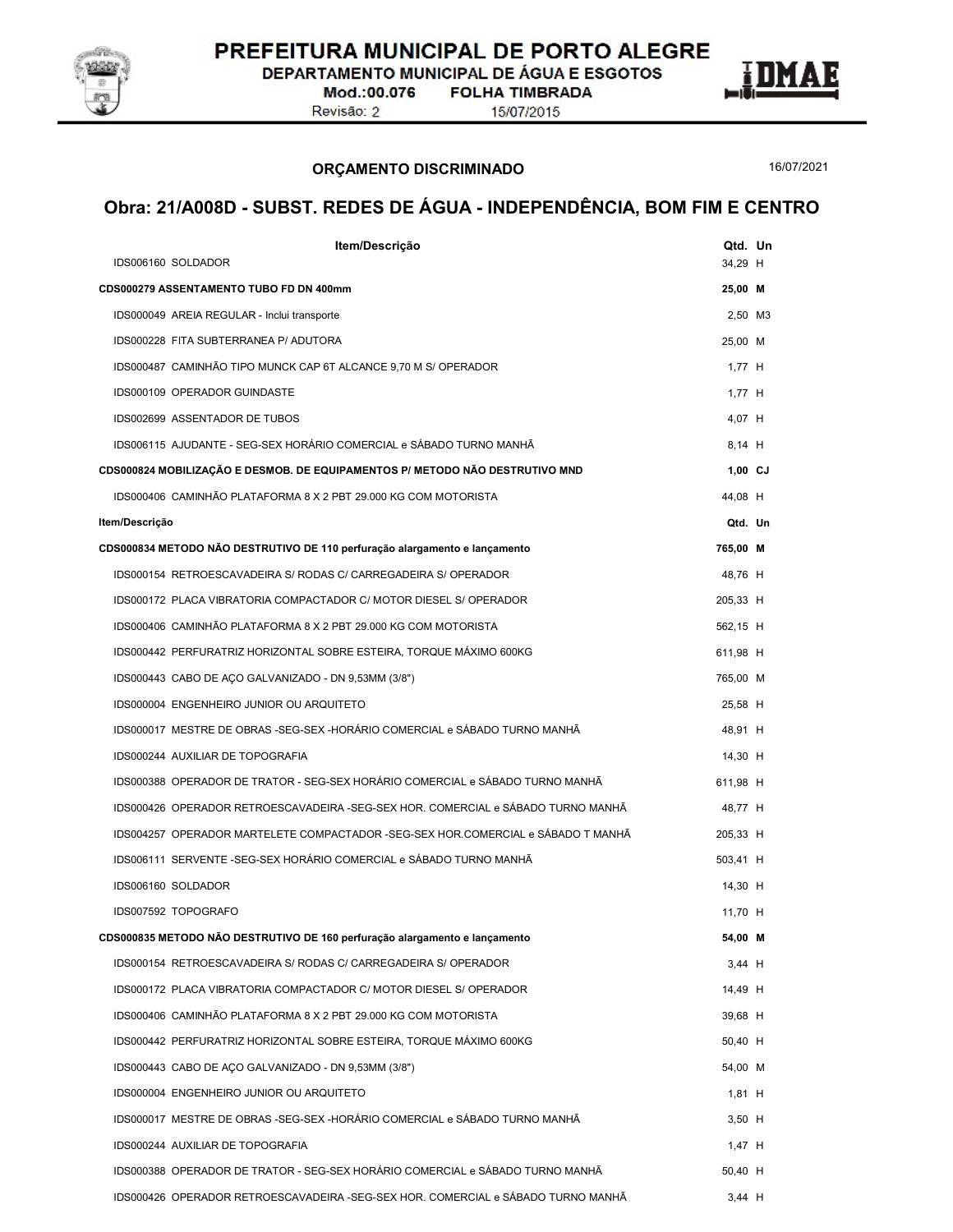## ORÇAMENTO DISCRIMINADO

16/07/2021

# Obra: 21/A008D - SUBST. REDES DE ÁGUA - INDEPENDÊNCIA, BOM FIM E CENTRO

| Item/Descrição | Qtd. | Un |
|---|---|---|
| IDS006160 SOLDADOR | 34,29 | H |
| **CDS000279 ASSENTAMENTO TUBO FD DN 400mm** | **25,00** | **M** |
| IDS000049 AREIA REGULAR - Inclui transporte | 2,50 | M3 |
| IDS000228 FITA SUBTERRANEA P/ ADUTORA | 25,00 | M |
| IDS000487 CAMINHÃO TIPO MUNCK CAP 6T ALCANCE 9,70 M S/ OPERADOR | 1,77 | H |
| IDS000109 OPERADOR GUINDASTE | 1,77 | H |
| IDS002699 ASSENTADOR DE TUBOS | 4,07 | H |
| IDS006115 AJUDANTE - SEG-SEX HORÁRIO COMERCIAL e SÁBADO TURNO MANHÃ | 8,14 | H |
| **CDS000824 MOBILIZAÇÃO E DESMOB. DE EQUIPAMENTOS P/ METODO NÃO DESTRUTIVO MND** | **1,00** | **CJ** |
| IDS000406 CAMINHÃO PLATAFORMA 8 X 2 PBT 29.000 KG COM MOTORISTA | 44,08 | H |
| **Item/Descrição** | **Qtd.** | **Un** |
| **CDS000834 METODO NÃO DESTRUTIVO DE 110 perfuração alargamento e lançamento** | **765,00** | **M** |
| IDS000154 RETROESCAVADEIRA S/ RODAS C/ CARREGADEIRA S/ OPERADOR | 48,76 | H |
| IDS000172 PLACA VIBRATORIA COMPACTADOR C/ MOTOR DIESEL S/ OPERADOR | 205,33 | H |
| IDS000406 CAMINHÃO PLATAFORMA 8 X 2 PBT 29.000 KG COM MOTORISTA | 562,15 | H |
| IDS000442 PERFURATRIZ HORIZONTAL SOBRE ESTEIRA, TORQUE MÁXIMO 600KG | 611,98 | H |
| IDS000443 CABO DE AÇO GALVANIZADO - DN 9,53MM (3/8") | 765,00 | M |
| IDS000004 ENGENHEIRO JUNIOR OU ARQUITETO | 25,58 | H |
| IDS000017 MESTRE DE OBRAS -SEG-SEX -HORÁRIO COMERCIAL e SÁBADO TURNO MANHÃ | 48,91 | H |
| IDS000244 AUXILIAR DE TOPOGRAFIA | 14,30 | H |
| IDS000388 OPERADOR DE TRATOR - SEG-SEX HORÁRIO COMERCIAL e SÁBADO TURNO MANHÃ | 611,98 | H |
| IDS000426 OPERADOR RETROESCAVADEIRA -SEG-SEX HOR. COMERCIAL e SÁBADO TURNO MANHÃ | 48,77 | H |
| IDS004257 OPERADOR MARTELETE COMPACTADOR -SEG-SEX HOR.COMERCIAL e SÁBADO T MANHÃ | 205,33 | H |
| IDS006111 SERVENTE -SEG-SEX HORÁRIO COMERCIAL e SÁBADO TURNO MANHÃ | 503,41 | H |
| IDS006160 SOLDADOR | 14,30 | H |
| IDS007592 TOPOGRAFO | 11,70 | H |
| **CDS000835 METODO NÃO DESTRUTIVO DE 160 perfuração alargamento e lançamento** | **54,00** | **M** |
| IDS000154 RETROESCAVADEIRA S/ RODAS C/ CARREGADEIRA S/ OPERADOR | 3,44 | H |
| IDS000172 PLACA VIBRATORIA COMPACTADOR C/ MOTOR DIESEL S/ OPERADOR | 14,49 | H |
| IDS000406 CAMINHÃO PLATAFORMA 8 X 2 PBT 29.000 KG COM MOTORISTA | 39,68 | H |
| IDS000442 PERFURATRIZ HORIZONTAL SOBRE ESTEIRA, TORQUE MÁXIMO 600KG | 50,40 | H |
| IDS000443 CABO DE AÇO GALVANIZADO - DN 9,53MM (3/8") | 54,00 | M |
| IDS000004 ENGENHEIRO JUNIOR OU ARQUITETO | 1,81 | H |
| IDS000017 MESTRE DE OBRAS -SEG-SEX -HORÁRIO COMERCIAL e SÁBADO TURNO MANHÃ | 3,50 | H |
| IDS000244 AUXILIAR DE TOPOGRAFIA | 1,47 | H |
| IDS000388 OPERADOR DE TRATOR - SEG-SEX HORÁRIO COMERCIAL e SÁBADO TURNO MANHÃ | 50,40 | H |
| IDS000426 OPERADOR RETROESCAVADEIRA -SEG-SEX HOR. COMERCIAL e SÁBADO TURNO MANHÃ | 3,44 | H |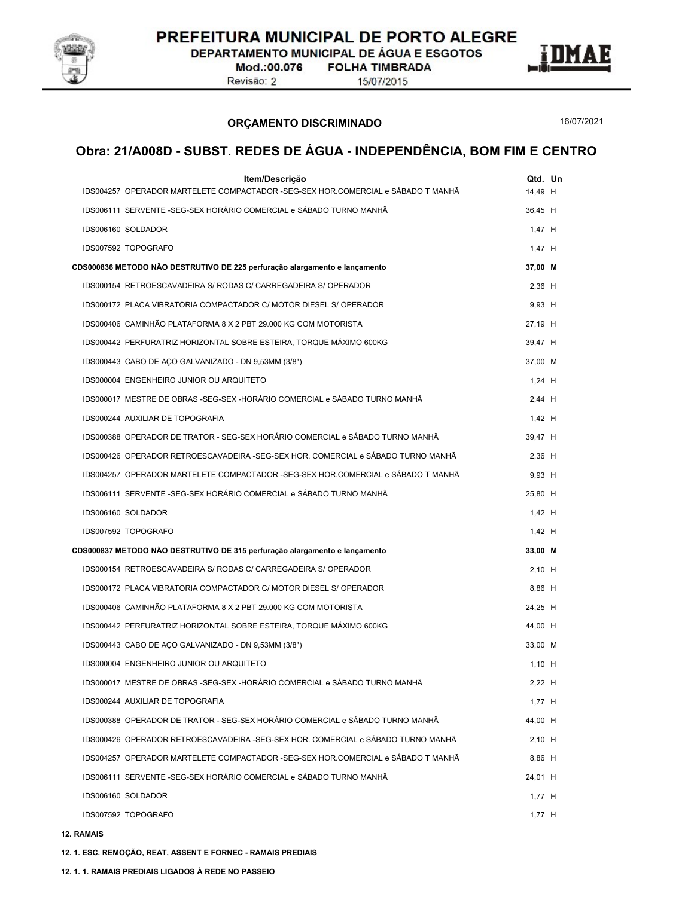## ORÇAMENTO DISCRIMINADO

16/07/2021

# Obra: 21/A008D - SUBST. REDES DE ÁGUA - INDEPENDÊNCIA, BOM FIM E CENTRO

| Item/Descrição | Qtd. | Un |
|---|---|---|
| IDS004257 OPERADOR MARTELETE COMPACTADOR -SEG-SEX HOR.COMERCIAL e SÁBADO T MANHÃ | 14,49 | H |
| IDS006111 SERVENTE -SEG-SEX HORÁRIO COMERCIAL e SÁBADO TURNO MANHÃ | 36,45 | H |
| IDS006160 SOLDADOR | 1,47 | H |
| IDS007592 TOPOGRAFO | 1,47 | H |
| **CDS000836 METODO NÃO DESTRUTIVO DE 225 perfuração alargamento e lançamento** | **37,00** | **M** |
| IDS000154 RETROESCAVADEIRA S/ RODAS C/ CARREGADEIRA S/ OPERADOR | 2,36 | H |
| IDS000172 PLACA VIBRATORIA COMPACTADOR C/ MOTOR DIESEL S/ OPERADOR | 9,93 | H |
| IDS000406 CAMINHÃO PLATAFORMA 8 X 2 PBT 29.000 KG COM MOTORISTA | 27,19 | H |
| IDS000442 PERFURATRIZ HORIZONTAL SOBRE ESTEIRA, TORQUE MÁXIMO 600KG | 39,47 | H |
| IDS000443 CABO DE AÇO GALVANIZADO - DN 9,53MM (3/8") | 37,00 | M |
| IDS000004 ENGENHEIRO JUNIOR OU ARQUITETO | 1,24 | H |
| IDS000017 MESTRE DE OBRAS -SEG-SEX -HORÁRIO COMERCIAL e SÁBADO TURNO MANHÃ | 2,44 | H |
| IDS000244 AUXILIAR DE TOPOGRAFIA | 1,42 | H |
| IDS000388 OPERADOR DE TRATOR - SEG-SEX HORÁRIO COMERCIAL e SÁBADO TURNO MANHÃ | 39,47 | H |
| IDS000426 OPERADOR RETROESCAVADEIRA -SEG-SEX HOR. COMERCIAL e SÁBADO TURNO MANHÃ | 2,36 | H |
| IDS004257 OPERADOR MARTELETE COMPACTADOR -SEG-SEX HOR.COMERCIAL e SÁBADO T MANHÃ | 9,93 | H |
| IDS006111 SERVENTE -SEG-SEX HORÁRIO COMERCIAL e SÁBADO TURNO MANHÃ | 25,80 | H |
| IDS006160 SOLDADOR | 1,42 | H |
| IDS007592 TOPOGRAFO | 1,42 | H |
| **CDS000837 METODO NÃO DESTRUTIVO DE 315 perfuração alargamento e lançamento** | **33,00** | **M** |
| IDS000154 RETROESCAVADEIRA S/ RODAS C/ CARREGADEIRA S/ OPERADOR | 2,10 | H |
| IDS000172 PLACA VIBRATORIA COMPACTADOR C/ MOTOR DIESEL S/ OPERADOR | 8,86 | H |
| IDS000406 CAMINHÃO PLATAFORMA 8 X 2 PBT 29.000 KG COM MOTORISTA | 24,25 | H |
| IDS000442 PERFURATRIZ HORIZONTAL SOBRE ESTEIRA, TORQUE MÁXIMO 600KG | 44,00 | H |
| IDS000443 CABO DE AÇO GALVANIZADO - DN 9,53MM (3/8") | 33,00 | M |
| IDS000004 ENGENHEIRO JUNIOR OU ARQUITETO | 1,10 | H |
| IDS000017 MESTRE DE OBRAS -SEG-SEX -HORÁRIO COMERCIAL e SÁBADO TURNO MANHÃ | 2,22 | H |
| IDS000244 AUXILIAR DE TOPOGRAFIA | 1,77 | H |
| IDS000388 OPERADOR DE TRATOR - SEG-SEX HORÁRIO COMERCIAL e SÁBADO TURNO MANHÃ | 44,00 | H |
| IDS000426 OPERADOR RETROESCAVADEIRA -SEG-SEX HOR. COMERCIAL e SÁBADO TURNO MANHÃ | 2,10 | H |
| IDS004257 OPERADOR MARTELETE COMPACTADOR -SEG-SEX HOR.COMERCIAL e SÁBADO T MANHÃ | 8,86 | H |
| IDS006111 SERVENTE -SEG-SEX HORÁRIO COMERCIAL e SÁBADO TURNO MANHÃ | 24,01 | H |
| IDS006160 SOLDADOR | 1,77 | H |
| IDS007592 TOPOGRAFO | 1,77 | H |

**12. RAMAIS**

**12. 1. ESC. REMOÇÃO, REAT, ASSENT E FORNEC - RAMAIS PREDIAIS**

**12. 1. 1. RAMAIS PREDIAIS LIGADOS À REDE NO PASSEIO**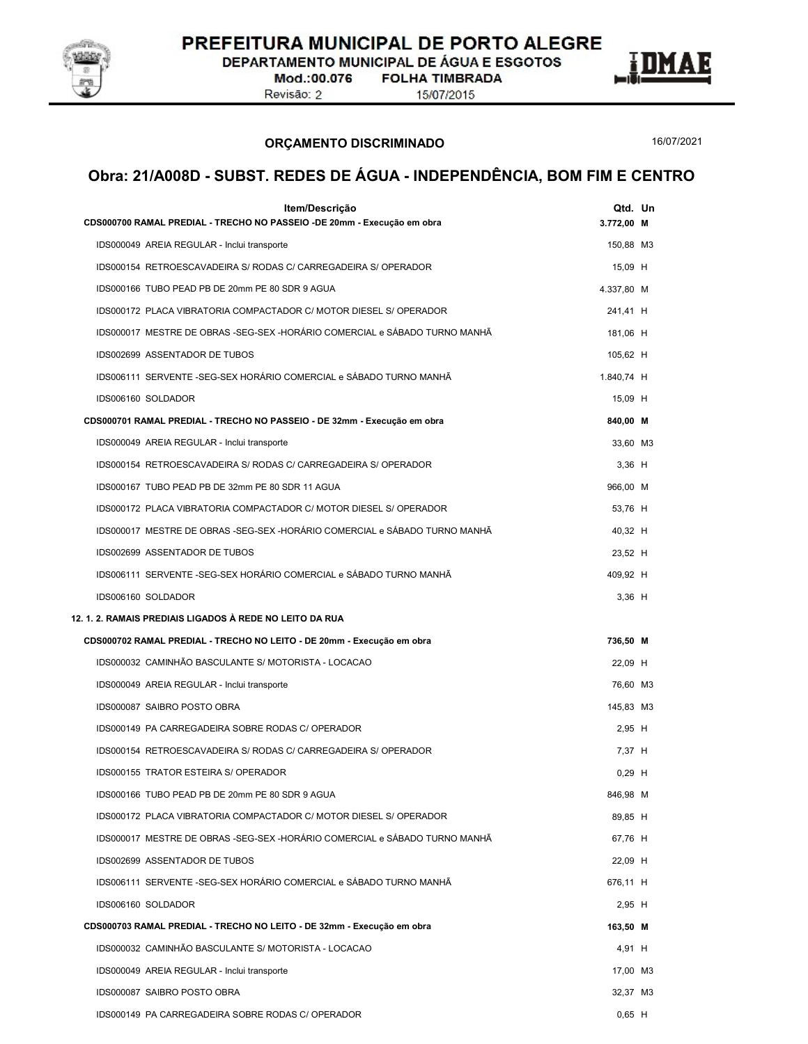## ORÇAMENTO DISCRIMINADO

16/07/2021

# Obra: 21/A008D - SUBST. REDES DE ÁGUA - INDEPENDÊNCIA, BOM FIM E CENTRO

| Item/Descrição | Qtd. | Un |
|---|---|---|
| **CDS000700 RAMAL PREDIAL - TRECHO NO PASSEIO -DE 20mm - Execução em obra** | **3.772,00** | **M** |
| IDS000049 AREIA REGULAR - Inclui transporte | 150,88 | M3 |
| IDS000154 RETROESCAVADEIRA S/ RODAS C/ CARREGADEIRA S/ OPERADOR | 15,09 | H |
| IDS000166 TUBO PEAD PB DE 20mm PE 80 SDR 9 AGUA | 4.337,80 | M |
| IDS000172 PLACA VIBRATORIA COMPACTADOR C/ MOTOR DIESEL S/ OPERADOR | 241,41 | H |
| IDS000017 MESTRE DE OBRAS -SEG-SEX -HORÁRIO COMERCIAL e SÁBADO TURNO MANHÃ | 181,06 | H |
| IDS002699 ASSENTADOR DE TUBOS | 105,62 | H |
| IDS006111 SERVENTE -SEG-SEX HORÁRIO COMERCIAL e SÁBADO TURNO MANHÃ | 1.840,74 | H |
| IDS006160 SOLDADOR | 15,09 | H |
| **CDS000701 RAMAL PREDIAL - TRECHO NO PASSEIO - DE 32mm - Execução em obra** | **840,00** | **M** |
| IDS000049 AREIA REGULAR - Inclui transporte | 33,60 | M3 |
| IDS000154 RETROESCAVADEIRA S/ RODAS C/ CARREGADEIRA S/ OPERADOR | 3,36 | H |
| IDS000167 TUBO PEAD PB DE 32mm PE 80 SDR 11 AGUA | 966,00 | M |
| IDS000172 PLACA VIBRATORIA COMPACTADOR C/ MOTOR DIESEL S/ OPERADOR | 53,76 | H |
| IDS000017 MESTRE DE OBRAS -SEG-SEX -HORÁRIO COMERCIAL e SÁBADO TURNO MANHÃ | 40,32 | H |
| IDS002699 ASSENTADOR DE TUBOS | 23,52 | H |
| IDS006111 SERVENTE -SEG-SEX HORÁRIO COMERCIAL e SÁBADO TURNO MANHÃ | 409,92 | H |
| IDS006160 SOLDADOR | 3,36 | H |
| **12. 1. 2. RAMAIS PREDIAIS LIGADOS À REDE NO LEITO DA RUA** | | |
| **CDS000702 RAMAL PREDIAL - TRECHO NO LEITO - DE 20mm - Execução em obra** | **736,50** | **M** |
| IDS000032 CAMINHÃO BASCULANTE S/ MOTORISTA - LOCACAO | 22,09 | H |
| IDS000049 AREIA REGULAR - Inclui transporte | 76,60 | M3 |
| IDS000087 SAIBRO POSTO OBRA | 145,83 | M3 |
| IDS000149 PA CARREGADEIRA SOBRE RODAS C/ OPERADOR | 2,95 | H |
| IDS000154 RETROESCAVADEIRA S/ RODAS C/ CARREGADEIRA S/ OPERADOR | 7,37 | H |
| IDS000155 TRATOR ESTEIRA S/ OPERADOR | 0,29 | H |
| IDS000166 TUBO PEAD PB DE 20mm PE 80 SDR 9 AGUA | 846,98 | M |
| IDS000172 PLACA VIBRATORIA COMPACTADOR C/ MOTOR DIESEL S/ OPERADOR | 89,85 | H |
| IDS000017 MESTRE DE OBRAS -SEG-SEX -HORÁRIO COMERCIAL e SÁBADO TURNO MANHÃ | 67,76 | H |
| IDS002699 ASSENTADOR DE TUBOS | 22,09 | H |
| IDS006111 SERVENTE -SEG-SEX HORÁRIO COMERCIAL e SÁBADO TURNO MANHÃ | 676,11 | H |
| IDS006160 SOLDADOR | 2,95 | H |
| **CDS000703 RAMAL PREDIAL - TRECHO NO LEITO - DE 32mm - Execução em obra** | **163,50** | **M** |
| IDS000032 CAMINHÃO BASCULANTE S/ MOTORISTA - LOCACAO | 4,91 | H |
| IDS000049 AREIA REGULAR - Inclui transporte | 17,00 | M3 |
| IDS000087 SAIBRO POSTO OBRA | 32,37 | M3 |
| IDS000149 PA CARREGADEIRA SOBRE RODAS C/ OPERADOR | 0,65 | H |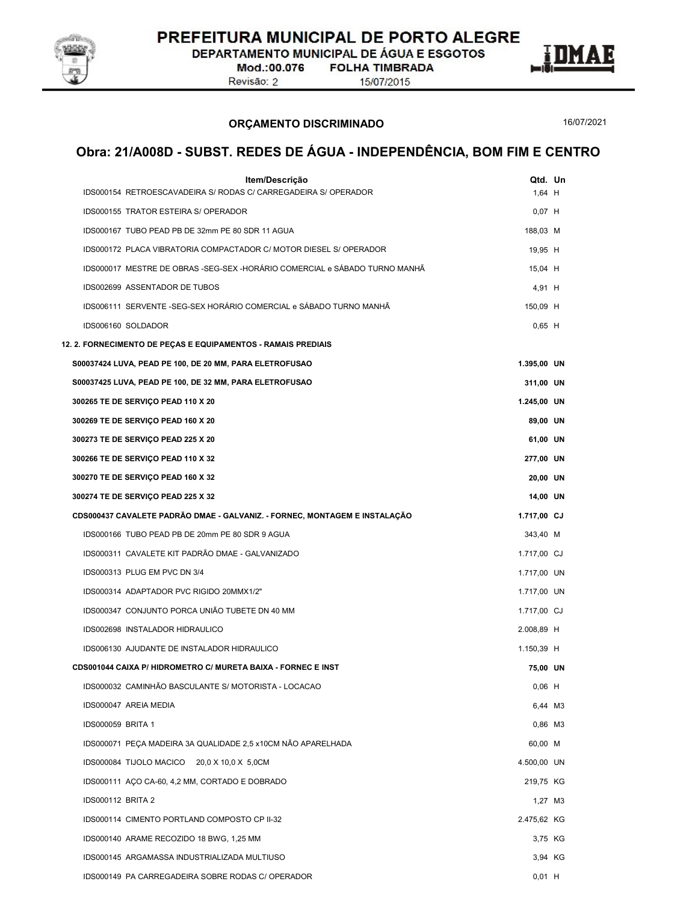## ORÇAMENTO DISCRIMINADO

16/07/2021

# Obra: 21/A008D - SUBST. REDES DE ÁGUA - INDEPENDÊNCIA, BOM FIM E CENTRO

| Item/Descrição | Qtd. | Un |
|---|---|---|
| IDS000154 RETROESCAVADEIRA S/ RODAS C/ CARREGADEIRA S/ OPERADOR | 1,64 | H |
| IDS000155 TRATOR ESTEIRA S/ OPERADOR | 0,07 | H |
| IDS000167 TUBO PEAD PB DE 32mm PE 80 SDR 11 AGUA | 188,03 | M |
| IDS000172 PLACA VIBRATORIA COMPACTADOR C/ MOTOR DIESEL S/ OPERADOR | 19,95 | H |
| IDS000017 MESTRE DE OBRAS -SEG-SEX -HORÁRIO COMERCIAL e SÁBADO TURNO MANHÃ | 15,04 | H |
| IDS002699 ASSENTADOR DE TUBOS | 4,91 | H |
| IDS006111 SERVENTE -SEG-SEX HORÁRIO COMERCIAL e SÁBADO TURNO MANHÃ | 150,09 | H |
| IDS006160 SOLDADOR | 0,65 | H |
| **12. 2. FORNECIMENTO DE PEÇAS E EQUIPAMENTOS - RAMAIS PREDIAIS** | | |
| **S00037424 LUVA, PEAD PE 100, DE 20 MM, PARA ELETROFUSAO** | **1.395,00** | **UN** |
| **S00037425 LUVA, PEAD PE 100, DE 32 MM, PARA ELETROFUSAO** | **311,00** | **UN** |
| **300265 TE DE SERVIÇO PEAD 110 X 20** | **1.245,00** | **UN** |
| **300269 TE DE SERVIÇO PEAD 160 X 20** | **89,00** | **UN** |
| **300273 TE DE SERVIÇO PEAD 225 X 20** | **61,00** | **UN** |
| **300266 TE DE SERVIÇO PEAD 110 X 32** | **277,00** | **UN** |
| **300270 TE DE SERVIÇO PEAD 160 X 32** | **20,00** | **UN** |
| **300274 TE DE SERVIÇO PEAD 225 X 32** | **14,00** | **UN** |
| **CDS000437 CAVALETE PADRÃO DMAE - GALVANIZ. - FORNEC, MONTAGEM E INSTALAÇÃO** | **1.717,00** | **CJ** |
| IDS000166 TUBO PEAD PB DE 20mm PE 80 SDR 9 AGUA | 343,40 | M |
| IDS000311 CAVALETE KIT PADRÃO DMAE - GALVANIZADO | 1.717,00 | CJ |
| IDS000313 PLUG EM PVC DN 3/4 | 1.717,00 | UN |
| IDS000314 ADAPTADOR PVC RIGIDO 20MMX1/2" | 1.717,00 | UN |
| IDS000347 CONJUNTO PORCA UNIÃO TUBETE DN 40 MM | 1.717,00 | CJ |
| IDS002698 INSTALADOR HIDRAULICO | 2.008,89 | H |
| IDS006130 AJUDANTE DE INSTALADOR HIDRAULICO | 1.150,39 | H |
| **CDS001044 CAIXA P/ HIDROMETRO C/ MURETA BAIXA - FORNEC E INST** | **75,00** | **UN** |
| IDS000032 CAMINHÃO BASCULANTE S/ MOTORISTA - LOCACAO | 0,06 | H |
| IDS000047 AREIA MEDIA | 6,44 | M3 |
| IDS000059 BRITA 1 | 0,86 | M3 |
| IDS000071 PEÇA MADEIRA 3A QUALIDADE 2,5 x10CM NÃO APARELHADA | 60,00 | M |
| IDS000084 TIJOLO MACICO 20,0 X 10,0 X 5,0CM | 4.500,00 | UN |
| IDS000111 AÇO CA-60, 4,2 MM, CORTADO E DOBRADO | 219,75 | KG |
| IDS000112 BRITA 2 | 1,27 | M3 |
| IDS000114 CIMENTO PORTLAND COMPOSTO CP II-32 | 2.475,62 | KG |
| IDS000140 ARAME RECOZIDO 18 BWG, 1,25 MM | 3,75 | KG |
| IDS000145 ARGAMASSA INDUSTRIALIZADA MULTIUSO | 3,94 | KG |
| IDS000149 PA CARREGADEIRA SOBRE RODAS C/ OPERADOR | 0,01 | H |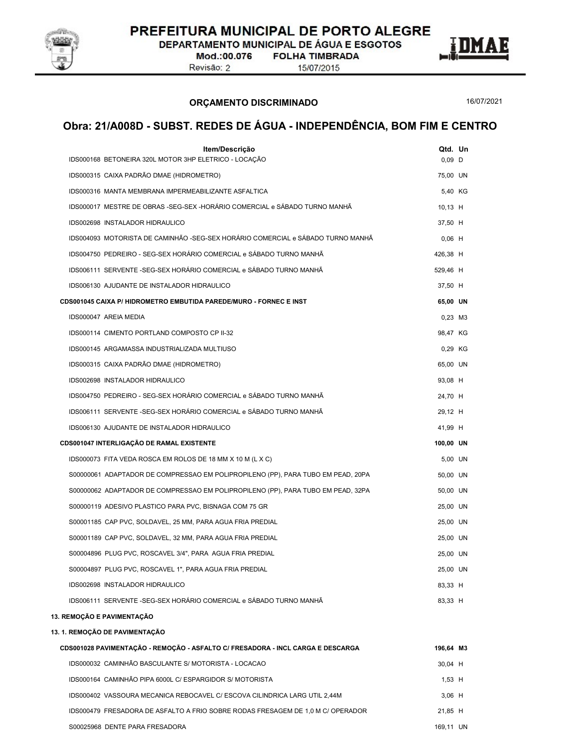PREFEITURA MUNICIPAL DE PORTO ALEGRE
DEPARTAMENTO MUNICIPAL DE ÁGUA E ESGOTOS
Mod.:00.076 FOLHA TIMBRADA
Revisão: 2 15/07/2015

## ORÇAMENTO DISCRIMINADO

16/07/2021

## Obra: 21/A008D - SUBST. REDES DE ÁGUA - INDEPENDÊNCIA, BOM FIM E CENTRO

| Item/Descrição | Qtd. | Un |
|---|---|---|
| IDS000168 BETONEIRA 320L MOTOR 3HP ELETRICO - LOCAÇÃO | 0,09 | D |
| IDS000315 CAIXA PADRÃO DMAE (HIDROMETRO) | 75,00 | UN |
| IDS000316 MANTA MEMBRANA IMPERMEABILIZANTE ASFALTICA | 5,40 | KG |
| IDS000017 MESTRE DE OBRAS -SEG-SEX -HORÁRIO COMERCIAL e SÁBADO TURNO MANHÃ | 10,13 | H |
| IDS002698 INSTALADOR HIDRAULICO | 37,50 | H |
| IDS004093 MOTORISTA DE CAMINHÃO -SEG-SEX HORÁRIO COMERCIAL e SÁBADO TURNO MANHÃ | 0,06 | H |
| IDS004750 PEDREIRO - SEG-SEX HORÁRIO COMERCIAL e SÁBADO TURNO MANHÃ | 426,38 | H |
| IDS006111 SERVENTE -SEG-SEX HORÁRIO COMERCIAL e SÁBADO TURNO MANHÃ | 529,46 | H |
| IDS006130 AJUDANTE DE INSTALADOR HIDRAULICO | 37,50 | H |
| **CDS001045 CAIXA P/ HIDROMETRO EMBUTIDA PAREDE/MURO - FORNEC E INST** | **65,00** | **UN** |
| IDS000047 AREIA MEDIA | 0,23 | M3 |
| IDS000114 CIMENTO PORTLAND COMPOSTO CP II-32 | 98,47 | KG |
| IDS000145 ARGAMASSA INDUSTRIALIZADA MULTIUSO | 0,29 | KG |
| IDS000315 CAIXA PADRÃO DMAE (HIDROMETRO) | 65,00 | UN |
| IDS002698 INSTALADOR HIDRAULICO | 93,08 | H |
| IDS004750 PEDREIRO - SEG-SEX HORÁRIO COMERCIAL e SÁBADO TURNO MANHÃ | 24,70 | H |
| IDS006111 SERVENTE -SEG-SEX HORÁRIO COMERCIAL e SÁBADO TURNO MANHÃ | 29,12 | H |
| IDS006130 AJUDANTE DE INSTALADOR HIDRAULICO | 41,99 | H |
| **CDS001047 INTERLIGAÇÃO DE RAMAL EXISTENTE** | **100,00** | **UN** |
| IDS000073 FITA VEDA ROSCA EM ROLOS DE 18 MM X 10 M (L X C) | 5,00 | UN |
| S00000061 ADAPTADOR DE COMPRESSAO EM POLIPROPILENO (PP), PARA TUBO EM PEAD, 20PA | 50,00 | UN |
| S00000062 ADAPTADOR DE COMPRESSAO EM POLIPROPILENO (PP), PARA TUBO EM PEAD, 32PA | 50,00 | UN |
| S00000119 ADESIVO PLASTICO PARA PVC, BISNAGA COM 75 GR | 25,00 | UN |
| S00001185 CAP PVC, SOLDAVEL, 25 MM, PARA AGUA FRIA PREDIAL | 25,00 | UN |
| S00001189 CAP PVC, SOLDAVEL, 32 MM, PARA AGUA FRIA PREDIAL | 25,00 | UN |
| S00004896 PLUG PVC, ROSCAVEL 3/4", PARA AGUA FRIA PREDIAL | 25,00 | UN |
| S00004897 PLUG PVC, ROSCAVEL 1", PARA AGUA FRIA PREDIAL | 25,00 | UN |
| IDS002698 INSTALADOR HIDRAULICO | 83,33 | H |
| IDS006111 SERVENTE -SEG-SEX HORÁRIO COMERCIAL e SÁBADO TURNO MANHÃ | 83,33 | H |
| **13. REMOÇÃO E PAVIMENTAÇÃO** | | |
| **13. 1. REMOÇÃO DE PAVIMENTAÇÃO** | | |
| **CDS001028 PAVIMENTAÇÃO - REMOÇÃO - ASFALTO C/ FRESADORA - INCL CARGA E DESCARGA** | **196,64** | **M3** |
| IDS000032 CAMINHÃO BASCULANTE S/ MOTORISTA - LOCACAO | 30,04 | H |
| IDS000164 CAMINHÃO PIPA 6000L C/ ESPARGIDOR S/ MOTORISTA | 1,53 | H |
| IDS000402 VASSOURA MECANICA REBOCAVEL C/ ESCOVA CILINDRICA LARG UTIL 2,44M | 3,06 | H |
| IDS000479 FRESADORA DE ASFALTO A FRIO SOBRE RODAS FRESAGEM DE 1,0 M C/ OPERADOR | 21,85 | H |
| S00025968 DENTE PARA FRESADORA | 169,11 | UN |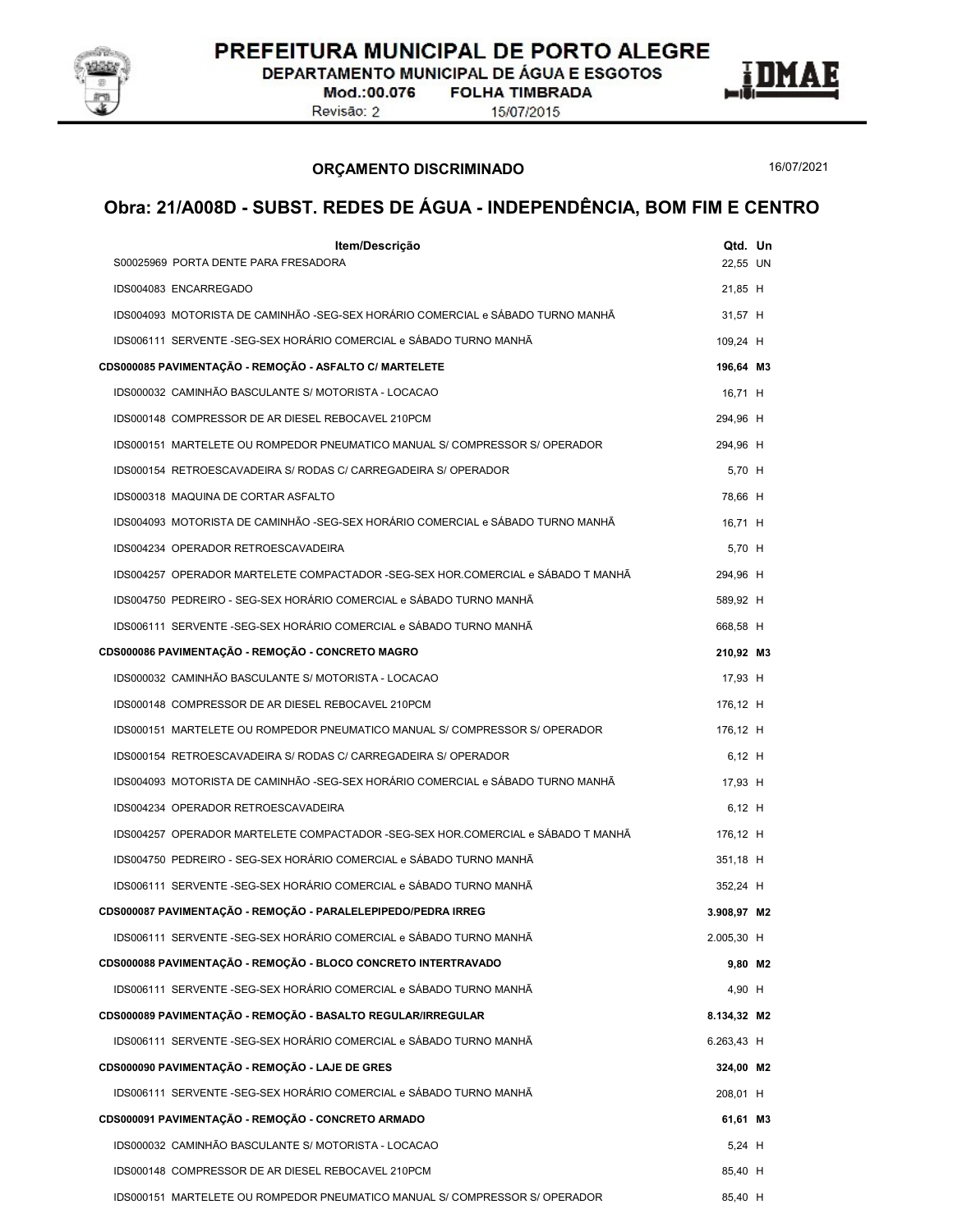## ORÇAMENTO DISCRIMINADO

16/07/2021

# Obra: 21/A008D - SUBST. REDES DE ÁGUA - INDEPENDÊNCIA, BOM FIM E CENTRO

| Item/Descrição | Qtd. | Un |
|---|---|---|
| S00025969 PORTA DENTE PARA FRESADORA | 22,55 | UN |
| IDS004083 ENCARREGADO | 21,85 | H |
| IDS004093 MOTORISTA DE CAMINHÃO -SEG-SEX HORÁRIO COMERCIAL e SÁBADO TURNO MANHÃ | 31,57 | H |
| IDS006111 SERVENTE -SEG-SEX HORÁRIO COMERCIAL e SÁBADO TURNO MANHÃ | 109,24 | H |
| **CDS000085 PAVIMENTAÇÃO - REMOÇÃO - ASFALTO C/ MARTELETE** | **196,64** | **M3** |
| IDS000032 CAMINHÃO BASCULANTE S/ MOTORISTA - LOCACAO | 16,71 | H |
| IDS000148 COMPRESSOR DE AR DIESEL REBOCAVEL 210PCM | 294,96 | H |
| IDS000151 MARTELETE OU ROMPEDOR PNEUMATICO MANUAL S/ COMPRESSOR S/ OPERADOR | 294,96 | H |
| IDS000154 RETROESCAVADEIRA S/ RODAS C/ CARREGADEIRA S/ OPERADOR | 5,70 | H |
| IDS000318 MAQUINA DE CORTAR ASFALTO | 78,66 | H |
| IDS004093 MOTORISTA DE CAMINHÃO -SEG-SEX HORÁRIO COMERCIAL e SÁBADO TURNO MANHÃ | 16,71 | H |
| IDS004234 OPERADOR RETROESCAVADEIRA | 5,70 | H |
| IDS004257 OPERADOR MARTELETE COMPACTADOR -SEG-SEX HOR.COMERCIAL e SÁBADO T MANHÃ | 294,96 | H |
| IDS004750 PEDREIRO - SEG-SEX HORÁRIO COMERCIAL e SÁBADO TURNO MANHÃ | 589,92 | H |
| IDS006111 SERVENTE -SEG-SEX HORÁRIO COMERCIAL e SÁBADO TURNO MANHÃ | 668,58 | H |
| **CDS000086 PAVIMENTAÇÃO - REMOÇÃO - CONCRETO MAGRO** | **210,92** | **M3** |
| IDS000032 CAMINHÃO BASCULANTE S/ MOTORISTA - LOCACAO | 17,93 | H |
| IDS000148 COMPRESSOR DE AR DIESEL REBOCAVEL 210PCM | 176,12 | H |
| IDS000151 MARTELETE OU ROMPEDOR PNEUMATICO MANUAL S/ COMPRESSOR S/ OPERADOR | 176,12 | H |
| IDS000154 RETROESCAVADEIRA S/ RODAS C/ CARREGADEIRA S/ OPERADOR | 6,12 | H |
| IDS004093 MOTORISTA DE CAMINHÃO -SEG-SEX HORÁRIO COMERCIAL e SÁBADO TURNO MANHÃ | 17,93 | H |
| IDS004234 OPERADOR RETROESCAVADEIRA | 6,12 | H |
| IDS004257 OPERADOR MARTELETE COMPACTADOR -SEG-SEX HOR.COMERCIAL e SÁBADO T MANHÃ | 176,12 | H |
| IDS004750 PEDREIRO - SEG-SEX HORÁRIO COMERCIAL e SÁBADO TURNO MANHÃ | 351,18 | H |
| IDS006111 SERVENTE -SEG-SEX HORÁRIO COMERCIAL e SÁBADO TURNO MANHÃ | 352,24 | H |
| **CDS000087 PAVIMENTAÇÃO - REMOÇÃO - PARALELEPIPEDO/PEDRA IRREG** | **3.908,97** | **M2** |
| IDS006111 SERVENTE -SEG-SEX HORÁRIO COMERCIAL e SÁBADO TURNO MANHÃ | 2.005,30 | H |
| **CDS000088 PAVIMENTAÇÃO - REMOÇÃO - BLOCO CONCRETO INTERTRAVADO** | **9,80** | **M2** |
| IDS006111 SERVENTE -SEG-SEX HORÁRIO COMERCIAL e SÁBADO TURNO MANHÃ | 4,90 | H |
| **CDS000089 PAVIMENTAÇÃO - REMOÇÃO - BASALTO REGULAR/IRREGULAR** | **8.134,32** | **M2** |
| IDS006111 SERVENTE -SEG-SEX HORÁRIO COMERCIAL e SÁBADO TURNO MANHÃ | 6.263,43 | H |
| **CDS000090 PAVIMENTAÇÃO - REMOÇÃO - LAJE DE GRES** | **324,00** | **M2** |
| IDS006111 SERVENTE -SEG-SEX HORÁRIO COMERCIAL e SÁBADO TURNO MANHÃ | 208,01 | H |
| **CDS000091 PAVIMENTAÇÃO - REMOÇÃO - CONCRETO ARMADO** | **61,61** | **M3** |
| IDS000032 CAMINHÃO BASCULANTE S/ MOTORISTA - LOCACAO | 5,24 | H |
| IDS000148 COMPRESSOR DE AR DIESEL REBOCAVEL 210PCM | 85,40 | H |
| IDS000151 MARTELETE OU ROMPEDOR PNEUMATICO MANUAL S/ COMPRESSOR S/ OPERADOR | 85,40 | H |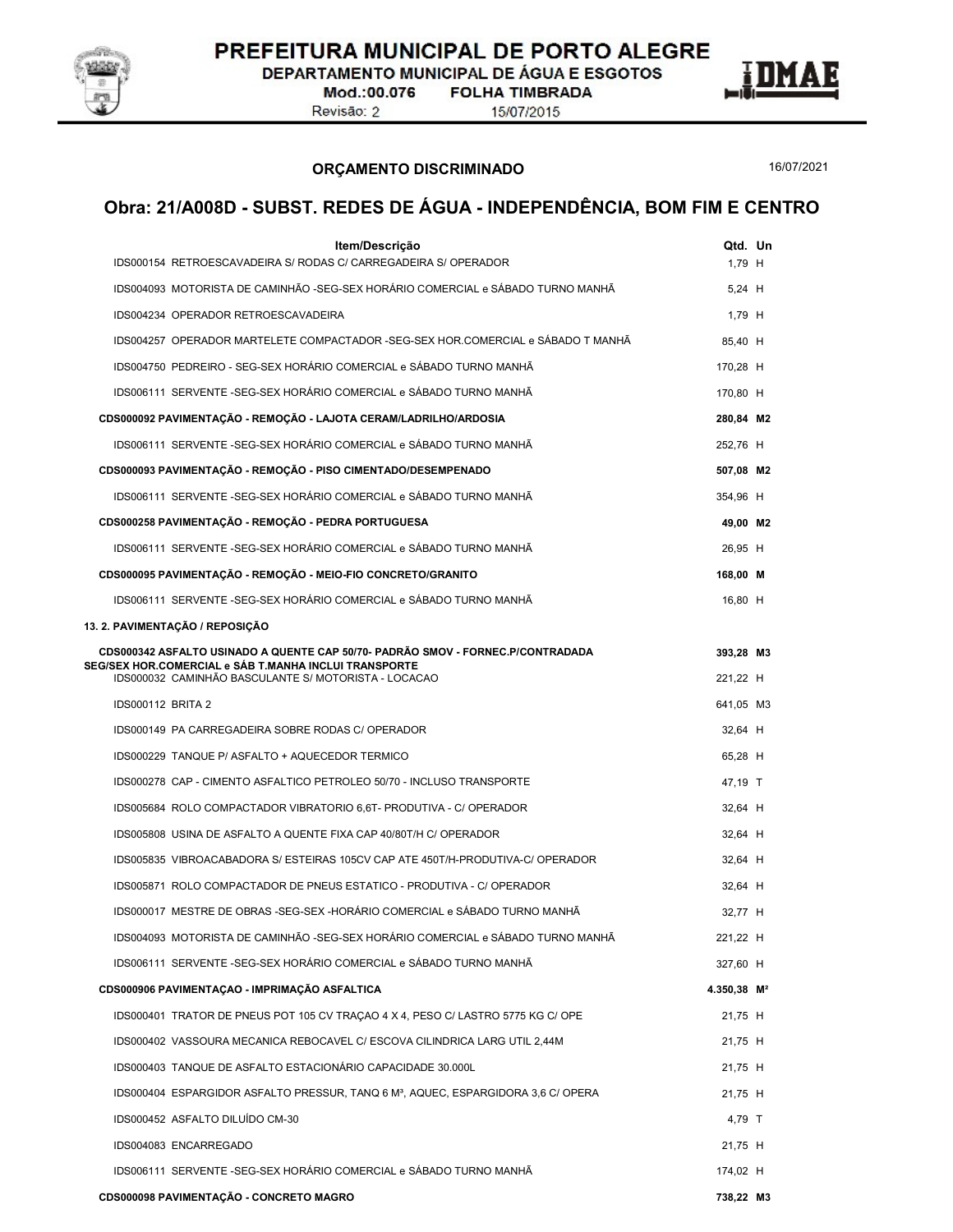## ORÇAMENTO DISCRIMINADO

16/07/2021

# Obra: 21/A008D - SUBST. REDES DE ÁGUA - INDEPENDÊNCIA, BOM FIM E CENTRO

| Item/Descrição | Qtd. | Un |
|---|---|---|
| IDS000154 RETROESCAVADEIRA S/ RODAS C/ CARREGADEIRA S/ OPERADOR | 1,79 | H |
| IDS004093 MOTORISTA DE CAMINHÃO -SEG-SEX HORÁRIO COMERCIAL e SÁBADO TURNO MANHÃ | 5,24 | H |
| IDS004234 OPERADOR RETROESCAVADEIRA | 1,79 | H |
| IDS004257 OPERADOR MARTELETE COMPACTADOR -SEG-SEX HOR.COMERCIAL e SÁBADO T MANHÃ | 85,40 | H |
| IDS004750 PEDREIRO - SEG-SEX HORÁRIO COMERCIAL e SÁBADO TURNO MANHÃ | 170,28 | H |
| IDS006111 SERVENTE -SEG-SEX HORÁRIO COMERCIAL e SÁBADO TURNO MANHÃ | 170,80 | H |
| **CDS000092 PAVIMENTAÇÃO - REMOÇÃO - LAJOTA CERAM/LADRILHO/ARDOSIA** | **280,84** | **M2** |
| IDS006111 SERVENTE -SEG-SEX HORÁRIO COMERCIAL e SÁBADO TURNO MANHÃ | 252,76 | H |
| **CDS000093 PAVIMENTAÇÃO - REMOÇÃO - PISO CIMENTADO/DESEMPENADO** | **507,08** | **M2** |
| IDS006111 SERVENTE -SEG-SEX HORÁRIO COMERCIAL e SÁBADO TURNO MANHÃ | 354,96 | H |
| **CDS000258 PAVIMENTAÇÃO - REMOÇÃO - PEDRA PORTUGUESA** | **49,00** | **M2** |
| IDS006111 SERVENTE -SEG-SEX HORÁRIO COMERCIAL e SÁBADO TURNO MANHÃ | 26,95 | H |
| **CDS000095 PAVIMENTAÇÃO - REMOÇÃO - MEIO-FIO CONCRETO/GRANITO** | **168,00** | **M** |
| IDS006111 SERVENTE -SEG-SEX HORÁRIO COMERCIAL e SÁBADO TURNO MANHÃ | 16,80 | H |
| **13. 2. PAVIMENTAÇÃO / REPOSIÇÃO** | | |
| **CDS000342 ASFALTO USINADO A QUENTE CAP 50/70- PADRÃO SMOV - FORNEC.P/CONTRADADA SEG/SEX HOR.COMERCIAL e SÁB T.MANHA INCLUI TRANSPORTE** | **393,28** | **M3** |
| IDS000032 CAMINHÃO BASCULANTE S/ MOTORISTA - LOCACAO | 221,22 | H |
| IDS000112 BRITA 2 | 641,05 | M3 |
| IDS000149 PA CARREGADEIRA SOBRE RODAS C/ OPERADOR | 32,64 | H |
| IDS000229 TANQUE P/ ASFALTO + AQUECEDOR TERMICO | 65,28 | H |
| IDS000278 CAP - CIMENTO ASFALTICO PETROLEO 50/70 - INCLUSO TRANSPORTE | 47,19 | T |
| IDS005684 ROLO COMPACTADOR VIBRATORIO 6,6T- PRODUTIVA - C/ OPERADOR | 32,64 | H |
| IDS005808 USINA DE ASFALTO A QUENTE FIXA CAP 40/80T/H C/ OPERADOR | 32,64 | H |
| IDS005835 VIBROACABADORA S/ ESTEIRAS 105CV CAP ATE 450T/H-PRODUTIVA-C/ OPERADOR | 32,64 | H |
| IDS005871 ROLO COMPACTADOR DE PNEUS ESTATICO - PRODUTIVA - C/ OPERADOR | 32,64 | H |
| IDS000017 MESTRE DE OBRAS -SEG-SEX -HORÁRIO COMERCIAL e SÁBADO TURNO MANHÃ | 32,77 | H |
| IDS004093 MOTORISTA DE CAMINHÃO -SEG-SEX HORÁRIO COMERCIAL e SÁBADO TURNO MANHÃ | 221,22 | H |
| IDS006111 SERVENTE -SEG-SEX HORÁRIO COMERCIAL e SÁBADO TURNO MANHÃ | 327,60 | H |
| **CDS000906 PAVIMENTAÇAO - IMPRIMAÇÃO ASFALTICA** | **4.350,38** | **M²** |
| IDS000401 TRATOR DE PNEUS POT 105 CV TRAÇAO 4 X 4, PESO C/ LASTRO 5775 KG C/ OPE | 21,75 | H |
| IDS000402 VASSOURA MECANICA REBOCAVEL C/ ESCOVA CILINDRICA LARG UTIL 2,44M | 21,75 | H |
| IDS000403 TANQUE DE ASFALTO ESTACIONÁRIO CAPACIDADE 30.000L | 21,75 | H |
| IDS000404 ESPARGIDOR ASFALTO PRESSUR, TANQ 6 M³, AQUEC, ESPARGIDORA 3,6 C/ OPERA | 21,75 | H |
| IDS000452 ASFALTO DILUÍDO CM-30 | 4,79 | T |
| IDS004083 ENCARREGADO | 21,75 | H |
| IDS006111 SERVENTE -SEG-SEX HORÁRIO COMERCIAL e SÁBADO TURNO MANHÃ | 174,02 | H |
| **CDS000098 PAVIMENTAÇÃO - CONCRETO MAGRO** | **738,22** | **M3** |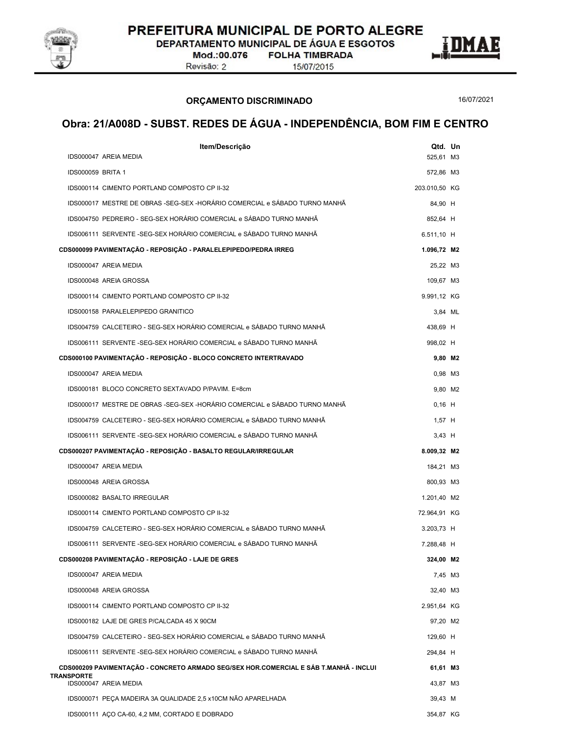## ORÇAMENTO DISCRIMINADO

16/07/2021

# Obra: 21/A008D - SUBST. REDES DE ÁGUA - INDEPENDÊNCIA, BOM FIM E CENTRO

| Item/Descrição | Qtd. | Un |
|---|---|---|
| IDS000047 AREIA MEDIA | 525,61 | M3 |
| IDS000059 BRITA 1 | 572,86 | M3 |
| IDS000114 CIMENTO PORTLAND COMPOSTO CP II-32 | 203.010,50 | KG |
| IDS000017 MESTRE DE OBRAS -SEG-SEX -HORÁRIO COMERCIAL e SÁBADO TURNO MANHÃ | 84,90 | H |
| IDS004750 PEDREIRO - SEG-SEX HORÁRIO COMERCIAL e SÁBADO TURNO MANHÃ | 852,64 | H |
| IDS006111 SERVENTE -SEG-SEX HORÁRIO COMERCIAL e SÁBADO TURNO MANHÃ | 6.511,10 | H |
| **CDS000099 PAVIMENTAÇÃO - REPOSIÇÃO - PARALELEPIPEDO/PEDRA IRREG** | **1.096,72** | **M2** |
| IDS000047 AREIA MEDIA | 25,22 | M3 |
| IDS000048 AREIA GROSSA | 109,67 | M3 |
| IDS000114 CIMENTO PORTLAND COMPOSTO CP II-32 | 9.991,12 | KG |
| IDS000158 PARALELEPIPEDO GRANITICO | 3,84 | ML |
| IDS004759 CALCETEIRO - SEG-SEX HORÁRIO COMERCIAL e SÁBADO TURNO MANHÃ | 438,69 | H |
| IDS006111 SERVENTE -SEG-SEX HORÁRIO COMERCIAL e SÁBADO TURNO MANHÃ | 998,02 | H |
| **CDS000100 PAVIMENTAÇÃO - REPOSIÇÃO - BLOCO CONCRETO INTERTRAVADO** | **9,80** | **M2** |
| IDS000047 AREIA MEDIA | 0,98 | M3 |
| IDS000181 BLOCO CONCRETO SEXTAVADO P/PAVIM. E=8cm | 9,80 | M2 |
| IDS000017 MESTRE DE OBRAS -SEG-SEX -HORÁRIO COMERCIAL e SÁBADO TURNO MANHÃ | 0,16 | H |
| IDS004759 CALCETEIRO - SEG-SEX HORÁRIO COMERCIAL e SÁBADO TURNO MANHÃ | 1,57 | H |
| IDS006111 SERVENTE -SEG-SEX HORÁRIO COMERCIAL e SÁBADO TURNO MANHÃ | 3,43 | H |
| **CDS000207 PAVIMENTAÇÃO - REPOSIÇÃO - BASALTO REGULAR/IRREGULAR** | **8.009,32** | **M2** |
| IDS000047 AREIA MEDIA | 184,21 | M3 |
| IDS000048 AREIA GROSSA | 800,93 | M3 |
| IDS000082 BASALTO IRREGULAR | 1.201,40 | M2 |
| IDS000114 CIMENTO PORTLAND COMPOSTO CP II-32 | 72.964,91 | KG |
| IDS004759 CALCETEIRO - SEG-SEX HORÁRIO COMERCIAL e SÁBADO TURNO MANHÃ | 3.203,73 | H |
| IDS006111 SERVENTE -SEG-SEX HORÁRIO COMERCIAL e SÁBADO TURNO MANHÃ | 7.288,48 | H |
| **CDS000208 PAVIMENTAÇÃO - REPOSIÇÃO - LAJE DE GRES** | **324,00** | **M2** |
| IDS000047 AREIA MEDIA | 7,45 | M3 |
| IDS000048 AREIA GROSSA | 32,40 | M3 |
| IDS000114 CIMENTO PORTLAND COMPOSTO CP II-32 | 2.951,64 | KG |
| IDS000182 LAJE DE GRES P/CALCADA 45 X 90CM | 97,20 | M2 |
| IDS004759 CALCETEIRO - SEG-SEX HORÁRIO COMERCIAL e SÁBADO TURNO MANHÃ | 129,60 | H |
| IDS006111 SERVENTE -SEG-SEX HORÁRIO COMERCIAL e SÁBADO TURNO MANHÃ | 294,84 | H |
| **CDS000209 PAVIMENTAÇÃO - CONCRETO ARMADO SEG/SEX HOR.COMERCIAL E SÁB T.MANHÃ - INCLUI TRANSPORTE** | **61,61** | **M3** |
| IDS000047 AREIA MEDIA | 43,87 | M3 |
| IDS000071 PEÇA MADEIRA 3A QUALIDADE 2,5 x10CM NÃO APARELHADA | 39,43 | M |
| IDS000111 AÇO CA-60, 4,2 MM, CORTADO E DOBRADO | 354,87 | KG |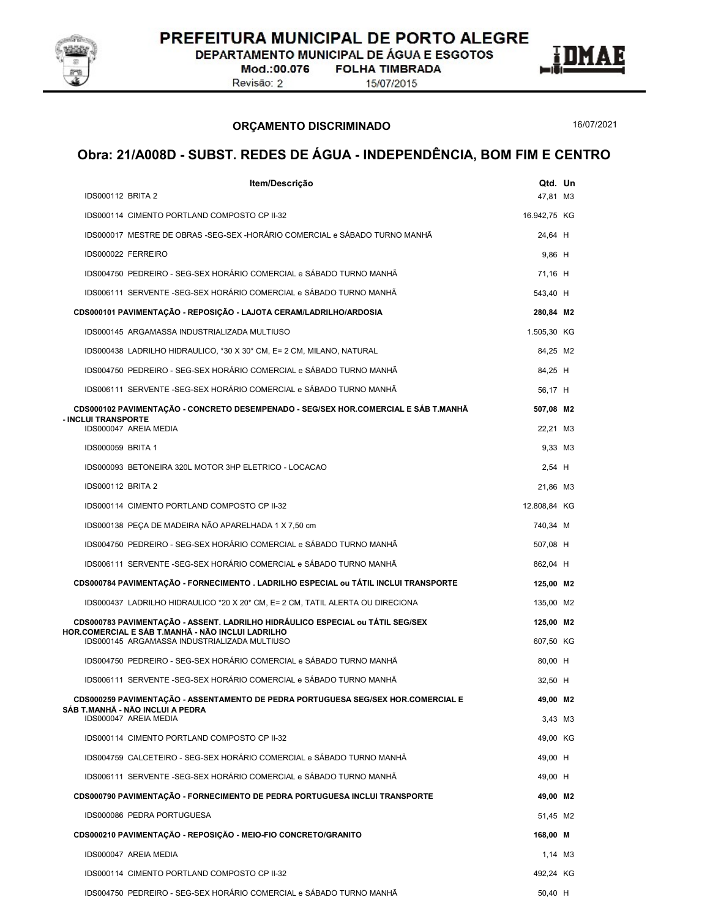## ORÇAMENTO DISCRIMINADO

16/07/2021

# Obra: 21/A008D - SUBST. REDES DE ÁGUA - INDEPENDÊNCIA, BOM FIM E CENTRO

| Item/Descrição | Qtd. | Un |
|---|---|---|
| IDS000112 BRITA 2 | 47,81 | M3 |
| IDS000114 CIMENTO PORTLAND COMPOSTO CP II-32 | 16.942,75 | KG |
| IDS000017 MESTRE DE OBRAS -SEG-SEX -HORÁRIO COMERCIAL e SÁBADO TURNO MANHÃ | 24,64 | H |
| IDS000022 FERREIRO | 9,86 | H |
| IDS004750 PEDREIRO - SEG-SEX HORÁRIO COMERCIAL e SÁBADO TURNO MANHÃ | 71,16 | H |
| IDS006111 SERVENTE -SEG-SEX HORÁRIO COMERCIAL e SÁBADO TURNO MANHÃ | 543,40 | H |
| **CDS000101 PAVIMENTAÇÃO - REPOSIÇÃO - LAJOTA CERAM/LADRILHO/ARDOSIA** | **280,84** | **M2** |
| IDS000145 ARGAMASSA INDUSTRIALIZADA MULTIUSO | 1.505,30 | KG |
| IDS000438 LADRILHO HIDRAULICO, *30 X 30* CM, E= 2 CM, MILANO, NATURAL | 84,25 | M2 |
| IDS004750 PEDREIRO - SEG-SEX HORÁRIO COMERCIAL e SÁBADO TURNO MANHÃ | 84,25 | H |
| IDS006111 SERVENTE -SEG-SEX HORÁRIO COMERCIAL e SÁBADO TURNO MANHÃ | 56,17 | H |
| **CDS000102 PAVIMENTAÇÃO - CONCRETO DESEMPENADO - SEG/SEX HOR.COMERCIAL E SÁB T.MANHÃ - INCLUI TRANSPORTE** | **507,08** | **M2** |
| IDS000047 AREIA MEDIA | 22,21 | M3 |
| IDS000059 BRITA 1 | 9,33 | M3 |
| IDS000093 BETONEIRA 320L MOTOR 3HP ELETRICO - LOCACAO | 2,54 | H |
| IDS000112 BRITA 2 | 21,86 | M3 |
| IDS000114 CIMENTO PORTLAND COMPOSTO CP II-32 | 12.808,84 | KG |
| IDS000138 PEÇA DE MADEIRA NÃO APARELHADA 1 X 7,50 cm | 740,34 | M |
| IDS004750 PEDREIRO - SEG-SEX HORÁRIO COMERCIAL e SÁBADO TURNO MANHÃ | 507,08 | H |
| IDS006111 SERVENTE -SEG-SEX HORÁRIO COMERCIAL e SÁBADO TURNO MANHÃ | 862,04 | H |
| **CDS000784 PAVIMENTAÇÃO - FORNECIMENTO . LADRILHO ESPECIAL ou TÁTIL INCLUI TRANSPORTE** | **125,00** | **M2** |
| IDS000437 LADRILHO HIDRAULICO *20 X 20* CM, E= 2 CM, TATIL ALERTA OU DIRECIONA | 135,00 | M2 |
| **CDS000783 PAVIMENTAÇÃO - ASSENT. LADRILHO HIDRÁULICO ESPECIAL ou TÁTIL SEG/SEX HOR.COMERCIAL E SÁB T.MANHÃ - NÃO INCLUI LADRILHO** | **125,00** | **M2** |
| IDS000145 ARGAMASSA INDUSTRIALIZADA MULTIUSO | 607,50 | KG |
| IDS004750 PEDREIRO - SEG-SEX HORÁRIO COMERCIAL e SÁBADO TURNO MANHÃ | 80,00 | H |
| IDS006111 SERVENTE -SEG-SEX HORÁRIO COMERCIAL e SÁBADO TURNO MANHÃ | 32,50 | H |
| **CDS000259 PAVIMENTAÇÃO - ASSENTAMENTO DE PEDRA PORTUGUESA SEG/SEX HOR.COMERCIAL E SÁB T.MANHÃ - NÃO INCLUI A PEDRA** | **49,00** | **M2** |
| IDS000047 AREIA MEDIA | 3,43 | M3 |
| IDS000114 CIMENTO PORTLAND COMPOSTO CP II-32 | 49,00 | KG |
| IDS004759 CALCETEIRO - SEG-SEX HORÁRIO COMERCIAL e SÁBADO TURNO MANHÃ | 49,00 | H |
| IDS006111 SERVENTE -SEG-SEX HORÁRIO COMERCIAL e SÁBADO TURNO MANHÃ | 49,00 | H |
| **CDS000790 PAVIMENTAÇÃO - FORNECIMENTO DE PEDRA PORTUGUESA INCLUI TRANSPORTE** | **49,00** | **M2** |
| IDS000086 PEDRA PORTUGUESA | 51,45 | M2 |
| **CDS000210 PAVIMENTAÇÃO - REPOSIÇÃO - MEIO-FIO CONCRETO/GRANITO** | **168,00** | **M** |
| IDS000047 AREIA MEDIA | 1,14 | M3 |
| IDS000114 CIMENTO PORTLAND COMPOSTO CP II-32 | 492,24 | KG |
| IDS004750 PEDREIRO - SEG-SEX HORÁRIO COMERCIAL e SÁBADO TURNO MANHÃ | 50,40 | H |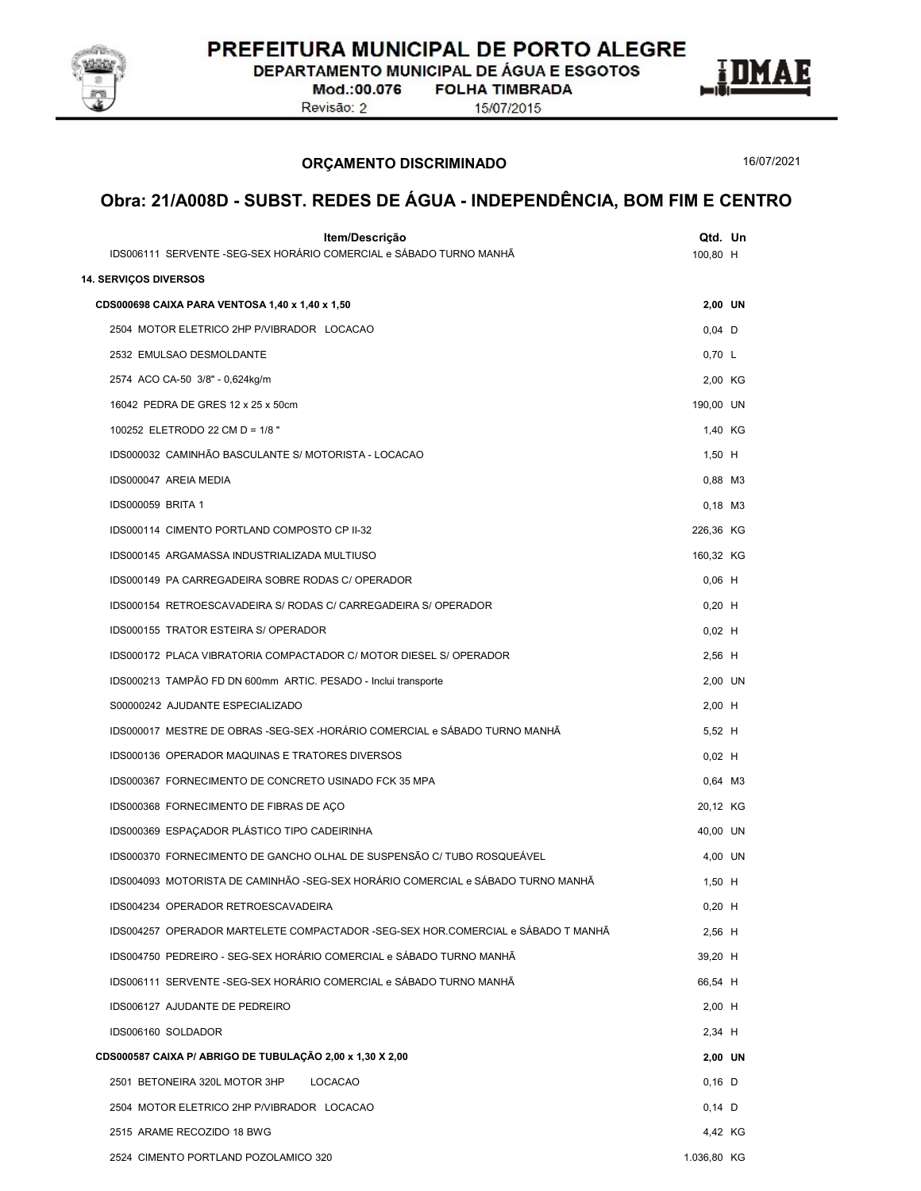## ORÇAMENTO DISCRIMINADO

16/07/2021

# Obra: 21/A008D - SUBST. REDES DE ÁGUA - INDEPENDÊNCIA, BOM FIM E CENTRO

| Item/Descrição | Qtd. | Un |
|---|---|---|
| IDS006111 SERVENTE -SEG-SEX HORÁRIO COMERCIAL e SÁBADO TURNO MANHÃ | 100,80 | H |
| **14. SERVIÇOS DIVERSOS** | | |
| **CDS000698 CAIXA PARA VENTOSA 1,40 x 1,40 x 1,50** | **2,00** | **UN** |
| 2504 MOTOR ELETRICO 2HP P/VIBRADOR LOCACAO | 0,04 | D |
| 2532 EMULSAO DESMOLDANTE | 0,70 | L |
| 2574 ACO CA-50 3/8" - 0,624kg/m | 2,00 | KG |
| 16042 PEDRA DE GRES 12 x 25 x 50cm | 190,00 | UN |
| 100252 ELETRODO 22 CM D = 1/8 " | 1,40 | KG |
| IDS000032 CAMINHÃO BASCULANTE S/ MOTORISTA - LOCACAO | 1,50 | H |
| IDS000047 AREIA MEDIA | 0,88 | M3 |
| IDS000059 BRITA 1 | 0,18 | M3 |
| IDS000114 CIMENTO PORTLAND COMPOSTO CP II-32 | 226,36 | KG |
| IDS000145 ARGAMASSA INDUSTRIALIZADA MULTIUSO | 160,32 | KG |
| IDS000149 PA CARREGADEIRA SOBRE RODAS C/ OPERADOR | 0,06 | H |
| IDS000154 RETROESCAVADEIRA S/ RODAS C/ CARREGADEIRA S/ OPERADOR | 0,20 | H |
| IDS000155 TRATOR ESTEIRA S/ OPERADOR | 0,02 | H |
| IDS000172 PLACA VIBRATORIA COMPACTADOR C/ MOTOR DIESEL S/ OPERADOR | 2,56 | H |
| IDS000213 TAMPÃO FD DN 600mm ARTIC. PESADO - Inclui transporte | 2,00 | UN |
| S00000242 AJUDANTE ESPECIALIZADO | 2,00 | H |
| IDS000017 MESTRE DE OBRAS -SEG-SEX -HORÁRIO COMERCIAL e SÁBADO TURNO MANHÃ | 5,52 | H |
| IDS000136 OPERADOR MAQUINAS E TRATORES DIVERSOS | 0,02 | H |
| IDS000367 FORNECIMENTO DE CONCRETO USINADO FCK 35 MPA | 0,64 | M3 |
| IDS000368 FORNECIMENTO DE FIBRAS DE AÇO | 20,12 | KG |
| IDS000369 ESPAÇADOR PLÁSTICO TIPO CADEIRINHA | 40,00 | UN |
| IDS000370 FORNECIMENTO DE GANCHO OLHAL DE SUSPENSÃO C/ TUBO ROSQUEÁVEL | 4,00 | UN |
| IDS004093 MOTORISTA DE CAMINHÃO -SEG-SEX HORÁRIO COMERCIAL e SÁBADO TURNO MANHÃ | 1,50 | H |
| IDS004234 OPERADOR RETROESCAVADEIRA | 0,20 | H |
| IDS004257 OPERADOR MARTELETE COMPACTADOR -SEG-SEX HOR.COMERCIAL e SÁBADO T MANHÃ | 2,56 | H |
| IDS004750 PEDREIRO - SEG-SEX HORÁRIO COMERCIAL e SÁBADO TURNO MANHÃ | 39,20 | H |
| IDS006111 SERVENTE -SEG-SEX HORÁRIO COMERCIAL e SÁBADO TURNO MANHÃ | 66,54 | H |
| IDS006127 AJUDANTE DE PEDREIRO | 2,00 | H |
| IDS006160 SOLDADOR | 2,34 | H |
| **CDS000587 CAIXA P/ ABRIGO DE TUBULAÇÃO 2,00 x 1,30 X 2,00** | **2,00** | **UN** |
| 2501 BETONEIRA 320L MOTOR 3HP LOCACAO | 0,16 | D |
| 2504 MOTOR ELETRICO 2HP P/VIBRADOR LOCACAO | 0,14 | D |
| 2515 ARAME RECOZIDO 18 BWG | 4,42 | KG |
| 2524 CIMENTO PORTLAND POZOLAMICO 320 | 1.036,80 | KG |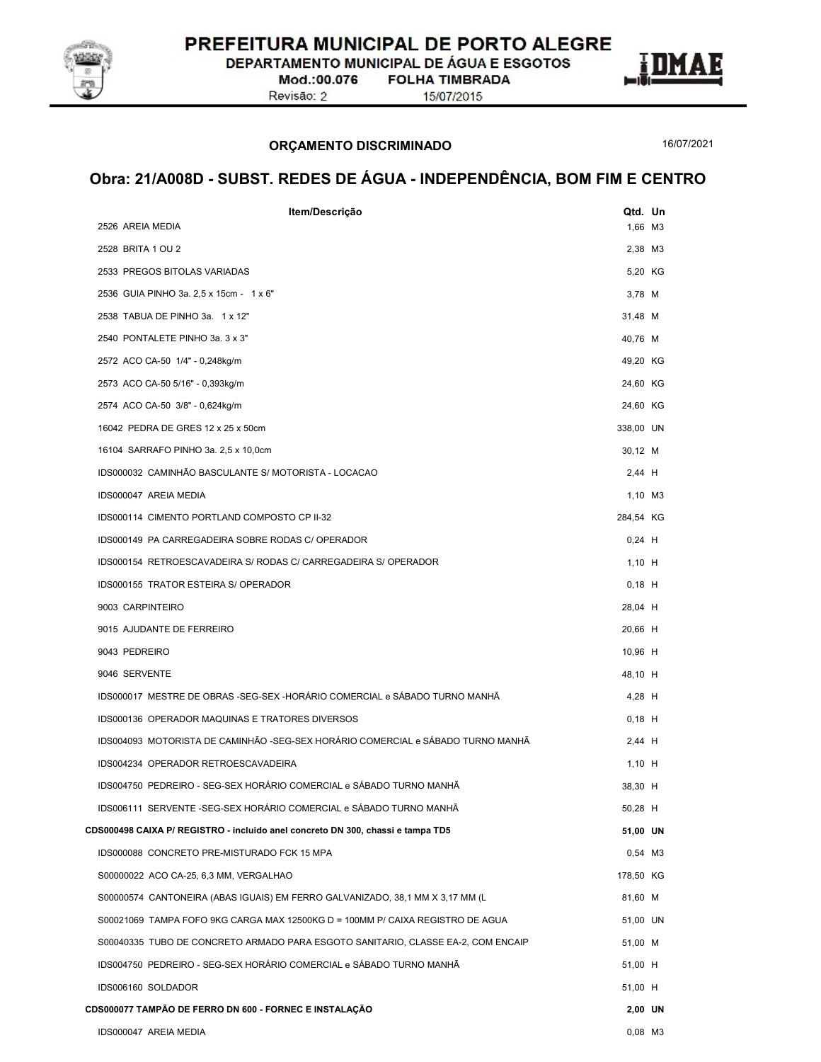# PREFEITURA MUNICIPAL DE PORTO ALEGRE

DEPARTAMENTO MUNICIPAL DE ÁGUA E ESGOTOS

Mod.:00.076 FOLHA TIMBRADA

Revisão: 2 15/07/2015

DMAE

**ORÇAMENTO DISCRIMINADO** 16/07/2021

## Obra: 21/A008D - SUBST. REDES DE ÁGUA - INDEPENDÊNCIA, BOM FIM E CENTRO

| Item/Descrição | Qtd. | Un |
|---|---|---|
| 2526 AREIA MEDIA | 1,66 | M3 |
| 2528 BRITA 1 OU 2 | 2,38 | M3 |
| 2533 PREGOS BITOLAS VARIADAS | 5,20 | KG |
| 2536 GUIA PINHO 3a. 2,5 x 15cm - 1 x 6" | 3,78 | M |
| 2538 TABUA DE PINHO 3a. 1 x 12" | 31,48 | M |
| 2540 PONTALETE PINHO 3a. 3 x 3" | 40,76 | M |
| 2572 ACO CA-50 1/4" - 0,248kg/m | 49,20 | KG |
| 2573 ACO CA-50 5/16" - 0,393kg/m | 24,60 | KG |
| 2574 ACO CA-50 3/8" - 0,624kg/m | 24,60 | KG |
| 16042 PEDRA DE GRES 12 x 25 x 50cm | 338,00 | UN |
| 16104 SARRAFO PINHO 3a. 2,5 x 10,0cm | 30,12 | M |
| IDS000032 CAMINHÃO BASCULANTE S/ MOTORISTA - LOCACAO | 2,44 | H |
| IDS000047 AREIA MEDIA | 1,10 | M3 |
| IDS000114 CIMENTO PORTLAND COMPOSTO CP II-32 | 284,54 | KG |
| IDS000149 PA CARREGADEIRA SOBRE RODAS C/ OPERADOR | 0,24 | H |
| IDS000154 RETROESCAVADEIRA S/ RODAS C/ CARREGADEIRA S/ OPERADOR | 1,10 | H |
| IDS000155 TRATOR ESTEIRA S/ OPERADOR | 0,18 | H |
| 9003 CARPINTEIRO | 28,04 | H |
| 9015 AJUDANTE DE FERREIRO | 20,66 | H |
| 9043 PEDREIRO | 10,96 | H |
| 9046 SERVENTE | 48,10 | H |
| IDS000017 MESTRE DE OBRAS -SEG-SEX -HORÁRIO COMERCIAL e SÁBADO TURNO MANHÃ | 4,28 | H |
| IDS000136 OPERADOR MAQUINAS E TRATORES DIVERSOS | 0,18 | H |
| IDS004093 MOTORISTA DE CAMINHÃO -SEG-SEX HORÁRIO COMERCIAL e SÁBADO TURNO MANHÃ | 2,44 | H |
| IDS004234 OPERADOR RETROESCAVADEIRA | 1,10 | H |
| IDS004750 PEDREIRO - SEG-SEX HORÁRIO COMERCIAL e SÁBADO TURNO MANHÃ | 38,30 | H |
| IDS006111 SERVENTE -SEG-SEX HORÁRIO COMERCIAL e SÁBADO TURNO MANHÃ | 50,28 | H |
| **CDS000498 CAIXA P/ REGISTRO - incluido anel concreto DN 300, chassi e tampa TD5** | **51,00** | **UN** |
| IDS000088 CONCRETO PRE-MISTURADO FCK 15 MPA | 0,54 | M3 |
| S00000022 ACO CA-25, 6,3 MM, VERGALHAO | 178,50 | KG |
| S00000574 CANTONEIRA (ABAS IGUAIS) EM FERRO GALVANIZADO, 38,1 MM X 3,17 MM (L | 81,60 | M |
| S00021069 TAMPA FOFO 9KG CARGA MAX 12500KG D = 100MM P/ CAIXA REGISTRO DE AGUA | 51,00 | UN |
| S00040335 TUBO DE CONCRETO ARMADO PARA ESGOTO SANITARIO, CLASSE EA-2, COM ENCAIP | 51,00 | M |
| IDS004750 PEDREIRO - SEG-SEX HORÁRIO COMERCIAL e SÁBADO TURNO MANHÃ | 51,00 | H |
| IDS006160 SOLDADOR | 51,00 | H |
| **CDS000077 TAMPÃO DE FERRO DN 600 - FORNEC E INSTALAÇÃO** | **2,00** | **UN** |
| IDS000047 AREIA MEDIA | 0,08 | M3 |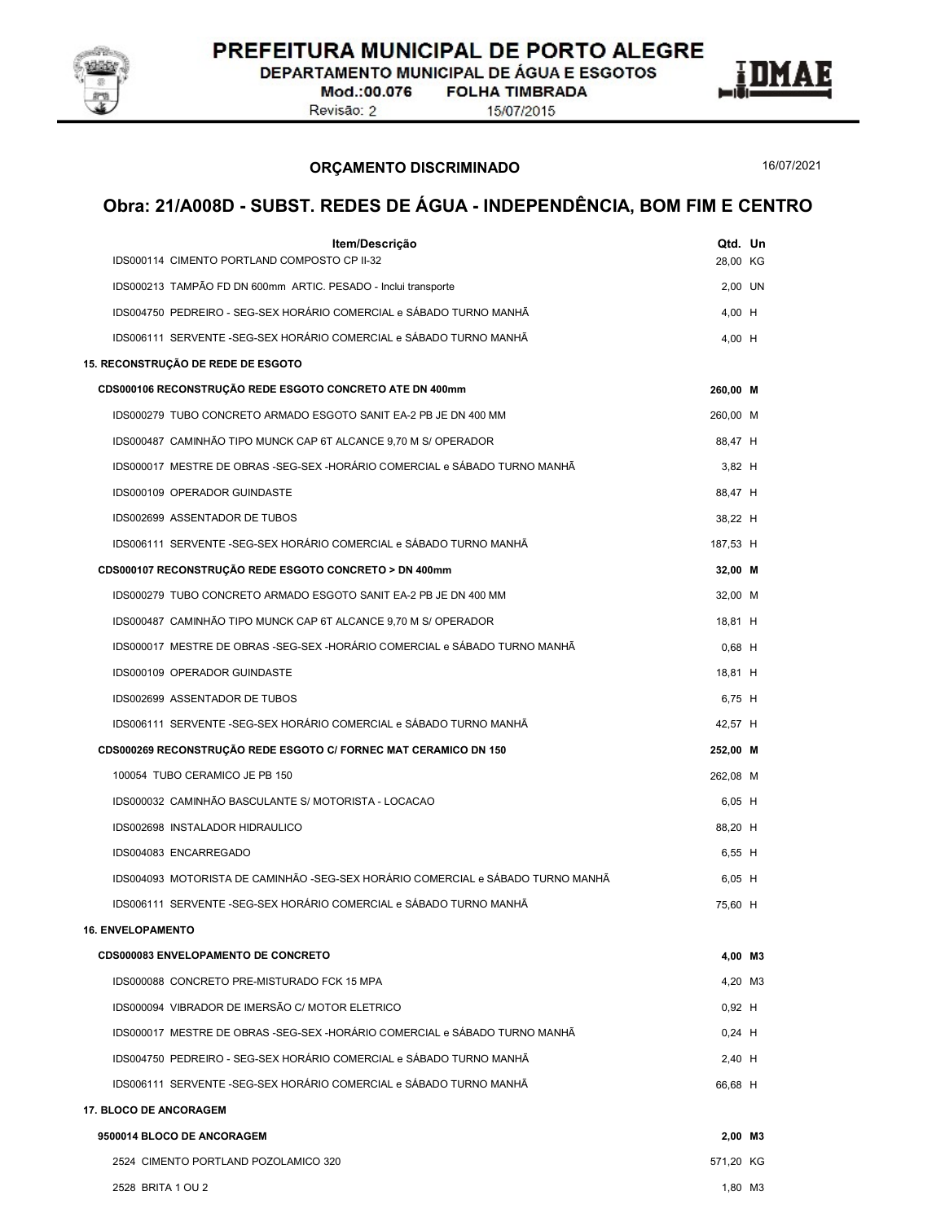## ORÇAMENTO DISCRIMINADO

16/07/2021

# Obra: 21/A008D - SUBST. REDES DE ÁGUA - INDEPENDÊNCIA, BOM FIM E CENTRO

| Item/Descrição | Qtd. | Un |
|---|---|---|
| IDS000114 CIMENTO PORTLAND COMPOSTO CP II-32 | 28,00 | KG |
| IDS000213 TAMPÃO FD DN 600mm ARTIC. PESADO - Inclui transporte | 2,00 | UN |
| IDS004750 PEDREIRO - SEG-SEX HORÁRIO COMERCIAL e SÁBADO TURNO MANHÃ | 4,00 | H |
| IDS006111 SERVENTE -SEG-SEX HORÁRIO COMERCIAL e SÁBADO TURNO MANHÃ | 4,00 | H |
| **15. RECONSTRUÇÃO DE REDE DE ESGOTO** | | |
| **CDS000106 RECONSTRUÇÃO REDE ESGOTO CONCRETO ATE DN 400mm** | **260,00** | **M** |
| IDS000279 TUBO CONCRETO ARMADO ESGOTO SANIT EA-2 PB JE DN 400 MM | 260,00 | M |
| IDS000487 CAMINHÃO TIPO MUNCK CAP 6T ALCANCE 9,70 M S/ OPERADOR | 88,47 | H |
| IDS000017 MESTRE DE OBRAS -SEG-SEX -HORÁRIO COMERCIAL e SÁBADO TURNO MANHÃ | 3,82 | H |
| IDS000109 OPERADOR GUINDASTE | 88,47 | H |
| IDS002699 ASSENTADOR DE TUBOS | 38,22 | H |
| IDS006111 SERVENTE -SEG-SEX HORÁRIO COMERCIAL e SÁBADO TURNO MANHÃ | 187,53 | H |
| **CDS000107 RECONSTRUÇÃO REDE ESGOTO CONCRETO > DN 400mm** | **32,00** | **M** |
| IDS000279 TUBO CONCRETO ARMADO ESGOTO SANIT EA-2 PB JE DN 400 MM | 32,00 | M |
| IDS000487 CAMINHÃO TIPO MUNCK CAP 6T ALCANCE 9,70 M S/ OPERADOR | 18,81 | H |
| IDS000017 MESTRE DE OBRAS -SEG-SEX -HORÁRIO COMERCIAL e SÁBADO TURNO MANHÃ | 0,68 | H |
| IDS000109 OPERADOR GUINDASTE | 18,81 | H |
| IDS002699 ASSENTADOR DE TUBOS | 6,75 | H |
| IDS006111 SERVENTE -SEG-SEX HORÁRIO COMERCIAL e SÁBADO TURNO MANHÃ | 42,57 | H |
| **CDS000269 RECONSTRUÇÃO REDE ESGOTO C/ FORNEC MAT CERAMICO DN 150** | **252,00** | **M** |
| 100054 TUBO CERAMICO JE PB 150 | 262,08 | M |
| IDS000032 CAMINHÃO BASCULANTE S/ MOTORISTA - LOCACAO | 6,05 | H |
| IDS002698 INSTALADOR HIDRAULICO | 88,20 | H |
| IDS004083 ENCARREGADO | 6,55 | H |
| IDS004093 MOTORISTA DE CAMINHÃO -SEG-SEX HORÁRIO COMERCIAL e SÁBADO TURNO MANHÃ | 6,05 | H |
| IDS006111 SERVENTE -SEG-SEX HORÁRIO COMERCIAL e SÁBADO TURNO MANHÃ | 75,60 | H |
| **16. ENVELOPAMENTO** | | |
| **CDS000083 ENVELOPAMENTO DE CONCRETO** | **4,00** | **M3** |
| IDS000088 CONCRETO PRE-MISTURADO FCK 15 MPA | 4,20 | M3 |
| IDS000094 VIBRADOR DE IMERSÃO C/ MOTOR ELETRICO | 0,92 | H |
| IDS000017 MESTRE DE OBRAS -SEG-SEX -HORÁRIO COMERCIAL e SÁBADO TURNO MANHÃ | 0,24 | H |
| IDS004750 PEDREIRO - SEG-SEX HORÁRIO COMERCIAL e SÁBADO TURNO MANHÃ | 2,40 | H |
| IDS006111 SERVENTE -SEG-SEX HORÁRIO COMERCIAL e SÁBADO TURNO MANHÃ | 66,68 | H |
| **17. BLOCO DE ANCORAGEM** | | |
| **9500014 BLOCO DE ANCORAGEM** | **2,00** | **M3** |
| 2524 CIMENTO PORTLAND POZOLAMICO 320 | 571,20 | KG |
| 2528 BRITA 1 OU 2 | 1,80 | M3 |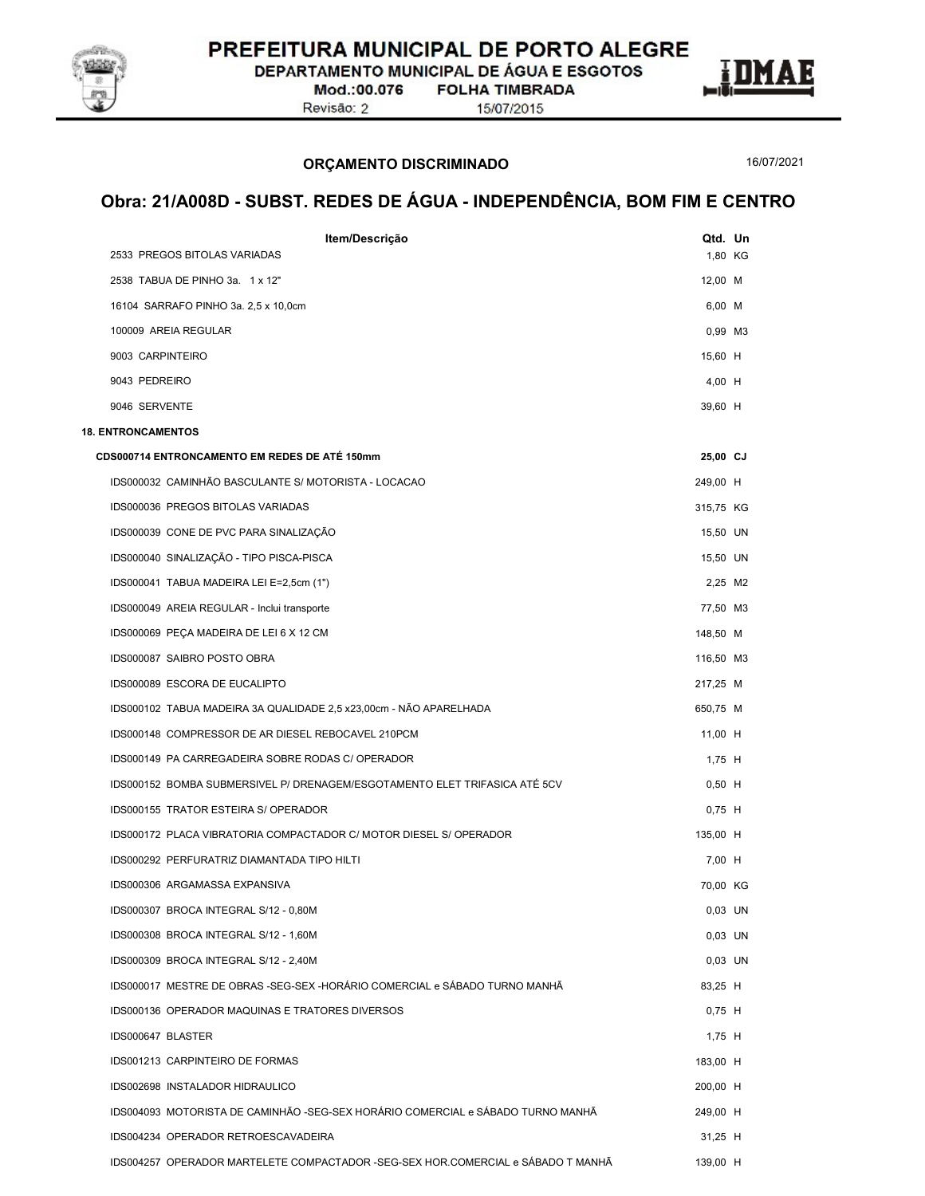## ORÇAMENTO DISCRIMINADO

16/07/2021

# Obra: 21/A008D - SUBST. REDES DE ÁGUA - INDEPENDÊNCIA, BOM FIM E CENTRO

| Item/Descrição | Qtd. | Un |
|---|---|---|
| 2533 PREGOS BITOLAS VARIADAS | 1,80 | KG |
| 2538 TABUA DE PINHO 3a. 1 x 12" | 12,00 | M |
| 16104 SARRAFO PINHO 3a. 2,5 x 10,0cm | 6,00 | M |
| 100009 AREIA REGULAR | 0,99 | M3 |
| 9003 CARPINTEIRO | 15,60 | H |
| 9043 PEDREIRO | 4,00 | H |
| 9046 SERVENTE | 39,60 | H |
| **18. ENTRONCAMENTOS** | | |
| **CDS000714 ENTRONCAMENTO EM REDES DE ATÉ 150mm** | **25,00** | **CJ** |
| IDS000032 CAMINHÃO BASCULANTE S/ MOTORISTA - LOCACAO | 249,00 | H |
| IDS000036 PREGOS BITOLAS VARIADAS | 315,75 | KG |
| IDS000039 CONE DE PVC PARA SINALIZAÇÃO | 15,50 | UN |
| IDS000040 SINALIZAÇÃO - TIPO PISCA-PISCA | 15,50 | UN |
| IDS000041 TABUA MADEIRA LEI E=2,5cm (1") | 2,25 | M2 |
| IDS000049 AREIA REGULAR - Inclui transporte | 77,50 | M3 |
| IDS000069 PEÇA MADEIRA DE LEI 6 X 12 CM | 148,50 | M |
| IDS000087 SAIBRO POSTO OBRA | 116,50 | M3 |
| IDS000089 ESCORA DE EUCALIPTO | 217,25 | M |
| IDS000102 TABUA MADEIRA 3A QUALIDADE 2,5 x23,00cm - NÃO APARELHADA | 650,75 | M |
| IDS000148 COMPRESSOR DE AR DIESEL REBOCAVEL 210PCM | 11,00 | H |
| IDS000149 PA CARREGADEIRA SOBRE RODAS C/ OPERADOR | 1,75 | H |
| IDS000152 BOMBA SUBMERSIVEL P/ DRENAGEM/ESGOTAMENTO ELET TRIFASICA ATÉ 5CV | 0,50 | H |
| IDS000155 TRATOR ESTEIRA S/ OPERADOR | 0,75 | H |
| IDS000172 PLACA VIBRATORIA COMPACTADOR C/ MOTOR DIESEL S/ OPERADOR | 135,00 | H |
| IDS000292 PERFURATRIZ DIAMANTADA TIPO HILTI | 7,00 | H |
| IDS000306 ARGAMASSA EXPANSIVA | 70,00 | KG |
| IDS000307 BROCA INTEGRAL S/12 - 0,80M | 0,03 | UN |
| IDS000308 BROCA INTEGRAL S/12 - 1,60M | 0,03 | UN |
| IDS000309 BROCA INTEGRAL S/12 - 2,40M | 0,03 | UN |
| IDS000017 MESTRE DE OBRAS -SEG-SEX -HORÁRIO COMERCIAL e SÁBADO TURNO MANHÃ | 83,25 | H |
| IDS000136 OPERADOR MAQUINAS E TRATORES DIVERSOS | 0,75 | H |
| IDS000647 BLASTER | 1,75 | H |
| IDS001213 CARPINTEIRO DE FORMAS | 183,00 | H |
| IDS002698 INSTALADOR HIDRAULICO | 200,00 | H |
| IDS004093 MOTORISTA DE CAMINHÃO -SEG-SEX HORÁRIO COMERCIAL e SÁBADO TURNO MANHÃ | 249,00 | H |
| IDS004234 OPERADOR RETROESCAVADEIRA | 31,25 | H |
| IDS004257 OPERADOR MARTELETE COMPACTADOR -SEG-SEX HOR.COMERCIAL e SÁBADO T MANHÃ | 139,00 | H |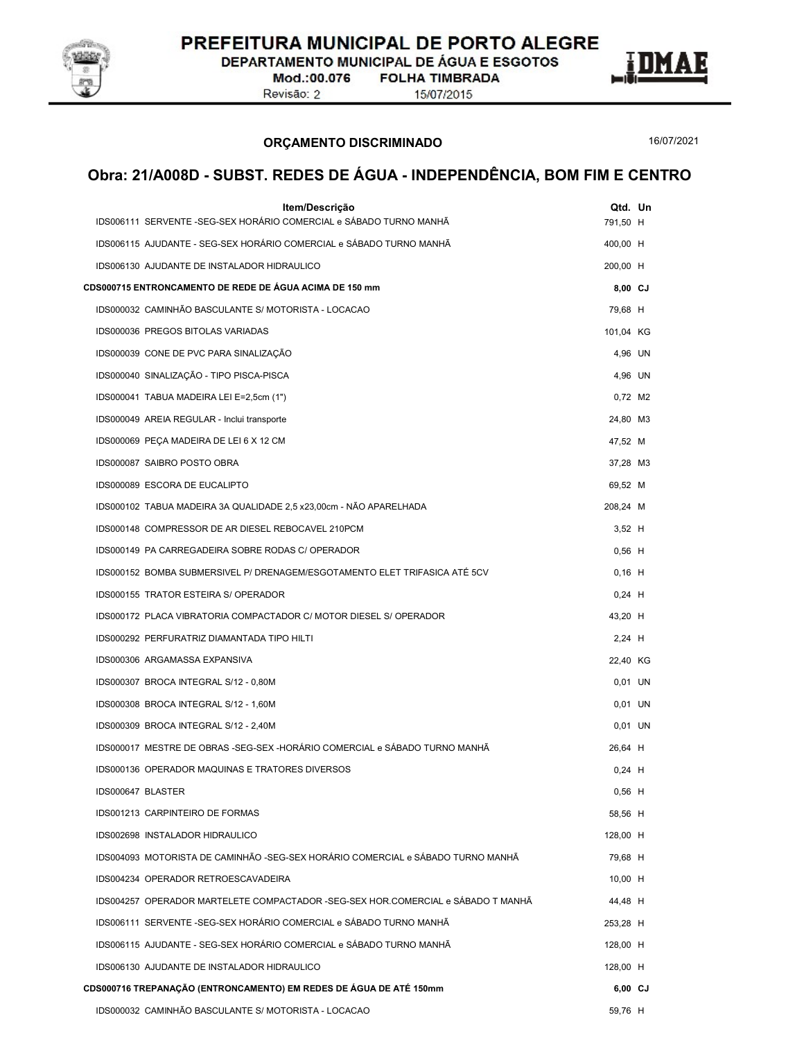## ORÇAMENTO DISCRIMINADO

16/07/2021

# Obra: 21/A008D - SUBST. REDES DE ÁGUA - INDEPENDÊNCIA, BOM FIM E CENTRO

| Item/Descrição | Qtd. | Un |
|---|---|---|
| IDS006111 SERVENTE -SEG-SEX HORÁRIO COMERCIAL e SÁBADO TURNO MANHÃ | 791,50 | H |
| IDS006115 AJUDANTE - SEG-SEX HORÁRIO COMERCIAL e SÁBADO TURNO MANHÃ | 400,00 | H |
| IDS006130 AJUDANTE DE INSTALADOR HIDRAULICO | 200,00 | H |
| **CDS000715 ENTRONCAMENTO DE REDE DE ÁGUA ACIMA DE 150 mm** | **8,00** | **CJ** |
| IDS000032 CAMINHÃO BASCULANTE S/ MOTORISTA - LOCACAO | 79,68 | H |
| IDS000036 PREGOS BITOLAS VARIADAS | 101,04 | KG |
| IDS000039 CONE DE PVC PARA SINALIZAÇÃO | 4,96 | UN |
| IDS000040 SINALIZAÇÃO - TIPO PISCA-PISCA | 4,96 | UN |
| IDS000041 TABUA MADEIRA LEI E=2,5cm (1") | 0,72 | M2 |
| IDS000049 AREIA REGULAR - Inclui transporte | 24,80 | M3 |
| IDS000069 PEÇA MADEIRA DE LEI 6 X 12 CM | 47,52 | M |
| IDS000087 SAIBRO POSTO OBRA | 37,28 | M3 |
| IDS000089 ESCORA DE EUCALIPTO | 69,52 | M |
| IDS000102 TABUA MADEIRA 3A QUALIDADE 2,5 x23,00cm - NÃO APARELHADA | 208,24 | M |
| IDS000148 COMPRESSOR DE AR DIESEL REBOCAVEL 210PCM | 3,52 | H |
| IDS000149 PA CARREGADEIRA SOBRE RODAS C/ OPERADOR | 0,56 | H |
| IDS000152 BOMBA SUBMERSIVEL P/ DRENAGEM/ESGOTAMENTO ELET TRIFASICA ATÉ 5CV | 0,16 | H |
| IDS000155 TRATOR ESTEIRA S/ OPERADOR | 0,24 | H |
| IDS000172 PLACA VIBRATORIA COMPACTADOR C/ MOTOR DIESEL S/ OPERADOR | 43,20 | H |
| IDS000292 PERFURATRIZ DIAMANTADA TIPO HILTI | 2,24 | H |
| IDS000306 ARGAMASSA EXPANSIVA | 22,40 | KG |
| IDS000307 BROCA INTEGRAL S/12 - 0,80M | 0,01 | UN |
| IDS000308 BROCA INTEGRAL S/12 - 1,60M | 0,01 | UN |
| IDS000309 BROCA INTEGRAL S/12 - 2,40M | 0,01 | UN |
| IDS000017 MESTRE DE OBRAS -SEG-SEX -HORÁRIO COMERCIAL e SÁBADO TURNO MANHÃ | 26,64 | H |
| IDS000136 OPERADOR MAQUINAS E TRATORES DIVERSOS | 0,24 | H |
| IDS000647 BLASTER | 0,56 | H |
| IDS001213 CARPINTEIRO DE FORMAS | 58,56 | H |
| IDS002698 INSTALADOR HIDRAULICO | 128,00 | H |
| IDS004093 MOTORISTA DE CAMINHÃO -SEG-SEX HORÁRIO COMERCIAL e SÁBADO TURNO MANHÃ | 79,68 | H |
| IDS004234 OPERADOR RETROESCAVADEIRA | 10,00 | H |
| IDS004257 OPERADOR MARTELETE COMPACTADOR -SEG-SEX HOR.COMERCIAL e SÁBADO T MANHÃ | 44,48 | H |
| IDS006111 SERVENTE -SEG-SEX HORÁRIO COMERCIAL e SÁBADO TURNO MANHÃ | 253,28 | H |
| IDS006115 AJUDANTE - SEG-SEX HORÁRIO COMERCIAL e SÁBADO TURNO MANHÃ | 128,00 | H |
| IDS006130 AJUDANTE DE INSTALADOR HIDRAULICO | 128,00 | H |
| **CDS000716 TREPANAÇÃO (ENTRONCAMENTO) EM REDES DE ÁGUA DE ATÉ 150mm** | **6,00** | **CJ** |
| IDS000032 CAMINHÃO BASCULANTE S/ MOTORISTA - LOCACAO | 59,76 | H |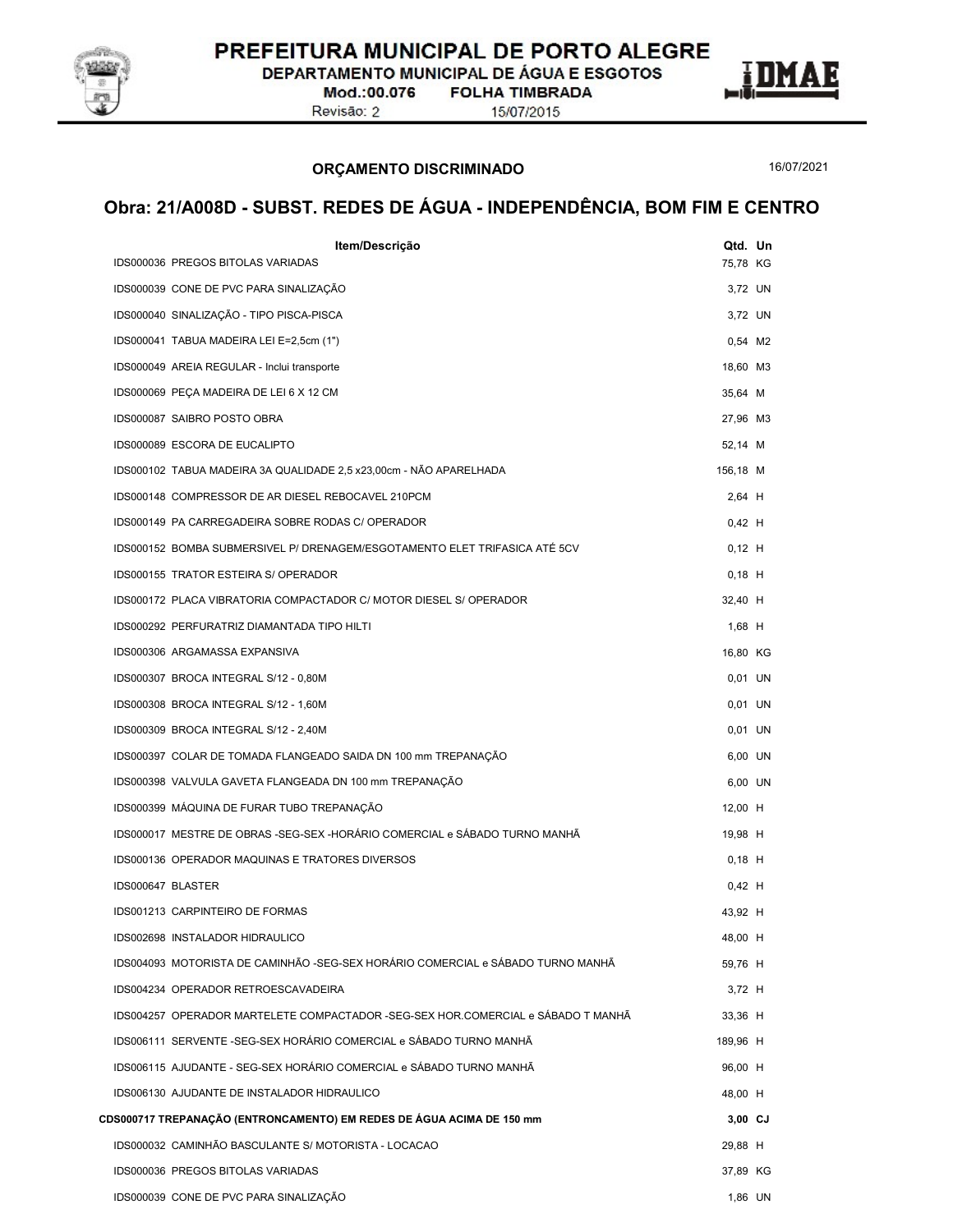**ORÇAMENTO DISCRIMINADO** 16/07/2021

## Obra: 21/A008D - SUBST. REDES DE ÁGUA - INDEPENDÊNCIA, BOM FIM E CENTRO

| Item/Descrição | Qtd. | Un |
|---|---|---|
| IDS000036 PREGOS BITOLAS VARIADAS | 75,78 | KG |
| IDS000039 CONE DE PVC PARA SINALIZAÇÃO | 3,72 | UN |
| IDS000040 SINALIZAÇÃO - TIPO PISCA-PISCA | 3,72 | UN |
| IDS000041 TABUA MADEIRA LEI E=2,5cm (1") | 0,54 | M2 |
| IDS000049 AREIA REGULAR - Inclui transporte | 18,60 | M3 |
| IDS000069 PEÇA MADEIRA DE LEI 6 X 12 CM | 35,64 | M |
| IDS000087 SAIBRO POSTO OBRA | 27,96 | M3 |
| IDS000089 ESCORA DE EUCALIPTO | 52,14 | M |
| IDS000102 TABUA MADEIRA 3A QUALIDADE 2,5 x23,00cm - NÃO APARELHADA | 156,18 | M |
| IDS000148 COMPRESSOR DE AR DIESEL REBOCAVEL 210PCM | 2,64 | H |
| IDS000149 PA CARREGADEIRA SOBRE RODAS C/ OPERADOR | 0,42 | H |
| IDS000152 BOMBA SUBMERSIVEL P/ DRENAGEM/ESGOTAMENTO ELET TRIFASICA ATÉ 5CV | 0,12 | H |
| IDS000155 TRATOR ESTEIRA S/ OPERADOR | 0,18 | H |
| IDS000172 PLACA VIBRATORIA COMPACTADOR C/ MOTOR DIESEL S/ OPERADOR | 32,40 | H |
| IDS000292 PERFURATRIZ DIAMANTADA TIPO HILTI | 1,68 | H |
| IDS000306 ARGAMASSA EXPANSIVA | 16,80 | KG |
| IDS000307 BROCA INTEGRAL S/12 - 0,80M | 0,01 | UN |
| IDS000308 BROCA INTEGRAL S/12 - 1,60M | 0,01 | UN |
| IDS000309 BROCA INTEGRAL S/12 - 2,40M | 0,01 | UN |
| IDS000397 COLAR DE TOMADA FLANGEADO SAIDA DN 100 mm TREPANAÇÃO | 6,00 | UN |
| IDS000398 VALVULA GAVETA FLANGEADA DN 100 mm TREPANAÇÃO | 6,00 | UN |
| IDS000399 MÁQUINA DE FURAR TUBO TREPANAÇÃO | 12,00 | H |
| IDS000017 MESTRE DE OBRAS -SEG-SEX -HORÁRIO COMERCIAL e SÁBADO TURNO MANHÃ | 19,98 | H |
| IDS000136 OPERADOR MAQUINAS E TRATORES DIVERSOS | 0,18 | H |
| IDS000647 BLASTER | 0,42 | H |
| IDS001213 CARPINTEIRO DE FORMAS | 43,92 | H |
| IDS002698 INSTALADOR HIDRAULICO | 48,00 | H |
| IDS004093 MOTORISTA DE CAMINHÃO -SEG-SEX HORÁRIO COMERCIAL e SÁBADO TURNO MANHÃ | 59,76 | H |
| IDS004234 OPERADOR RETROESCAVADEIRA | 3,72 | H |
| IDS004257 OPERADOR MARTELETE COMPACTADOR -SEG-SEX HOR.COMERCIAL e SÁBADO T MANHÃ | 33,36 | H |
| IDS006111 SERVENTE -SEG-SEX HORÁRIO COMERCIAL e SÁBADO TURNO MANHÃ | 189,96 | H |
| IDS006115 AJUDANTE - SEG-SEX HORÁRIO COMERCIAL e SÁBADO TURNO MANHÃ | 96,00 | H |
| IDS006130 AJUDANTE DE INSTALADOR HIDRAULICO | 48,00 | H |
| **CDS000717 TREPANAÇÃO (ENTRONCAMENTO) EM REDES DE ÁGUA ACIMA DE 150 mm** | **3,00** | **CJ** |
| IDS000032 CAMINHÃO BASCULANTE S/ MOTORISTA - LOCACAO | 29,88 | H |
| IDS000036 PREGOS BITOLAS VARIADAS | 37,89 | KG |
| IDS000039 CONE DE PVC PARA SINALIZAÇÃO | 1,86 | UN |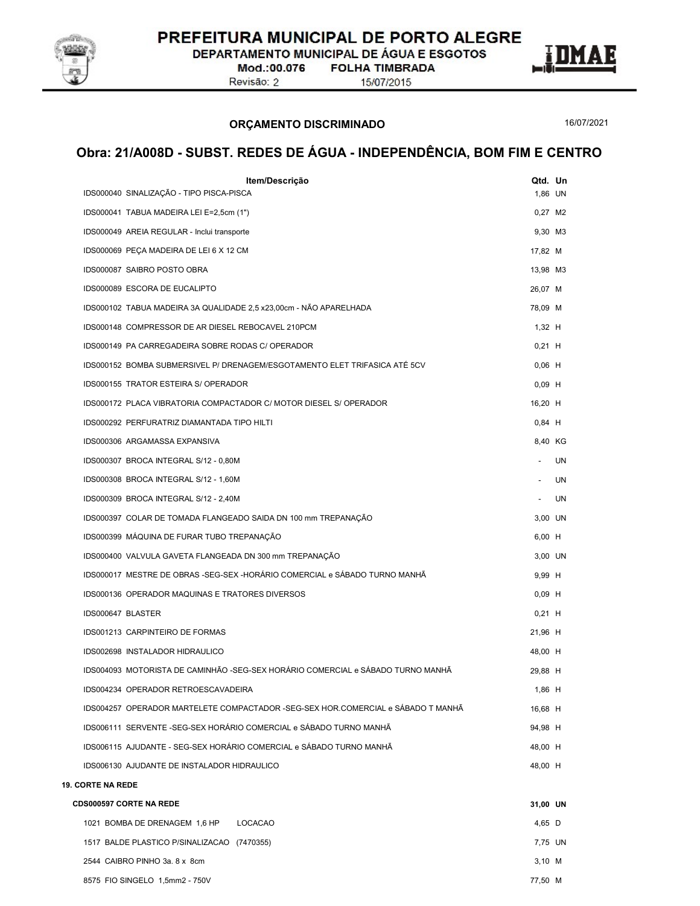## ORÇAMENTO DISCRIMINADO

16/07/2021

## Obra: 21/A008D - SUBST. REDES DE ÁGUA - INDEPENDÊNCIA, BOM FIM E CENTRO

| Item/Descrição | Qtd. | Un |
|---|---|---|
| IDS000040 SINALIZAÇÃO - TIPO PISCA-PISCA | 1,86 | UN |
| IDS000041 TABUA MADEIRA LEI E=2,5cm (1") | 0,27 | M2 |
| IDS000049 AREIA REGULAR - Inclui transporte | 9,30 | M3 |
| IDS000069 PEÇA MADEIRA DE LEI 6 X 12 CM | 17,82 | M |
| IDS000087 SAIBRO POSTO OBRA | 13,98 | M3 |
| IDS000089 ESCORA DE EUCALIPTO | 26,07 | M |
| IDS000102 TABUA MADEIRA 3A QUALIDADE 2,5 x23,00cm - NÃO APARELHADA | 78,09 | M |
| IDS000148 COMPRESSOR DE AR DIESEL REBOCAVEL 210PCM | 1,32 | H |
| IDS000149 PA CARREGADEIRA SOBRE RODAS C/ OPERADOR | 0,21 | H |
| IDS000152 BOMBA SUBMERSIVEL P/ DRENAGEM/ESGOTAMENTO ELET TRIFASICA ATÉ 5CV | 0,06 | H |
| IDS000155 TRATOR ESTEIRA S/ OPERADOR | 0,09 | H |
| IDS000172 PLACA VIBRATORIA COMPACTADOR C/ MOTOR DIESEL S/ OPERADOR | 16,20 | H |
| IDS000292 PERFURATRIZ DIAMANTADA TIPO HILTI | 0,84 | H |
| IDS000306 ARGAMASSA EXPANSIVA | 8,40 | KG |
| IDS000307 BROCA INTEGRAL S/12 - 0,80M | - | UN |
| IDS000308 BROCA INTEGRAL S/12 - 1,60M | - | UN |
| IDS000309 BROCA INTEGRAL S/12 - 2,40M | - | UN |
| IDS000397 COLAR DE TOMADA FLANGEADO SAIDA DN 100 mm TREPANAÇÃO | 3,00 | UN |
| IDS000399 MÁQUINA DE FURAR TUBO TREPANAÇÃO | 6,00 | H |
| IDS000400 VALVULA GAVETA FLANGEADA DN 300 mm TREPANAÇÃO | 3,00 | UN |
| IDS000017 MESTRE DE OBRAS -SEG-SEX -HORÁRIO COMERCIAL e SÁBADO TURNO MANHÃ | 9,99 | H |
| IDS000136 OPERADOR MAQUINAS E TRATORES DIVERSOS | 0,09 | H |
| IDS000647 BLASTER | 0,21 | H |
| IDS001213 CARPINTEIRO DE FORMAS | 21,96 | H |
| IDS002698 INSTALADOR HIDRAULICO | 48,00 | H |
| IDS004093 MOTORISTA DE CAMINHÃO -SEG-SEX HORÁRIO COMERCIAL e SÁBADO TURNO MANHÃ | 29,88 | H |
| IDS004234 OPERADOR RETROESCAVADEIRA | 1,86 | H |
| IDS004257 OPERADOR MARTELETE COMPACTADOR -SEG-SEX HOR.COMERCIAL e SÁBADO T MANHÃ | 16,68 | H |
| IDS006111 SERVENTE -SEG-SEX HORÁRIO COMERCIAL e SÁBADO TURNO MANHÃ | 94,98 | H |
| IDS006115 AJUDANTE - SEG-SEX HORÁRIO COMERCIAL e SÁBADO TURNO MANHÃ | 48,00 | H |
| IDS006130 AJUDANTE DE INSTALADOR HIDRAULICO | 48,00 | H |
| **19. CORTE NA REDE** | | |
| **CDS000597 CORTE NA REDE** | **31,00** | **UN** |
| 1021 BOMBA DE DRENAGEM 1,6 HP LOCACAO | 4,65 | D |
| 1517 BALDE PLASTICO P/SINALIZACAO (7470355) | 7,75 | UN |
| 2544 CAIBRO PINHO 3a. 8 x 8cm | 3,10 | M |
| 8575 FIO SINGELO 1,5mm2 - 750V | 77,50 | M |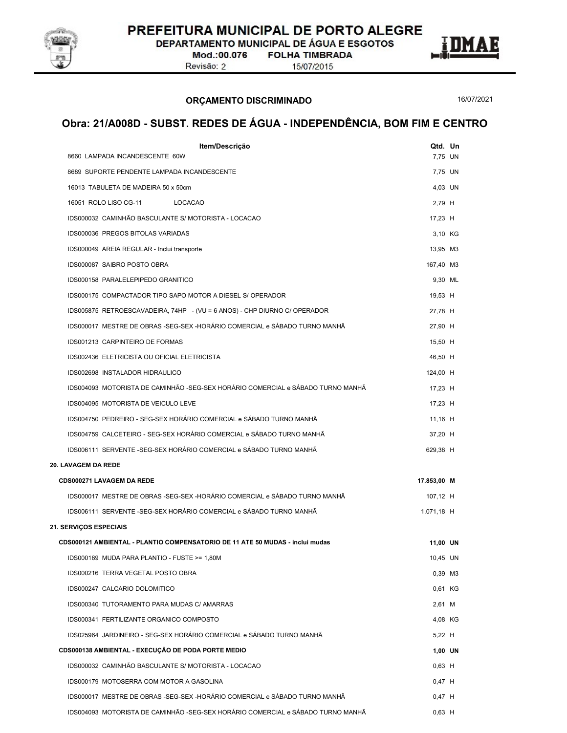## ORÇAMENTO DISCRIMINADO

16/07/2021

# Obra: 21/A008D - SUBST. REDES DE ÁGUA - INDEPENDÊNCIA, BOM FIM E CENTRO

| Item/Descrição | Qtd. | Un |
|---|---|---|
| 8660 LAMPADA INCANDESCENTE 60W | 7,75 | UN |
| 8689 SUPORTE PENDENTE LAMPADA INCANDESCENTE | 7,75 | UN |
| 16013 TABULETA DE MADEIRA 50 x 50cm | 4,03 | UN |
| 16051 ROLO LISO CG-11 LOCACAO | 2,79 | H |
| IDS000032 CAMINHÃO BASCULANTE S/ MOTORISTA - LOCACAO | 17,23 | H |
| IDS000036 PREGOS BITOLAS VARIADAS | 3,10 | KG |
| IDS000049 AREIA REGULAR - Inclui transporte | 13,95 | M3 |
| IDS000087 SAIBRO POSTO OBRA | 167,40 | M3 |
| IDS000158 PARALELEPIPEDO GRANITICO | 9,30 | ML |
| IDS000175 COMPACTADOR TIPO SAPO MOTOR A DIESEL S/ OPERADOR | 19,53 | H |
| IDS005875 RETROESCAVADEIRA, 74HP - (VU = 6 ANOS) - CHP DIURNO C/ OPERADOR | 27,78 | H |
| IDS000017 MESTRE DE OBRAS -SEG-SEX -HORÁRIO COMERCIAL e SÁBADO TURNO MANHÃ | 27,90 | H |
| IDS001213 CARPINTEIRO DE FORMAS | 15,50 | H |
| IDS002436 ELETRICISTA OU OFICIAL ELETRICISTA | 46,50 | H |
| IDS002698 INSTALADOR HIDRAULICO | 124,00 | H |
| IDS004093 MOTORISTA DE CAMINHÃO -SEG-SEX HORÁRIO COMERCIAL e SÁBADO TURNO MANHÃ | 17,23 | H |
| IDS004095 MOTORISTA DE VEICULO LEVE | 17,23 | H |
| IDS004750 PEDREIRO - SEG-SEX HORÁRIO COMERCIAL e SÁBADO TURNO MANHÃ | 11,16 | H |
| IDS004759 CALCETEIRO - SEG-SEX HORÁRIO COMERCIAL e SÁBADO TURNO MANHÃ | 37,20 | H |
| IDS006111 SERVENTE -SEG-SEX HORÁRIO COMERCIAL e SÁBADO TURNO MANHÃ | 629,38 | H |
| **20. LAVAGEM DA REDE** | | |
| **CDS000271 LAVAGEM DA REDE** | **17.853,00** | **M** |
| IDS000017 MESTRE DE OBRAS -SEG-SEX -HORÁRIO COMERCIAL e SÁBADO TURNO MANHÃ | 107,12 | H |
| IDS006111 SERVENTE -SEG-SEX HORÁRIO COMERCIAL e SÁBADO TURNO MANHÃ | 1.071,18 | H |
| **21. SERVIÇOS ESPECIAIS** | | |
| **CDS000121 AMBIENTAL - PLANTIO COMPENSATORIO DE 11 ATE 50 MUDAS - inclui mudas** | **11,00** | **UN** |
| IDS000169 MUDA PARA PLANTIO - FUSTE >= 1,80M | 10,45 | UN |
| IDS000216 TERRA VEGETAL POSTO OBRA | 0,39 | M3 |
| IDS000247 CALCARIO DOLOMITICO | 0,61 | KG |
| IDS000340 TUTORAMENTO PARA MUDAS C/ AMARRAS | 2,61 | M |
| IDS000341 FERTILIZANTE ORGANICO COMPOSTO | 4,08 | KG |
| IDS025964 JARDINEIRO - SEG-SEX HORÁRIO COMERCIAL e SÁBADO TURNO MANHÃ | 5,22 | H |
| **CDS000138 AMBIENTAL - EXECUÇÃO DE PODA PORTE MEDIO** | **1,00** | **UN** |
| IDS000032 CAMINHÃO BASCULANTE S/ MOTORISTA - LOCACAO | 0,63 | H |
| IDS000179 MOTOSERRA COM MOTOR A GASOLINA | 0,47 | H |
| IDS000017 MESTRE DE OBRAS -SEG-SEX -HORÁRIO COMERCIAL e SÁBADO TURNO MANHÃ | 0,47 | H |
| IDS004093 MOTORISTA DE CAMINHÃO -SEG-SEX HORÁRIO COMERCIAL e SÁBADO TURNO MANHÃ | 0,63 | H |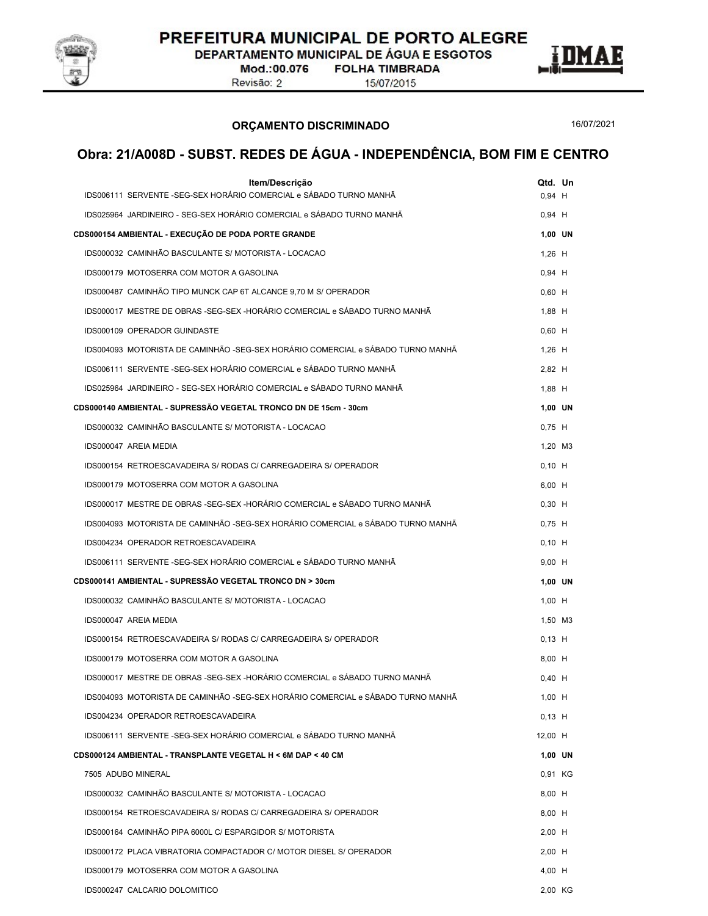## ORÇAMENTO DISCRIMINADO

16/07/2021

# Obra: 21/A008D - SUBST. REDES DE ÁGUA - INDEPENDÊNCIA, BOM FIM E CENTRO

| Item/Descrição | Qtd. | Un |
|---|---|---|
| IDS006111 SERVENTE -SEG-SEX HORÁRIO COMERCIAL e SÁBADO TURNO MANHÃ | 0,94 | H |
| IDS025964 JARDINEIRO - SEG-SEX HORÁRIO COMERCIAL e SÁBADO TURNO MANHÃ | 0,94 | H |
| **CDS000154 AMBIENTAL - EXECUÇÃO DE PODA PORTE GRANDE** | **1,00** | **UN** |
| IDS000032 CAMINHÃO BASCULANTE S/ MOTORISTA - LOCACAO | 1,26 | H |
| IDS000179 MOTOSERRA COM MOTOR A GASOLINA | 0,94 | H |
| IDS000487 CAMINHÃO TIPO MUNCK CAP 6T ALCANCE 9,70 M S/ OPERADOR | 0,60 | H |
| IDS000017 MESTRE DE OBRAS -SEG-SEX -HORÁRIO COMERCIAL e SÁBADO TURNO MANHÃ | 1,88 | H |
| IDS000109 OPERADOR GUINDASTE | 0,60 | H |
| IDS004093 MOTORISTA DE CAMINHÃO -SEG-SEX HORÁRIO COMERCIAL e SÁBADO TURNO MANHÃ | 1,26 | H |
| IDS006111 SERVENTE -SEG-SEX HORÁRIO COMERCIAL e SÁBADO TURNO MANHÃ | 2,82 | H |
| IDS025964 JARDINEIRO - SEG-SEX HORÁRIO COMERCIAL e SÁBADO TURNO MANHÃ | 1,88 | H |
| **CDS000140 AMBIENTAL - SUPRESSÃO VEGETAL TRONCO DN DE 15cm - 30cm** | **1,00** | **UN** |
| IDS000032 CAMINHÃO BASCULANTE S/ MOTORISTA - LOCACAO | 0,75 | H |
| IDS000047 AREIA MEDIA | 1,20 | M3 |
| IDS000154 RETROESCAVADEIRA S/ RODAS C/ CARREGADEIRA S/ OPERADOR | 0,10 | H |
| IDS000179 MOTOSERRA COM MOTOR A GASOLINA | 6,00 | H |
| IDS000017 MESTRE DE OBRAS -SEG-SEX -HORÁRIO COMERCIAL e SÁBADO TURNO MANHÃ | 0,30 | H |
| IDS004093 MOTORISTA DE CAMINHÃO -SEG-SEX HORÁRIO COMERCIAL e SÁBADO TURNO MANHÃ | 0,75 | H |
| IDS004234 OPERADOR RETROESCAVADEIRA | 0,10 | H |
| IDS006111 SERVENTE -SEG-SEX HORÁRIO COMERCIAL e SÁBADO TURNO MANHÃ | 9,00 | H |
| **CDS000141 AMBIENTAL - SUPRESSÃO VEGETAL TRONCO DN > 30cm** | **1,00** | **UN** |
| IDS000032 CAMINHÃO BASCULANTE S/ MOTORISTA - LOCACAO | 1,00 | H |
| IDS000047 AREIA MEDIA | 1,50 | M3 |
| IDS000154 RETROESCAVADEIRA S/ RODAS C/ CARREGADEIRA S/ OPERADOR | 0,13 | H |
| IDS000179 MOTOSERRA COM MOTOR A GASOLINA | 8,00 | H |
| IDS000017 MESTRE DE OBRAS -SEG-SEX -HORÁRIO COMERCIAL e SÁBADO TURNO MANHÃ | 0,40 | H |
| IDS004093 MOTORISTA DE CAMINHÃO -SEG-SEX HORÁRIO COMERCIAL e SÁBADO TURNO MANHÃ | 1,00 | H |
| IDS004234 OPERADOR RETROESCAVADEIRA | 0,13 | H |
| IDS006111 SERVENTE -SEG-SEX HORÁRIO COMERCIAL e SÁBADO TURNO MANHÃ | 12,00 | H |
| **CDS000124 AMBIENTAL - TRANSPLANTE VEGETAL H < 6M DAP < 40 CM** | **1,00** | **UN** |
| 7505 ADUBO MINERAL | 0,91 | KG |
| IDS000032 CAMINHÃO BASCULANTE S/ MOTORISTA - LOCACAO | 8,00 | H |
| IDS000154 RETROESCAVADEIRA S/ RODAS C/ CARREGADEIRA S/ OPERADOR | 8,00 | H |
| IDS000164 CAMINHÃO PIPA 6000L C/ ESPARGIDOR S/ MOTORISTA | 2,00 | H |
| IDS000172 PLACA VIBRATORIA COMPACTADOR C/ MOTOR DIESEL S/ OPERADOR | 2,00 | H |
| IDS000179 MOTOSERRA COM MOTOR A GASOLINA | 4,00 | H |
| IDS000247 CALCARIO DOLOMITICO | 2,00 | KG |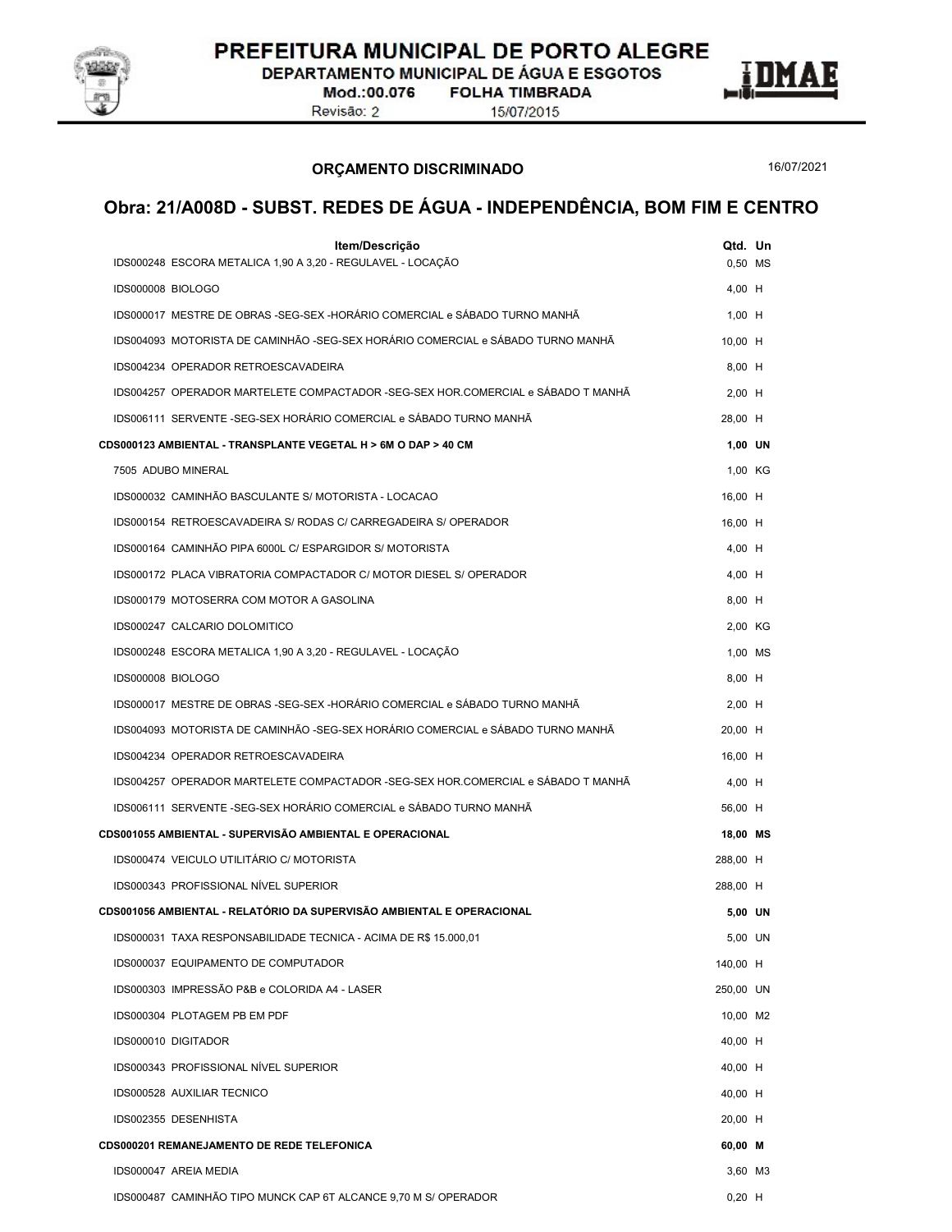## ORÇAMENTO DISCRIMINADO

16/07/2021

# Obra: 21/A008D - SUBST. REDES DE ÁGUA - INDEPENDÊNCIA, BOM FIM E CENTRO

| Item/Descrição | Qtd. | Un |
|---|---|---|
| IDS000248 ESCORA METALICA 1,90 A 3,20 - REGULAVEL - LOCAÇÃO | 0,50 | MS |
| IDS000008 BIOLOGO | 4,00 | H |
| IDS000017 MESTRE DE OBRAS -SEG-SEX -HORÁRIO COMERCIAL e SÁBADO TURNO MANHÃ | 1,00 | H |
| IDS004093 MOTORISTA DE CAMINHÃO -SEG-SEX HORÁRIO COMERCIAL e SÁBADO TURNO MANHÃ | 10,00 | H |
| IDS004234 OPERADOR RETROESCAVADEIRA | 8,00 | H |
| IDS004257 OPERADOR MARTELETE COMPACTADOR -SEG-SEX HOR.COMERCIAL e SÁBADO T MANHÃ | 2,00 | H |
| IDS006111 SERVENTE -SEG-SEX HORÁRIO COMERCIAL e SÁBADO TURNO MANHÃ | 28,00 | H |
| **CDS000123 AMBIENTAL - TRANSPLANTE VEGETAL H > 6M O DAP > 40 CM** | **1,00** | **UN** |
| 7505 ADUBO MINERAL | 1,00 | KG |
| IDS000032 CAMINHÃO BASCULANTE S/ MOTORISTA - LOCACAO | 16,00 | H |
| IDS000154 RETROESCAVADEIRA S/ RODAS C/ CARREGADEIRA S/ OPERADOR | 16,00 | H |
| IDS000164 CAMINHÃO PIPA 6000L C/ ESPARGIDOR S/ MOTORISTA | 4,00 | H |
| IDS000172 PLACA VIBRATORIA COMPACTADOR C/ MOTOR DIESEL S/ OPERADOR | 4,00 | H |
| IDS000179 MOTOSERRA COM MOTOR A GASOLINA | 8,00 | H |
| IDS000247 CALCARIO DOLOMITICO | 2,00 | KG |
| IDS000248 ESCORA METALICA 1,90 A 3,20 - REGULAVEL - LOCAÇÃO | 1,00 | MS |
| IDS000008 BIOLOGO | 8,00 | H |
| IDS000017 MESTRE DE OBRAS -SEG-SEX -HORÁRIO COMERCIAL e SÁBADO TURNO MANHÃ | 2,00 | H |
| IDS004093 MOTORISTA DE CAMINHÃO -SEG-SEX HORÁRIO COMERCIAL e SÁBADO TURNO MANHÃ | 20,00 | H |
| IDS004234 OPERADOR RETROESCAVADEIRA | 16,00 | H |
| IDS004257 OPERADOR MARTELETE COMPACTADOR -SEG-SEX HOR.COMERCIAL e SÁBADO T MANHÃ | 4,00 | H |
| IDS006111 SERVENTE -SEG-SEX HORÁRIO COMERCIAL e SÁBADO TURNO MANHÃ | 56,00 | H |
| **CDS001055 AMBIENTAL - SUPERVISÃO AMBIENTAL E OPERACIONAL** | **18,00** | **MS** |
| IDS000474 VEICULO UTILITÁRIO C/ MOTORISTA | 288,00 | H |
| IDS000343 PROFISSIONAL NÍVEL SUPERIOR | 288,00 | H |
| **CDS001056 AMBIENTAL - RELATÓRIO DA SUPERVISÃO AMBIENTAL E OPERACIONAL** | **5,00** | **UN** |
| IDS000031 TAXA RESPONSABILIDADE TECNICA - ACIMA DE R$ 15.000,01 | 5,00 | UN |
| IDS000037 EQUIPAMENTO DE COMPUTADOR | 140,00 | H |
| IDS000303 IMPRESSÃO P&B e COLORIDA A4 - LASER | 250,00 | UN |
| IDS000304 PLOTAGEM PB EM PDF | 10,00 | M2 |
| IDS000010 DIGITADOR | 40,00 | H |
| IDS000343 PROFISSIONAL NÍVEL SUPERIOR | 40,00 | H |
| IDS000528 AUXILIAR TECNICO | 40,00 | H |
| IDS002355 DESENHISTA | 20,00 | H |
| **CDS000201 REMANEJAMENTO DE REDE TELEFONICA** | **60,00** | **M** |
| IDS000047 AREIA MEDIA | 3,60 | M3 |
| IDS000487 CAMINHÃO TIPO MUNCK CAP 6T ALCANCE 9,70 M S/ OPERADOR | 0,20 | H |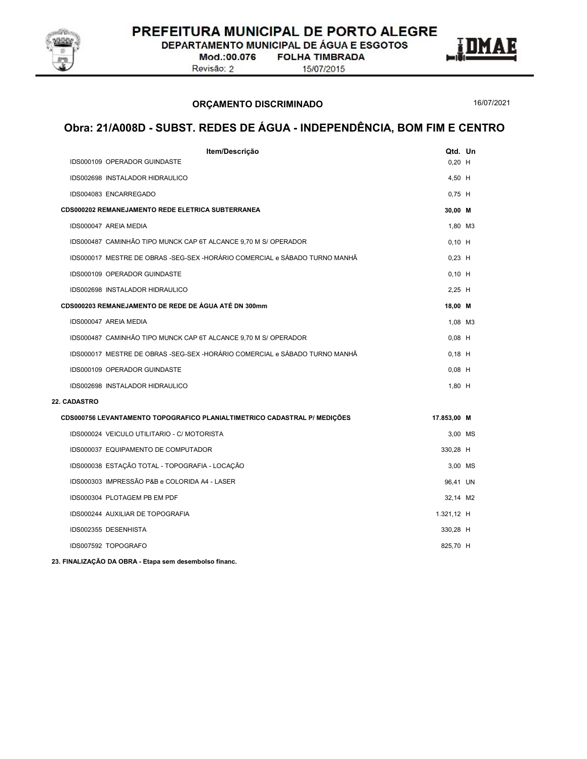## ORÇAMENTO DISCRIMINADO

16/07/2021

# Obra: 21/A008D - SUBST. REDES DE ÁGUA - INDEPENDÊNCIA, BOM FIM E CENTRO

| Item/Descrição | Qtd. | Un |
|---|---|---|
| IDS000109 OPERADOR GUINDASTE | 0,20 | H |
| IDS002698 INSTALADOR HIDRAULICO | 4,50 | H |
| IDS004083 ENCARREGADO | 0,75 | H |
| **CDS000202 REMANEJAMENTO REDE ELETRICA SUBTERRANEA** | **30,00** | **M** |
| IDS000047 AREIA MEDIA | 1,80 | M3 |
| IDS000487 CAMINHÃO TIPO MUNCK CAP 6T ALCANCE 9,70 M S/ OPERADOR | 0,10 | H |
| IDS000017 MESTRE DE OBRAS -SEG-SEX -HORÁRIO COMERCIAL e SÁBADO TURNO MANHÃ | 0,23 | H |
| IDS000109 OPERADOR GUINDASTE | 0,10 | H |
| IDS002698 INSTALADOR HIDRAULICO | 2,25 | H |
| **CDS000203 REMANEJAMENTO DE REDE DE ÁGUA ATÉ DN 300mm** | **18,00** | **M** |
| IDS000047 AREIA MEDIA | 1,08 | M3 |
| IDS000487 CAMINHÃO TIPO MUNCK CAP 6T ALCANCE 9,70 M S/ OPERADOR | 0,08 | H |
| IDS000017 MESTRE DE OBRAS -SEG-SEX -HORÁRIO COMERCIAL e SÁBADO TURNO MANHÃ | 0,18 | H |
| IDS000109 OPERADOR GUINDASTE | 0,08 | H |
| IDS002698 INSTALADOR HIDRAULICO | 1,80 | H |
| **22. CADASTRO** | | |
| **CDS000756 LEVANTAMENTO TOPOGRAFICO PLANIALTIMETRICO CADASTRAL P/ MEDIÇÕES** | **17.853,00** | **M** |
| IDS000024 VEICULO UTILITARIO - C/ MOTORISTA | 3,00 | MS |
| IDS000037 EQUIPAMENTO DE COMPUTADOR | 330,28 | H |
| IDS000038 ESTAÇÃO TOTAL - TOPOGRAFIA - LOCAÇÃO | 3,00 | MS |
| IDS000303 IMPRESSÃO P&B e COLORIDA A4 - LASER | 96,41 | UN |
| IDS000304 PLOTAGEM PB EM PDF | 32,14 | M2 |
| IDS000244 AUXILIAR DE TOPOGRAFIA | 1.321,12 | H |
| IDS002355 DESENHISTA | 330,28 | H |
| IDS007592 TOPOGRAFO | 825,70 | H |
| **23. FINALIZAÇÃO DA OBRA - Etapa sem desembolso financ.** | | |